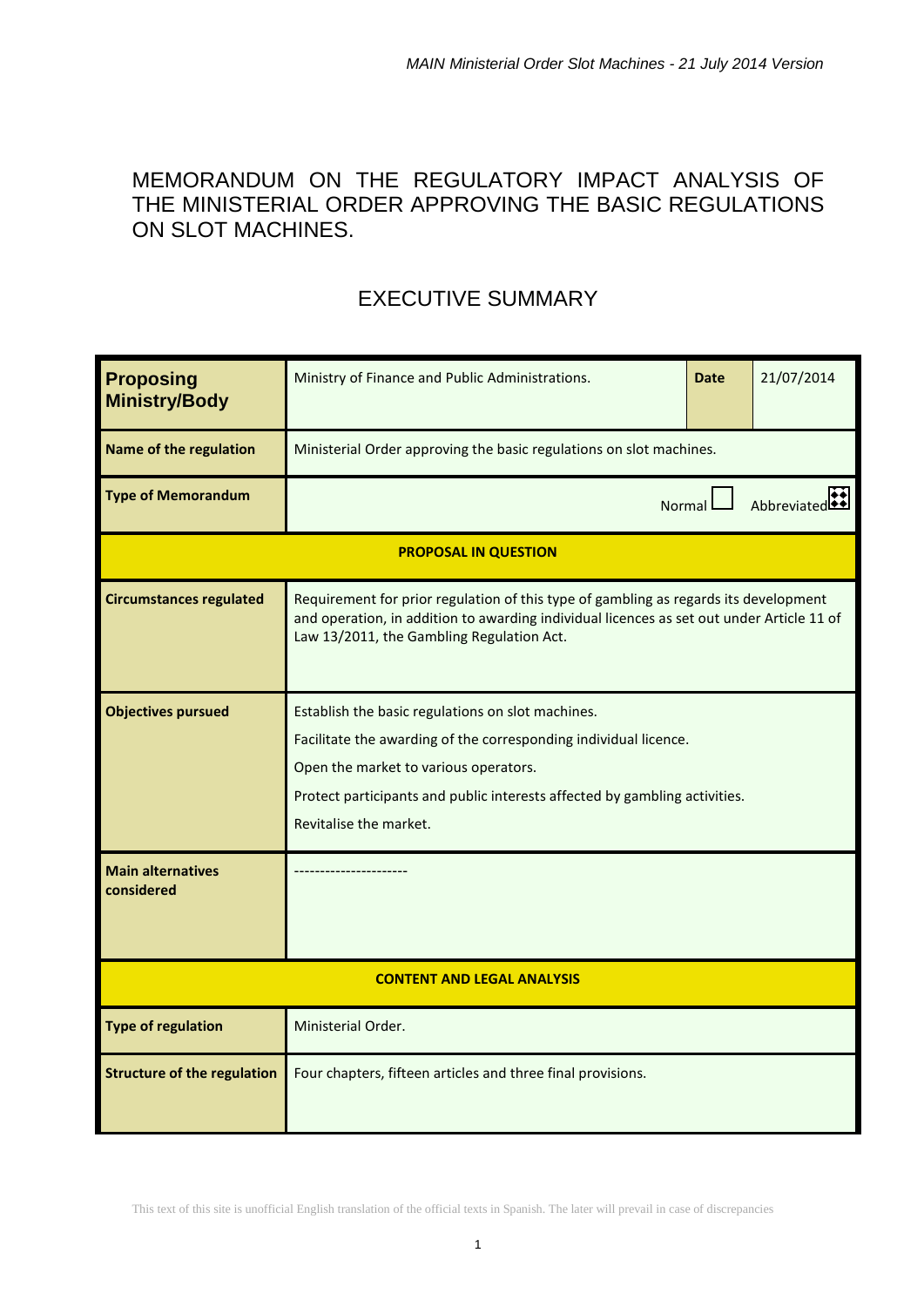# MEMORANDUM ON THE REGULATORY IMPACT ANALYSIS OF THE MINISTERIAL ORDER APPROVING THE BASIC REGULATIONS ON SLOT MACHINES.

## EXECUTIVE SUMMARY

| | | | |
|---|---|---|---|
| **Proposing Ministry/Body** | Ministry of Finance and Public Administrations. | **Date** | 21/07/2014 |
| **Name of the regulation** | Ministerial Order approving the basic regulations on slot machines. | | |
| **Type of Memorandum** | Normal ☐ Abbreviated ☒ | | |
| **PROPOSAL IN QUESTION** | | | |
| **Circumstances regulated** | Requirement for prior regulation of this type of gambling as regards its development and operation, in addition to awarding individual licences as set out under Article 11 of Law 13/2011, the Gambling Regulation Act. | | |
| **Objectives pursued** | Establish the basic regulations on slot machines.<br>Facilitate the awarding of the corresponding individual licence.<br>Open the market to various operators.<br>Protect participants and public interests affected by gambling activities.<br>Revitalise the market. | | |
| **Main alternatives considered** | --------------------- | | |
| **CONTENT AND LEGAL ANALYSIS** | | | |
| **Type of regulation** | Ministerial Order. | | |
| **Structure of the regulation** | Four chapters, fifteen articles and three final provisions. | | |

This text of this site is unofficial English translation of the official texts in Spanish. The later will prevail in case of discrepancies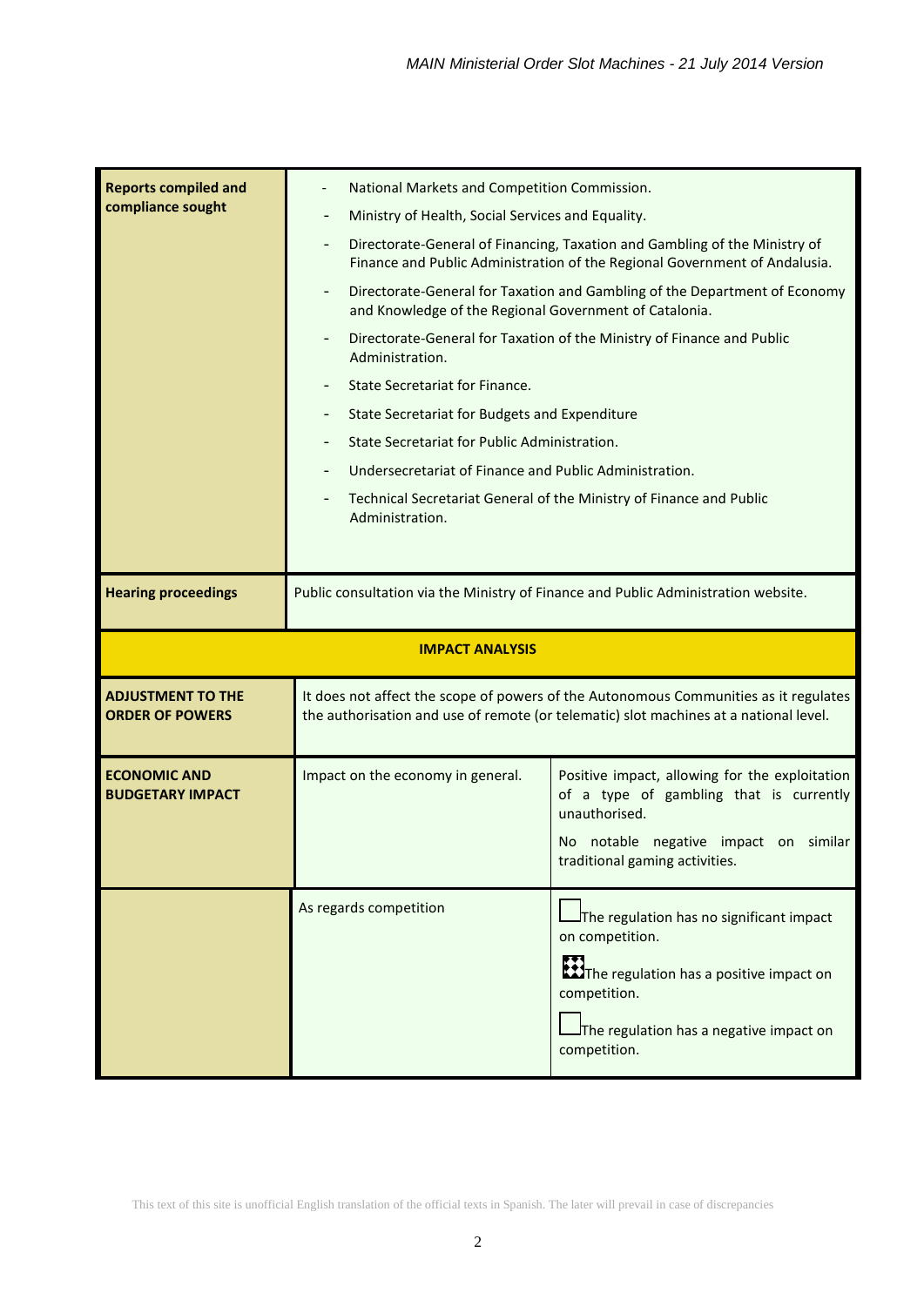| | | |
|---|---|---|
| **Reports compiled and compliance sought** | - National Markets and Competition Commission.<br>- Ministry of Health, Social Services and Equality.<br>- Directorate-General of Financing, Taxation and Gambling of the Ministry of Finance and Public Administration of the Regional Government of Andalusia.<br>- Directorate-General for Taxation and Gambling of the Department of Economy and Knowledge of the Regional Government of Catalonia.<br>- Directorate-General for Taxation of the Ministry of Finance and Public Administration.<br>- State Secretariat for Finance.<br>- State Secretariat for Budgets and Expenditure<br>- State Secretariat for Public Administration.<br>- Undersecretariat of Finance and Public Administration.<br>- Technical Secretariat General of the Ministry of Finance and Public Administration. | |
| **Hearing proceedings** | Public consultation via the Ministry of Finance and Public Administration website. | |
| **IMPACT ANALYSIS** | | |
| **ADJUSTMENT TO THE ORDER OF POWERS** | It does not affect the scope of powers of the Autonomous Communities as it regulates the authorisation and use of remote (or telematic) slot machines at a national level. | |
| **ECONOMIC AND BUDGETARY IMPACT** | Impact on the economy in general. | Positive impact, allowing for the exploitation of a type of gambling that is currently unauthorised.<br><br>No notable negative impact on similar traditional gaming activities. |
| | As regards competition | ☐ The regulation has no significant impact on competition.<br><br>☒ The regulation has a positive impact on competition.<br><br>☐ The regulation has a negative impact on competition. |

This text of this site is unofficial English translation of the official texts in Spanish. The later will prevail in case of discrepancies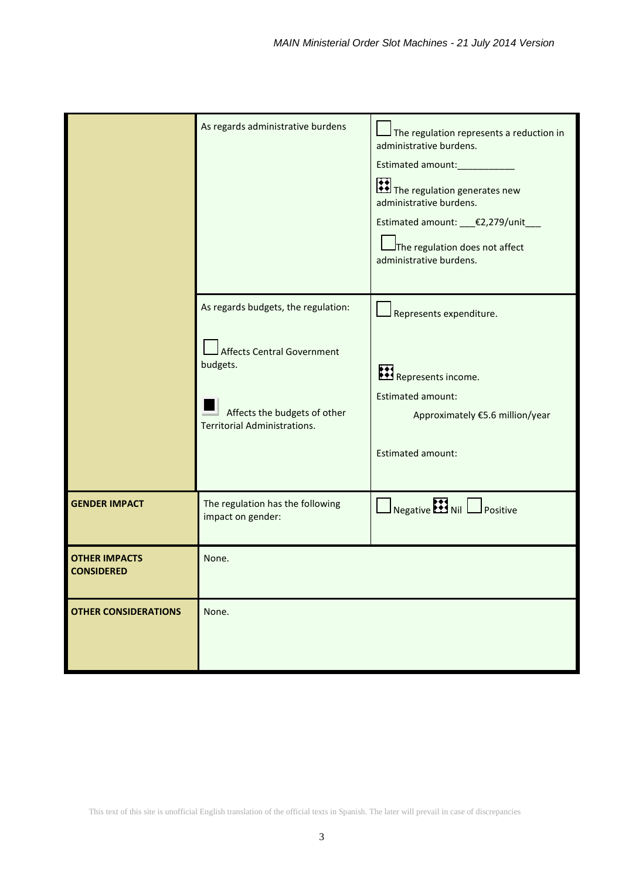| | | |
|---|---|---|
| | As regards administrative burdens | ☐ The regulation represents a reduction in administrative burdens.<br>Estimated amount:___________<br>☒ The regulation generates new administrative burdens.<br>Estimated amount: ___€2,279/unit___<br>☐ The regulation does not affect administrative burdens. |
| | As regards budgets, the regulation:<br>☐ Affects Central Government budgets.<br>■ Affects the budgets of other Territorial Administrations. | ☐ Represents expenditure.<br>☒ Represents income.<br>Estimated amount:<br>Approximately €5.6 million/year<br>Estimated amount: |
| **GENDER IMPACT** | The regulation has the following impact on gender: | ☐ Negative ☒ Nil ☐ Positive |
| **OTHER IMPACTS CONSIDERED** | None. | |
| **OTHER CONSIDERATIONS** | None. | |

This text of this site is unofficial English translation of the official texts in Spanish. The later will prevail in case of discrepancies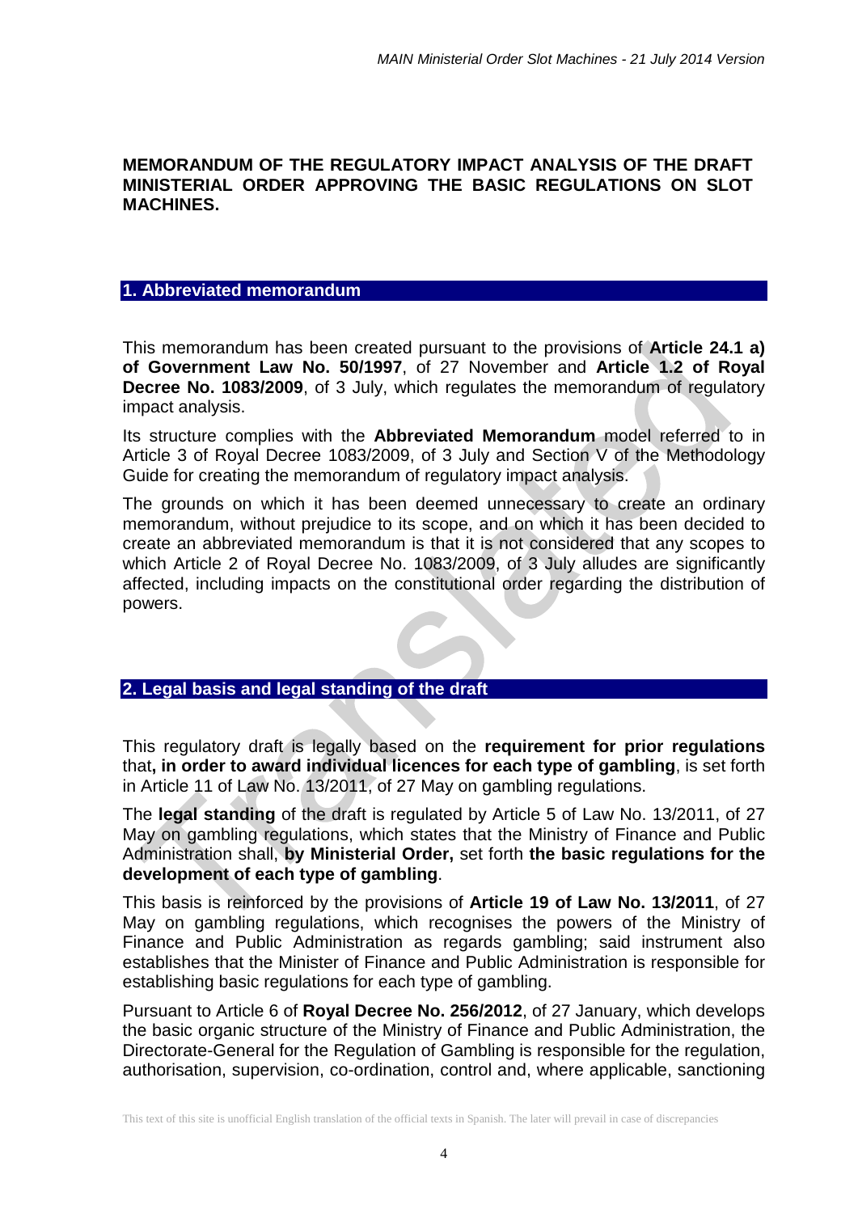**MEMORANDUM OF THE REGULATORY IMPACT ANALYSIS OF THE DRAFT MINISTERIAL ORDER APPROVING THE BASIC REGULATIONS ON SLOT MACHINES.**

## 1. Abbreviated memorandum

This memorandum has been created pursuant to the provisions of **Article 24.1 a) of Government Law No. 50/1997**, of 27 November and **Article 1.2 of Royal Decree No. 1083/2009**, of 3 July, which regulates the memorandum of regulatory impact analysis.

Its structure complies with the **Abbreviated Memorandum** model referred to in Article 3 of Royal Decree 1083/2009, of 3 July and Section V of the Methodology Guide for creating the memorandum of regulatory impact analysis.

The grounds on which it has been deemed unnecessary to create an ordinary memorandum, without prejudice to its scope, and on which it has been decided to create an abbreviated memorandum is that it is not considered that any scopes to which Article 2 of Royal Decree No. 1083/2009, of 3 July alludes are significantly affected, including impacts on the constitutional order regarding the distribution of powers.

## 2. Legal basis and legal standing of the draft

This regulatory draft is legally based on the **requirement for prior regulations** that**, in order to award individual licences for each type of gambling**, is set forth in Article 11 of Law No. 13/2011, of 27 May on gambling regulations.

The **legal standing** of the draft is regulated by Article 5 of Law No. 13/2011, of 27 May on gambling regulations, which states that the Ministry of Finance and Public Administration shall, **by Ministerial Order,** set forth **the basic regulations for the development of each type of gambling**.

This basis is reinforced by the provisions of **Article 19 of Law No. 13/2011**, of 27 May on gambling regulations, which recognises the powers of the Ministry of Finance and Public Administration as regards gambling; said instrument also establishes that the Minister of Finance and Public Administration is responsible for establishing basic regulations for each type of gambling.

Pursuant to Article 6 of **Royal Decree No. 256/2012**, of 27 January, which develops the basic organic structure of the Ministry of Finance and Public Administration, the Directorate-General for the Regulation of Gambling is responsible for the regulation, authorisation, supervision, co-ordination, control and, where applicable, sanctioning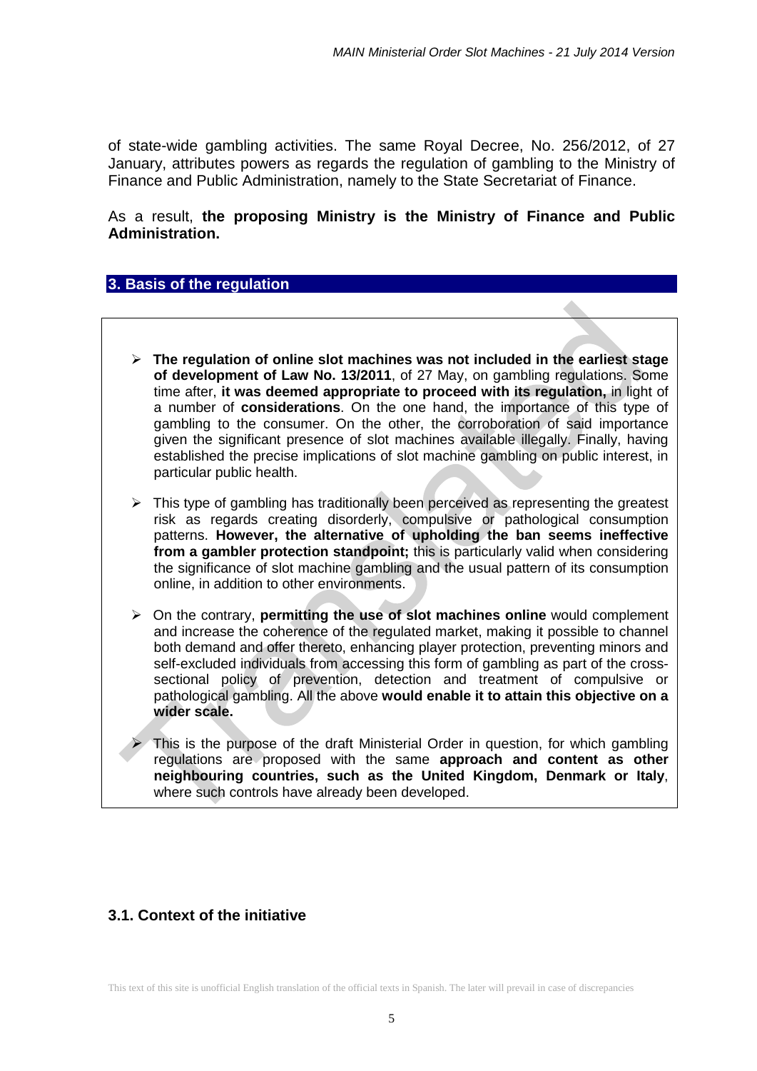of state-wide gambling activities. The same Royal Decree, No. 256/2012, of 27 January, attributes powers as regards the regulation of gambling to the Ministry of Finance and Public Administration, namely to the State Secretariat of Finance.

As a result, **the proposing Ministry is the Ministry of Finance and Public Administration.**

## 3. Basis of the regulation

- **The regulation of online slot machines was not included in the earliest stage of development of Law No. 13/2011**, of 27 May, on gambling regulations. Some time after, **it was deemed appropriate to proceed with its regulation,** in light of a number of **considerations**. On the one hand, the importance of this type of gambling to the consumer. On the other, the corroboration of said importance given the significant presence of slot machines available illegally. Finally, having established the precise implications of slot machine gambling on public interest, in particular public health.
- This type of gambling has traditionally been perceived as representing the greatest risk as regards creating disorderly, compulsive or pathological consumption patterns. **However, the alternative of upholding the ban seems ineffective from a gambler protection standpoint;** this is particularly valid when considering the significance of slot machine gambling and the usual pattern of its consumption online, in addition to other environments.
- On the contrary, **permitting the use of slot machines online** would complement and increase the coherence of the regulated market, making it possible to channel both demand and offer thereto, enhancing player protection, preventing minors and self-excluded individuals from accessing this form of gambling as part of the cross-sectional policy of prevention, detection and treatment of compulsive or pathological gambling. All the above **would enable it to attain this objective on a wider scale.**
- This is the purpose of the draft Ministerial Order in question, for which gambling regulations are proposed with the same **approach and content as other neighbouring countries, such as the United Kingdom, Denmark or Italy**, where such controls have already been developed.

### 3.1. Context of the initiative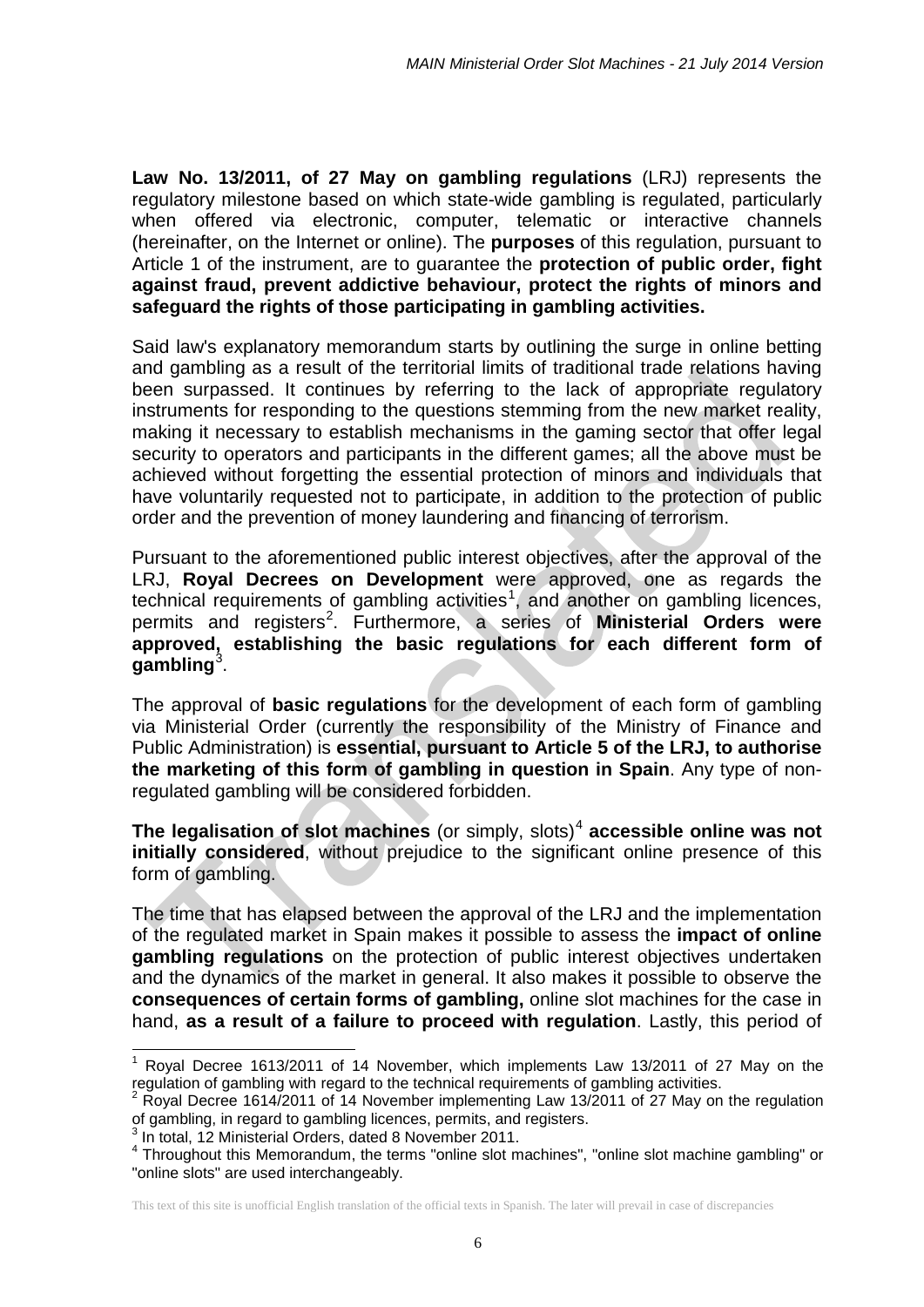**Law No. 13/2011, of 27 May on gambling regulations** (LRJ) represents the regulatory milestone based on which state-wide gambling is regulated, particularly when offered via electronic, computer, telematic or interactive channels (hereinafter, on the Internet or online). The **purposes** of this regulation, pursuant to Article 1 of the instrument, are to guarantee the **protection of public order, fight against fraud, prevent addictive behaviour, protect the rights of minors and safeguard the rights of those participating in gambling activities.**

Said law's explanatory memorandum starts by outlining the surge in online betting and gambling as a result of the territorial limits of traditional trade relations having been surpassed. It continues by referring to the lack of appropriate regulatory instruments for responding to the questions stemming from the new market reality, making it necessary to establish mechanisms in the gaming sector that offer legal security to operators and participants in the different games; all the above must be achieved without forgetting the essential protection of minors and individuals that have voluntarily requested not to participate, in addition to the protection of public order and the prevention of money laundering and financing of terrorism.

Pursuant to the aforementioned public interest objectives, after the approval of the LRJ, **Royal Decrees on Development** were approved, one as regards the technical requirements of gambling activities[1], and another on gambling licences, permits and registers[2]. Furthermore, a series of **Ministerial Orders were approved, establishing the basic regulations for each different form of gambling**[3].

The approval of **basic regulations** for the development of each form of gambling via Ministerial Order (currently the responsibility of the Ministry of Finance and Public Administration) is **essential, pursuant to Article 5 of the LRJ, to authorise the marketing of this form of gambling in question in Spain**. Any type of non-regulated gambling will be considered forbidden.

**The legalisation of slot machines** (or simply, slots)[4] **accessible online was not initially considered**, without prejudice to the significant online presence of this form of gambling.

The time that has elapsed between the approval of the LRJ and the implementation of the regulated market in Spain makes it possible to assess the **impact of online gambling regulations** on the protection of public interest objectives undertaken and the dynamics of the market in general. It also makes it possible to observe the **consequences of certain forms of gambling,** online slot machines for the case in hand, **as a result of a failure to proceed with regulation**. Lastly, this period of

---

[1] Royal Decree 1613/2011 of 14 November, which implements Law 13/2011 of 27 May on the regulation of gambling with regard to the technical requirements of gambling activities.

[2] Royal Decree 1614/2011 of 14 November implementing Law 13/2011 of 27 May on the regulation of gambling, in regard to gambling licences, permits, and registers.

[3] In total, 12 Ministerial Orders, dated 8 November 2011.

[4] Throughout this Memorandum, the terms "online slot machines", "online slot machine gambling" or "online slots" are used interchangeably.

This text of this site is unofficial English translation of the official texts in Spanish. The later will prevail in case of discrepancies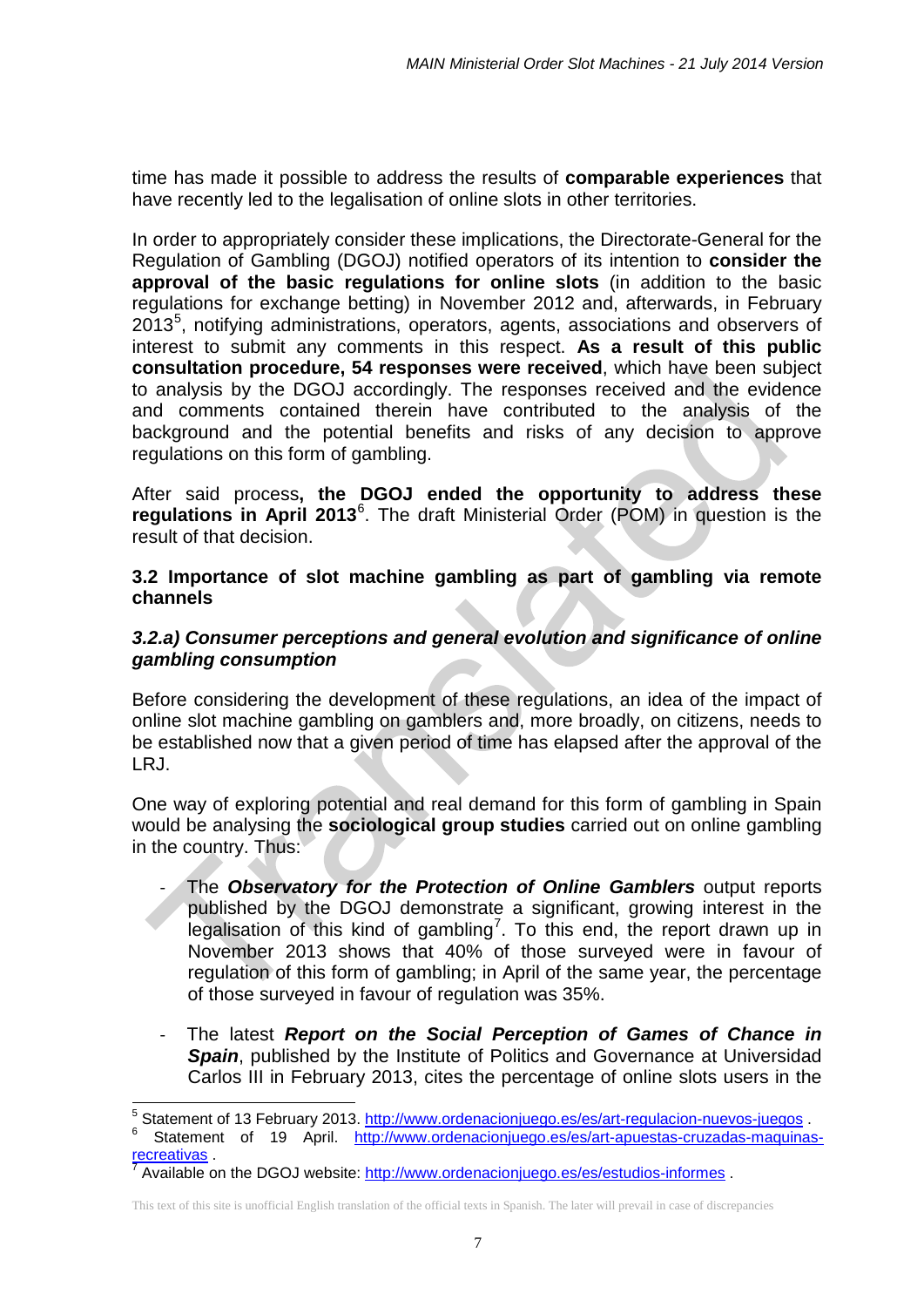time has made it possible to address the results of **comparable experiences** that have recently led to the legalisation of online slots in other territories.

In order to appropriately consider these implications, the Directorate-General for the Regulation of Gambling (DGOJ) notified operators of its intention to **consider the approval of the basic regulations for online slots** (in addition to the basic regulations for exchange betting) in November 2012 and, afterwards, in February 2013[5], notifying administrations, operators, agents, associations and observers of interest to submit any comments in this respect. **As a result of this public consultation procedure, 54 responses were received**, which have been subject to analysis by the DGOJ accordingly. The responses received and the evidence and comments contained therein have contributed to the analysis of the background and the potential benefits and risks of any decision to approve regulations on this form of gambling.

After said process**, the DGOJ ended the opportunity to address these regulations in April 2013**[6]. The draft Ministerial Order (POM) in question is the result of that decision.

### 3.2 Importance of slot machine gambling as part of gambling via remote channels

#### *3.2.a) Consumer perceptions and general evolution and significance of online gambling consumption*

Before considering the development of these regulations, an idea of the impact of online slot machine gambling on gamblers and, more broadly, on citizens, needs to be established now that a given period of time has elapsed after the approval of the LRJ.

One way of exploring potential and real demand for this form of gambling in Spain would be analysing the **sociological group studies** carried out on online gambling in the country. Thus:

- The ***Observatory for the Protection of Online Gamblers*** output reports published by the DGOJ demonstrate a significant, growing interest in the legalisation of this kind of gambling[7]. To this end, the report drawn up in November 2013 shows that 40% of those surveyed were in favour of regulation of this form of gambling; in April of the same year, the percentage of those surveyed in favour of regulation was 35%.

- The latest ***Report on the Social Perception of Games of Chance in Spain***, published by the Institute of Politics and Governance at Universidad Carlos III in February 2013, cites the percentage of online slots users in the

---

[5] Statement of 13 February 2013. http://www.ordenacionjuego.es/es/art-regulacion-nuevos-juegos .

[6] Statement of 19 April. http://www.ordenacionjuego.es/es/art-apuestas-cruzadas-maquinas-recreativas .

[7] Available on the DGOJ website: http://www.ordenacionjuego.es/es/estudios-informes .

This text of this site is unofficial English translation of the official texts in Spanish. The later will prevail in case of discrepancies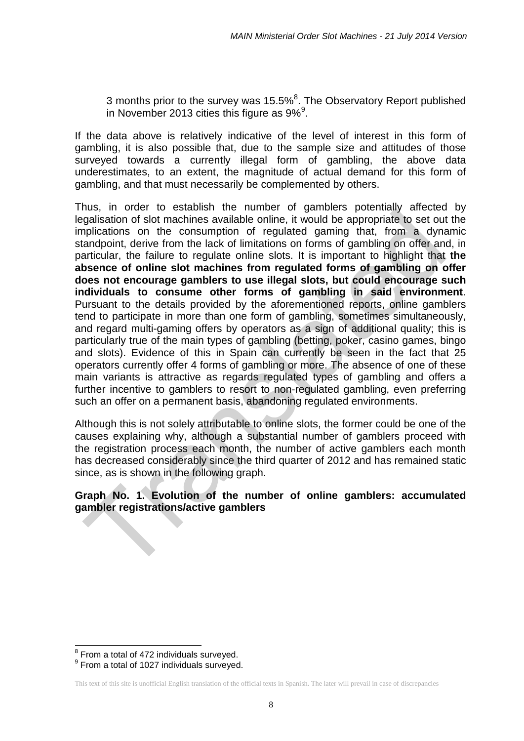3 months prior to the survey was 15.5%[8]. The Observatory Report published in November 2013 cities this figure as 9%[9].

If the data above is relatively indicative of the level of interest in this form of gambling, it is also possible that, due to the sample size and attitudes of those surveyed towards a currently illegal form of gambling, the above data underestimates, to an extent, the magnitude of actual demand for this form of gambling, and that must necessarily be complemented by others.

Thus, in order to establish the number of gamblers potentially affected by legalisation of slot machines available online, it would be appropriate to set out the implications on the consumption of regulated gaming that, from a dynamic standpoint, derive from the lack of limitations on forms of gambling on offer and, in particular, the failure to regulate online slots. It is important to highlight that **the absence of online slot machines from regulated forms of gambling on offer does not encourage gamblers to use illegal slots, but could encourage such individuals to consume other forms of gambling in said environment**. Pursuant to the details provided by the aforementioned reports, online gamblers tend to participate in more than one form of gambling, sometimes simultaneously, and regard multi-gaming offers by operators as a sign of additional quality; this is particularly true of the main types of gambling (betting, poker, casino games, bingo and slots). Evidence of this in Spain can currently be seen in the fact that 25 operators currently offer 4 forms of gambling or more. The absence of one of these main variants is attractive as regards regulated types of gambling and offers a further incentive to gamblers to resort to non-regulated gambling, even preferring such an offer on a permanent basis, abandoning regulated environments.

Although this is not solely attributable to online slots, the former could be one of the causes explaining why, although a substantial number of gamblers proceed with the registration process each month, the number of active gamblers each month has decreased considerably since the third quarter of 2012 and has remained static since, as is shown in the following graph.

**Graph No. 1. Evolution of the number of online gamblers: accumulated gambler registrations/active gamblers**

---

[8] From a total of 472 individuals surveyed.

[9] From a total of 1027 individuals surveyed.

This text of this site is unofficial English translation of the official texts in Spanish. The later will prevail in case of discrepancies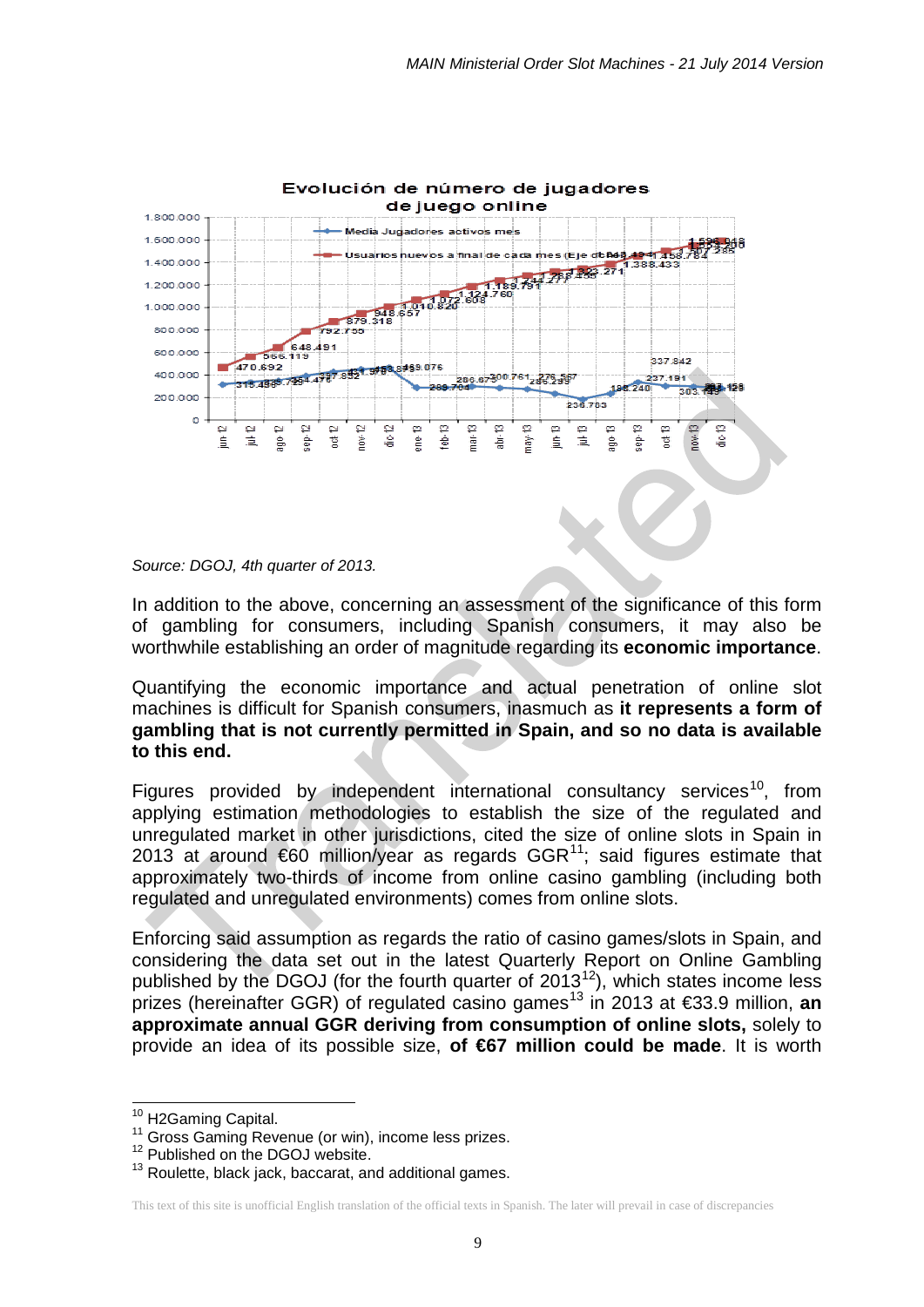Evolución de número de jugadores de juego online

Source: DGOJ, 4th quarter of 2013.

In addition to the above, concerning an assessment of the significance of this form of gambling for consumers, including Spanish consumers, it may also be worthwhile establishing an order of magnitude regarding its **economic importance**.

Quantifying the economic importance and actual penetration of online slot machines is difficult for Spanish consumers, inasmuch as **it represents a form of gambling that is not currently permitted in Spain, and so no data is available to this end.**

Figures provided by independent international consultancy services[10], from applying estimation methodologies to establish the size of the regulated and unregulated market in other jurisdictions, cited the size of online slots in Spain in 2013 at around €60 million/year as regards GGR[11]; said figures estimate that approximately two-thirds of income from online casino gambling (including both regulated and unregulated environments) comes from online slots.

Enforcing said assumption as regards the ratio of casino games/slots in Spain, and considering the data set out in the latest Quarterly Report on Online Gambling published by the DGOJ (for the fourth quarter of 2013[12]), which states income less prizes (hereinafter GGR) of regulated casino games[13] in 2013 at €33.9 million, **an approximate annual GGR deriving from consumption of online slots,** solely to provide an idea of its possible size, **of €67 million could be made**. It is worth

[10] H2Gaming Capital.
[11] Gross Gaming Revenue (or win), income less prizes.
[12] Published on the DGOJ website.
[13] Roulette, black jack, baccarat, and additional games.

This text of this site is unofficial English translation of the official texts in Spanish. The later will prevail in case of discrepancies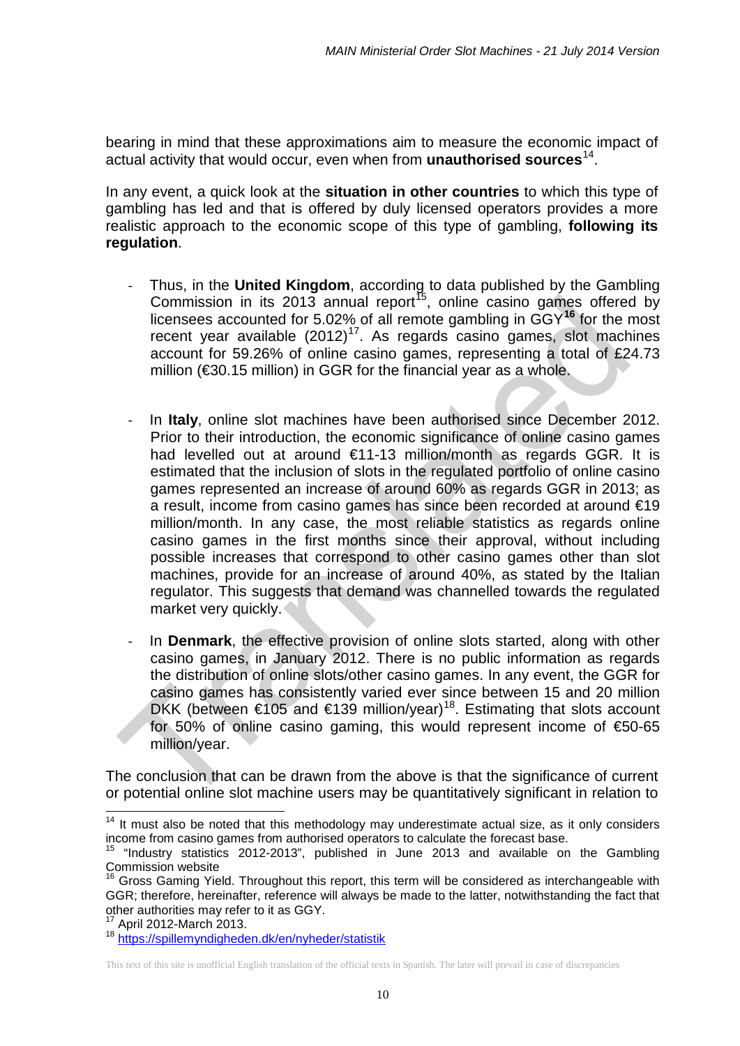bearing in mind that these approximations aim to measure the economic impact of actual activity that would occur, even when from **unauthorised sources**[14].

In any event, a quick look at the **situation in other countries** to which this type of gambling has led and that is offered by duly licensed operators provides a more realistic approach to the economic scope of this type of gambling, **following its regulation**.

- Thus, in the **United Kingdom**, according to data published by the Gambling Commission in its 2013 annual report[15], online casino games offered by licensees accounted for 5.02% of all remote gambling in GGY[**16**] for the most recent year available (2012)[17]. As regards casino games, slot machines account for 59.26% of online casino games, representing a total of £24.73 million (€30.15 million) in GGR for the financial year as a whole.

- In **Italy**, online slot machines have been authorised since December 2012. Prior to their introduction, the economic significance of online casino games had levelled out at around €11-13 million/month as regards GGR. It is estimated that the inclusion of slots in the regulated portfolio of online casino games represented an increase of around 60% as regards GGR in 2013; as a result, income from casino games has since been recorded at around €19 million/month. In any case, the most reliable statistics as regards online casino games in the first months since their approval, without including possible increases that correspond to other casino games other than slot machines, provide for an increase of around 40%, as stated by the Italian regulator. This suggests that demand was channelled towards the regulated market very quickly.

- In **Denmark**, the effective provision of online slots started, along with other casino games, in January 2012. There is no public information as regards the distribution of online slots/other casino games. In any event, the GGR for casino games has consistently varied ever since between 15 and 20 million DKK (between €105 and €139 million/year)[18]. Estimating that slots account for 50% of online casino gaming, this would represent income of €50-65 million/year.

The conclusion that can be drawn from the above is that the significance of current or potential online slot machine users may be quantitatively significant in relation to

---

[14] It must also be noted that this methodology may underestimate actual size, as it only considers income from casino games from authorised operators to calculate the forecast base.

[15] "Industry statistics 2012-2013", published in June 2013 and available on the Gambling Commission website

[16] Gross Gaming Yield. Throughout this report, this term will be considered as interchangeable with GGR; therefore, hereinafter, reference will always be made to the latter, notwithstanding the fact that other authorities may refer to it as GGY.

[17] April 2012-March 2013.

[18] https://spillemyndigheden.dk/en/nyheder/statistik

This text of this site is unofficial English translation of the official texts in Spanish. The later will prevail in case of discrepancies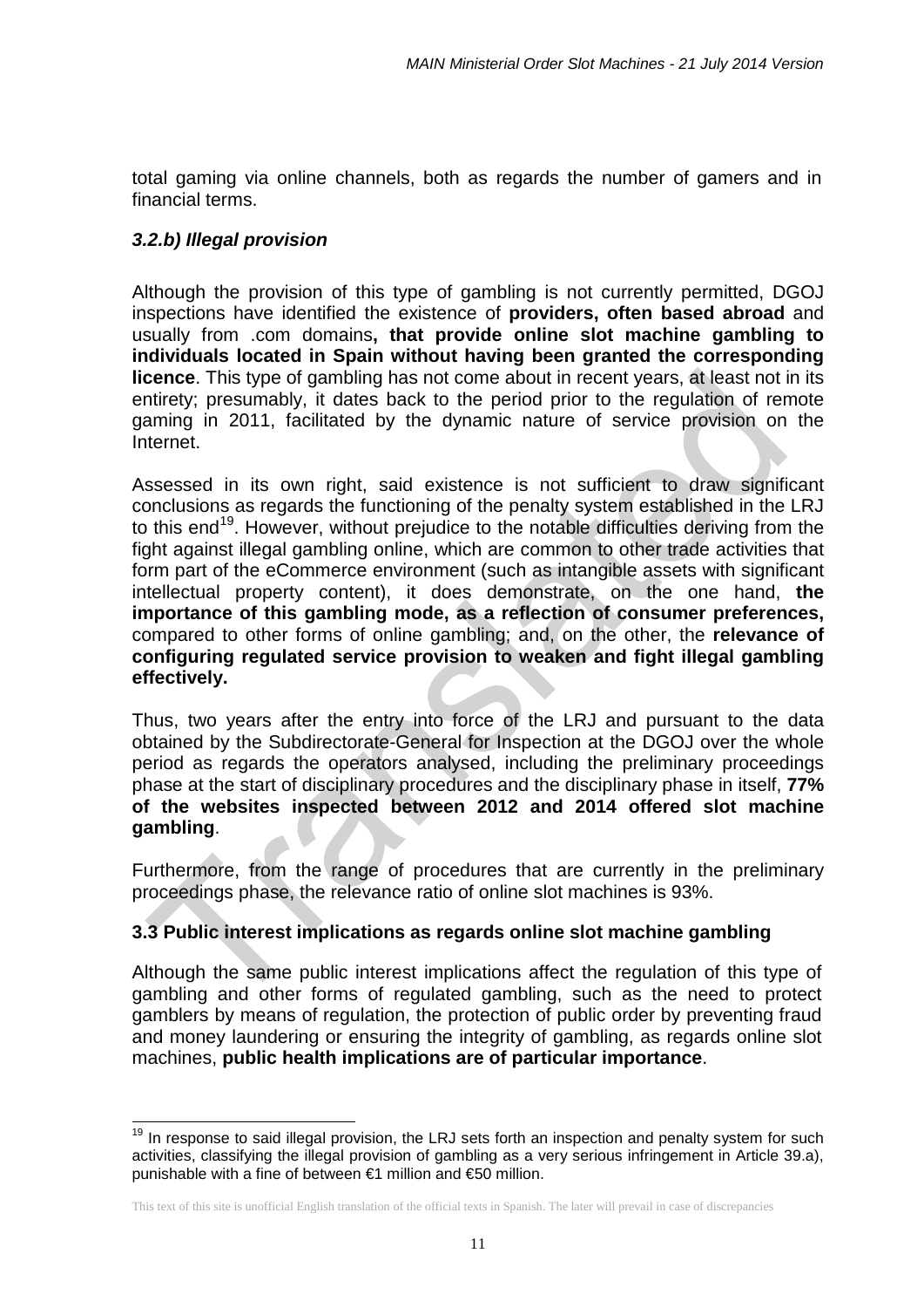total gaming via online channels, both as regards the number of gamers and in financial terms.

### *3.2.b) Illegal provision*

Although the provision of this type of gambling is not currently permitted, DGOJ inspections have identified the existence of **providers, often based abroad** and usually from .com domains**, that provide online slot machine gambling to individuals located in Spain without having been granted the corresponding licence**. This type of gambling has not come about in recent years, at least not in its entirety; presumably, it dates back to the period prior to the regulation of remote gaming in 2011, facilitated by the dynamic nature of service provision on the Internet.

Assessed in its own right, said existence is not sufficient to draw significant conclusions as regards the functioning of the penalty system established in the LRJ to this end[19]. However, without prejudice to the notable difficulties deriving from the fight against illegal gambling online, which are common to other trade activities that form part of the eCommerce environment (such as intangible assets with significant intellectual property content), it does demonstrate, on the one hand, **the importance of this gambling mode, as a reflection of consumer preferences,** compared to other forms of online gambling; and, on the other, the **relevance of configuring regulated service provision to weaken and fight illegal gambling effectively.**

Thus, two years after the entry into force of the LRJ and pursuant to the data obtained by the Subdirectorate-General for Inspection at the DGOJ over the whole period as regards the operators analysed, including the preliminary proceedings phase at the start of disciplinary procedures and the disciplinary phase in itself, **77% of the websites inspected between 2012 and 2014 offered slot machine gambling**.

Furthermore, from the range of procedures that are currently in the preliminary proceedings phase, the relevance ratio of online slot machines is 93%.

### 3.3 Public interest implications as regards online slot machine gambling

Although the same public interest implications affect the regulation of this type of gambling and other forms of regulated gambling, such as the need to protect gamblers by means of regulation, the protection of public order by preventing fraud and money laundering or ensuring the integrity of gambling, as regards online slot machines, **public health implications are of particular importance**.

---

[19] In response to said illegal provision, the LRJ sets forth an inspection and penalty system for such activities, classifying the illegal provision of gambling as a very serious infringement in Article 39.a), punishable with a fine of between €1 million and €50 million.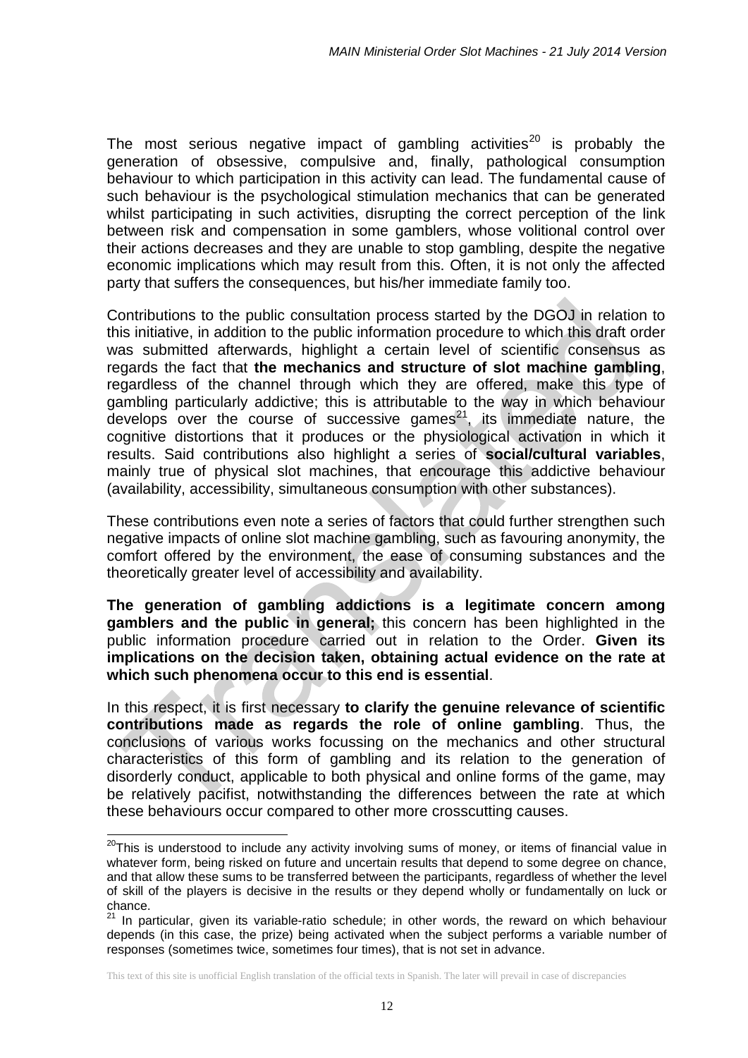The most serious negative impact of gambling activities[20] is probably the generation of obsessive, compulsive and, finally, pathological consumption behaviour to which participation in this activity can lead. The fundamental cause of such behaviour is the psychological stimulation mechanics that can be generated whilst participating in such activities, disrupting the correct perception of the link between risk and compensation in some gamblers, whose volitional control over their actions decreases and they are unable to stop gambling, despite the negative economic implications which may result from this. Often, it is not only the affected party that suffers the consequences, but his/her immediate family too.

Contributions to the public consultation process started by the DGOJ in relation to this initiative, in addition to the public information procedure to which this draft order was submitted afterwards, highlight a certain level of scientific consensus as regards the fact that **the mechanics and structure of slot machine gambling**, regardless of the channel through which they are offered, make this type of gambling particularly addictive; this is attributable to the way in which behaviour develops over the course of successive games[21], its immediate nature, the cognitive distortions that it produces or the physiological activation in which it results. Said contributions also highlight a series of **social/cultural variables**, mainly true of physical slot machines, that encourage this addictive behaviour (availability, accessibility, simultaneous consumption with other substances).

These contributions even note a series of factors that could further strengthen such negative impacts of online slot machine gambling, such as favouring anonymity, the comfort offered by the environment, the ease of consuming substances and the theoretically greater level of accessibility and availability.

**The generation of gambling addictions is a legitimate concern among gamblers and the public in general;** this concern has been highlighted in the public information procedure carried out in relation to the Order. **Given its implications on the decision taken, obtaining actual evidence on the rate at which such phenomena occur to this end is essential**.

In this respect, it is first necessary **to clarify the genuine relevance of scientific contributions made as regards the role of online gambling**. Thus, the conclusions of various works focussing on the mechanics and other structural characteristics of this form of gambling and its relation to the generation of disorderly conduct, applicable to both physical and online forms of the game, may be relatively pacifist, notwithstanding the differences between the rate at which these behaviours occur compared to other more crosscutting causes.

---

[20] This is understood to include any activity involving sums of money, or items of financial value in whatever form, being risked on future and uncertain results that depend to some degree on chance, and that allow these sums to be transferred between the participants, regardless of whether the level of skill of the players is decisive in the results or they depend wholly or fundamentally on luck or chance.

[21] In particular, given its variable-ratio schedule; in other words, the reward on which behaviour depends (in this case, the prize) being activated when the subject performs a variable number of responses (sometimes twice, sometimes four times), that is not set in advance.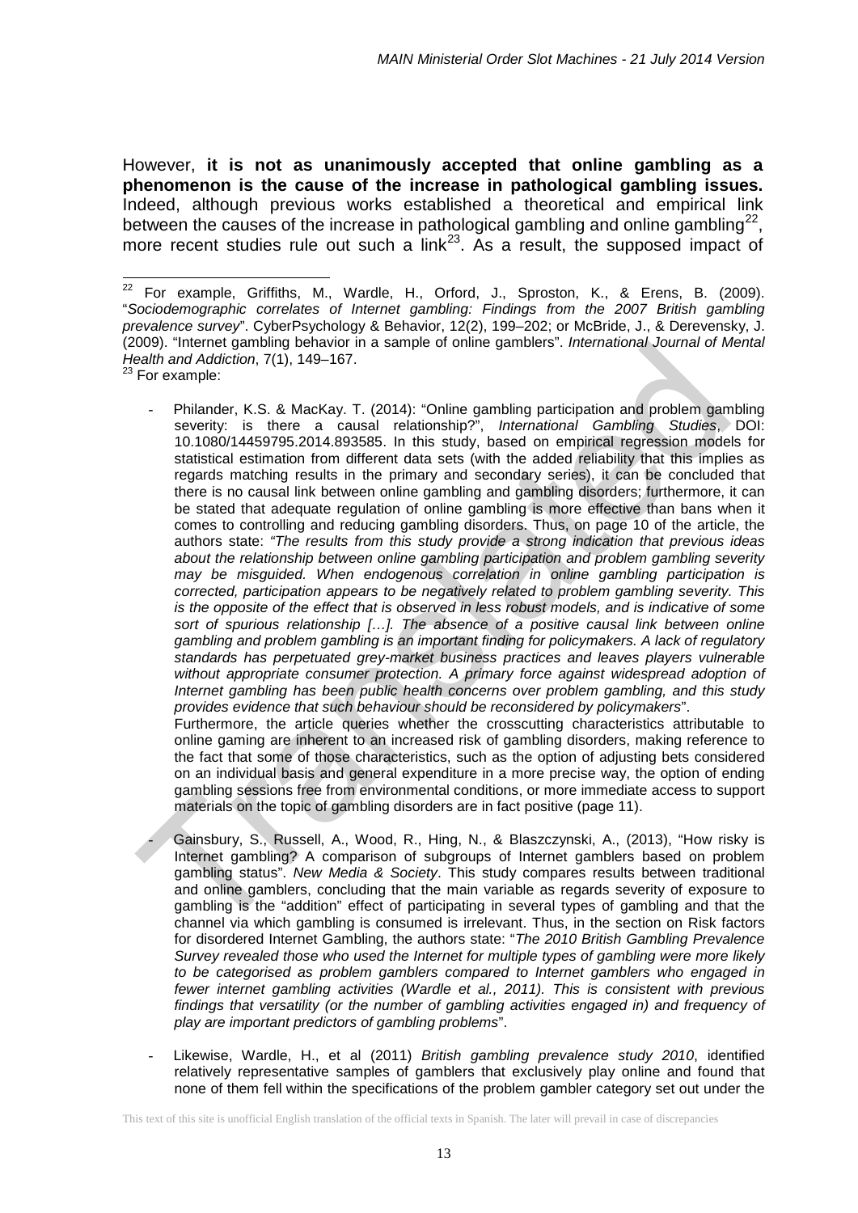However, **it is not as unanimously accepted that online gambling as a phenomenon is the cause of the increase in pathological gambling issues.** Indeed, although previous works established a theoretical and empirical link between the causes of the increase in pathological gambling and online gambling[22], more recent studies rule out such a link[23]. As a result, the supposed impact of

---

[22] For example, Griffiths, M., Wardle, H., Orford, J., Sproston, K., & Erens, B. (2009). "*Sociodemographic correlates of Internet gambling: Findings from the 2007 British gambling prevalence survey*". CyberPsychology & Behavior, 12(2), 199–202; or McBride, J., & Derevensky, J. (2009). "Internet gambling behavior in a sample of online gamblers". *International Journal of Mental Health and Addiction*, 7(1), 149–167.

[23] For example:

- Philander, K.S. & MacKay. T. (2014): "Online gambling participation and problem gambling severity: is there a causal relationship?", *International Gambling Studies*, DOI: 10.1080/14459795.2014.893585. In this study, based on empirical regression models for statistical estimation from different data sets (with the added reliability that this implies as regards matching results in the primary and secondary series), it can be concluded that there is no causal link between online gambling and gambling disorders; furthermore, it can be stated that adequate regulation of online gambling is more effective than bans when it comes to controlling and reducing gambling disorders. Thus, on page 10 of the article, the authors state: *"The results from this study provide a strong indication that previous ideas about the relationship between online gambling participation and problem gambling severity may be misguided. When endogenous correlation in online gambling participation is corrected, participation appears to be negatively related to problem gambling severity. This is the opposite of the effect that is observed in less robust models, and is indicative of some sort of spurious relationship […]. The absence of a positive causal link between online gambling and problem gambling is an important finding for policymakers. A lack of regulatory standards has perpetuated grey-market business practices and leaves players vulnerable without appropriate consumer protection. A primary force against widespread adoption of Internet gambling has been public health concerns over problem gambling, and this study provides evidence that such behaviour should be reconsidered by policymakers*".
  Furthermore, the article queries whether the crosscutting characteristics attributable to online gaming are inherent to an increased risk of gambling disorders, making reference to the fact that some of those characteristics, such as the option of adjusting bets considered on an individual basis and general expenditure in a more precise way, the option of ending gambling sessions free from environmental conditions, or more immediate access to support materials on the topic of gambling disorders are in fact positive (page 11).

- Gainsbury, S., Russell, A., Wood, R., Hing, N., & Blaszczynski, A., (2013), "How risky is Internet gambling? A comparison of subgroups of Internet gamblers based on problem gambling status". *New Media & Society*. This study compares results between traditional and online gamblers, concluding that the main variable as regards severity of exposure to gambling is the "addition" effect of participating in several types of gambling and that the channel via which gambling is consumed is irrelevant. Thus, in the section on Risk factors for disordered Internet Gambling, the authors state: "*The 2010 British Gambling Prevalence Survey revealed those who used the Internet for multiple types of gambling were more likely to be categorised as problem gamblers compared to Internet gamblers who engaged in fewer internet gambling activities (Wardle et al., 2011). This is consistent with previous findings that versatility (or the number of gambling activities engaged in) and frequency of play are important predictors of gambling problems*".

- Likewise, Wardle, H., et al (2011) *British gambling prevalence study 2010*, identified relatively representative samples of gamblers that exclusively play online and found that none of them fell within the specifications of the problem gambler category set out under the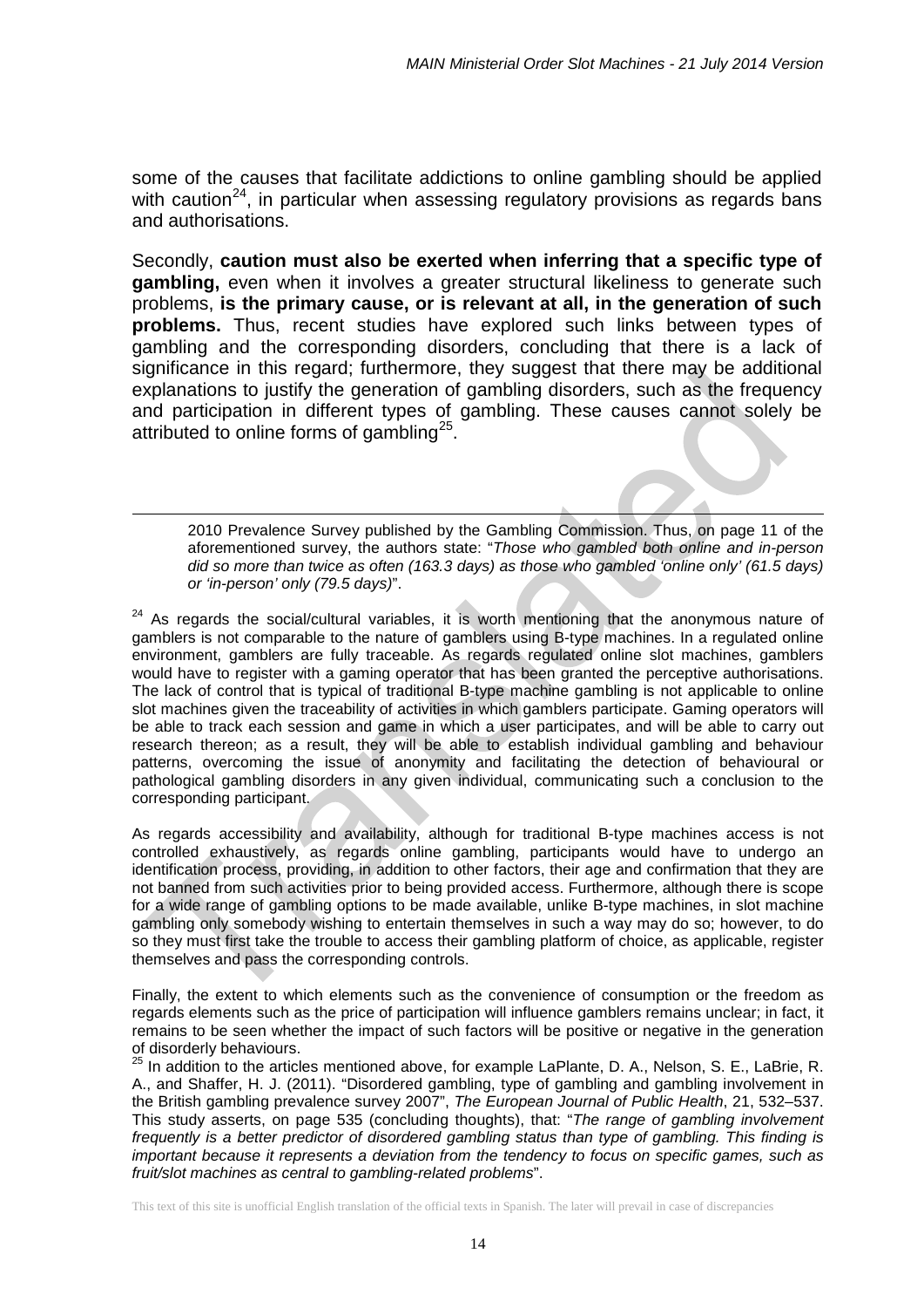some of the causes that facilitate addictions to online gambling should be applied with caution[24], in particular when assessing regulatory provisions as regards bans and authorisations.

Secondly, **caution must also be exerted when inferring that a specific type of gambling,** even when it involves a greater structural likeliness to generate such problems, **is the primary cause, or is relevant at all, in the generation of such problems.** Thus, recent studies have explored such links between types of gambling and the corresponding disorders, concluding that there is a lack of significance in this regard; furthermore, they suggest that there may be additional explanations to justify the generation of gambling disorders, such as the frequency and participation in different types of gambling. These causes cannot solely be attributed to online forms of gambling[25].

---

2010 Prevalence Survey published by the Gambling Commission. Thus, on page 11 of the aforementioned survey, the authors state: "*Those who gambled both online and in-person did so more than twice as often (163.3 days) as those who gambled 'online only' (61.5 days) or 'in-person' only (79.5 days)*".

[24] As regards the social/cultural variables, it is worth mentioning that the anonymous nature of gamblers is not comparable to the nature of gamblers using B-type machines. In a regulated online environment, gamblers are fully traceable. As regards regulated online slot machines, gamblers would have to register with a gaming operator that has been granted the perceptive authorisations. The lack of control that is typical of traditional B-type machine gambling is not applicable to online slot machines given the traceability of activities in which gamblers participate. Gaming operators will be able to track each session and game in which a user participates, and will be able to carry out research thereon; as a result, they will be able to establish individual gambling and behaviour patterns, overcoming the issue of anonymity and facilitating the detection of behavioural or pathological gambling disorders in any given individual, communicating such a conclusion to the corresponding participant.

As regards accessibility and availability, although for traditional B-type machines access is not controlled exhaustively, as regards online gambling, participants would have to undergo an identification process, providing, in addition to other factors, their age and confirmation that they are not banned from such activities prior to being provided access. Furthermore, although there is scope for a wide range of gambling options to be made available, unlike B-type machines, in slot machine gambling only somebody wishing to entertain themselves in such a way may do so; however, to do so they must first take the trouble to access their gambling platform of choice, as applicable, register themselves and pass the corresponding controls.

Finally, the extent to which elements such as the convenience of consumption or the freedom as regards elements such as the price of participation will influence gamblers remains unclear; in fact, it remains to be seen whether the impact of such factors will be positive or negative in the generation of disorderly behaviours.

[25] In addition to the articles mentioned above, for example LaPlante, D. A., Nelson, S. E., LaBrie, R. A., and Shaffer, H. J. (2011). "Disordered gambling, type of gambling and gambling involvement in the British gambling prevalence survey 2007", *The European Journal of Public Health*, 21, 532–537. This study asserts, on page 535 (concluding thoughts), that: "*The range of gambling involvement frequently is a better predictor of disordered gambling status than type of gambling. This finding is important because it represents a deviation from the tendency to focus on specific games, such as fruit/slot machines as central to gambling-related problems*".

This text of this site is unofficial English translation of the official texts in Spanish. The later will prevail in case of discrepancies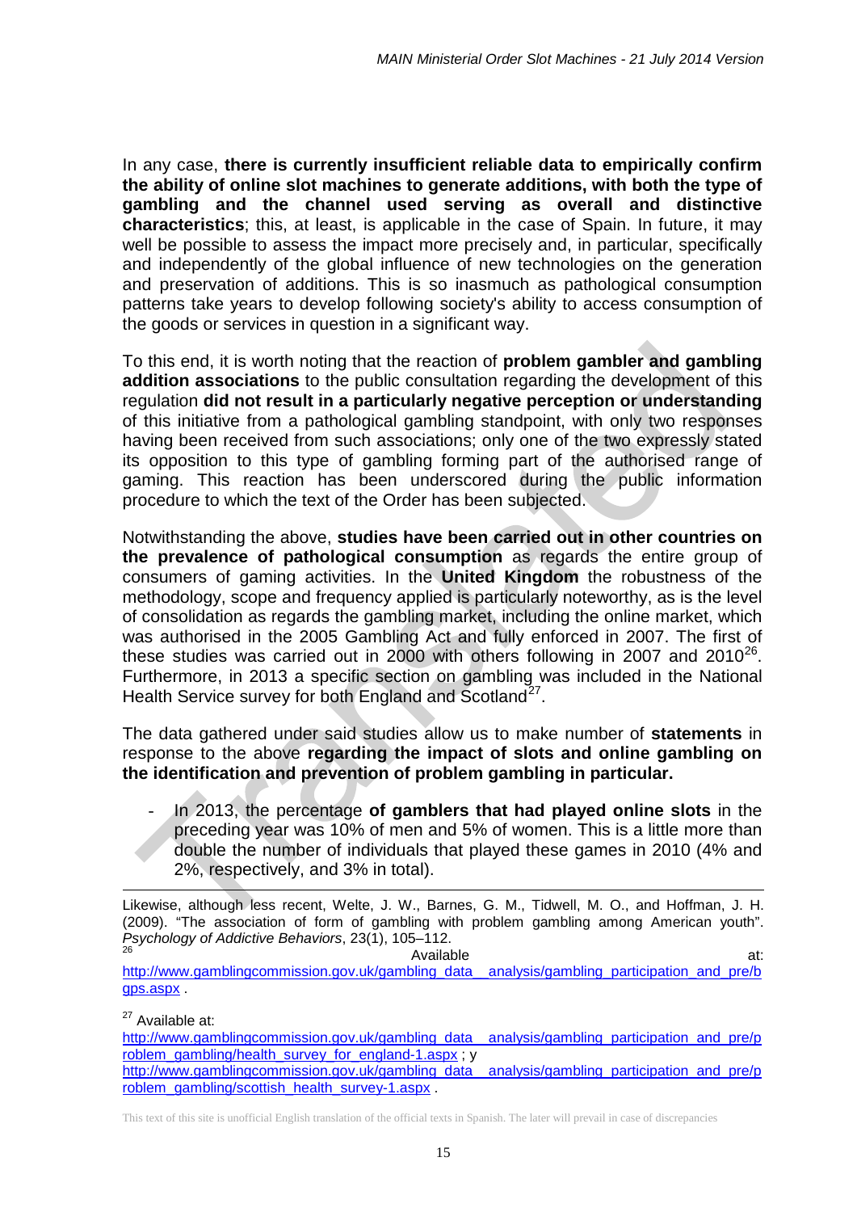In any case, **there is currently insufficient reliable data to empirically confirm the ability of online slot machines to generate additions, with both the type of gambling and the channel used serving as overall and distinctive characteristics**; this, at least, is applicable in the case of Spain. In future, it may well be possible to assess the impact more precisely and, in particular, specifically and independently of the global influence of new technologies on the generation and preservation of additions. This is so inasmuch as pathological consumption patterns take years to develop following society's ability to access consumption of the goods or services in question in a significant way.

To this end, it is worth noting that the reaction of **problem gambler and gambling addition associations** to the public consultation regarding the development of this regulation **did not result in a particularly negative perception or understanding** of this initiative from a pathological gambling standpoint, with only two responses having been received from such associations; only one of the two expressly stated its opposition to this type of gambling forming part of the authorised range of gaming. This reaction has been underscored during the public information procedure to which the text of the Order has been subjected.

Notwithstanding the above, **studies have been carried out in other countries on the prevalence of pathological consumption** as regards the entire group of consumers of gaming activities. In the **United Kingdom** the robustness of the methodology, scope and frequency applied is particularly noteworthy, as is the level of consolidation as regards the gambling market, including the online market, which was authorised in the 2005 Gambling Act and fully enforced in 2007. The first of these studies was carried out in 2000 with others following in 2007 and 2010[26]. Furthermore, in 2013 a specific section on gambling was included in the National Health Service survey for both England and Scotland[27].

The data gathered under said studies allow us to make number of **statements** in response to the above **regarding the impact of slots and online gambling on the identification and prevention of problem gambling in particular.**

- In 2013, the percentage **of gamblers that had played online slots** in the preceding year was 10% of men and 5% of women. This is a little more than double the number of individuals that played these games in 2010 (4% and 2%, respectively, and 3% in total).

---

Likewise, although less recent, Welte, J. W., Barnes, G. M., Tidwell, M. O., and Hoffman, J. H. (2009). "The association of form of gambling with problem gambling among American youth". *Psychology of Addictive Behaviors*, 23(1), 105–112.

[26] Available at: http://www.gamblingcommission.gov.uk/gambling_data__analysis/gambling_participation_and_pre/bgps.aspx .

[27] Available at: http://www.gamblingcommission.gov.uk/gambling_data__analysis/gambling_participation_and_pre/problem_gambling/health_survey_for_england-1.aspx ; y http://www.gamblingcommission.gov.uk/gambling_data__analysis/gambling_participation_and_pre/problem_gambling/scottish_health_survey-1.aspx .

This text of this site is unofficial English translation of the official texts in Spanish. The later will prevail in case of discrepancies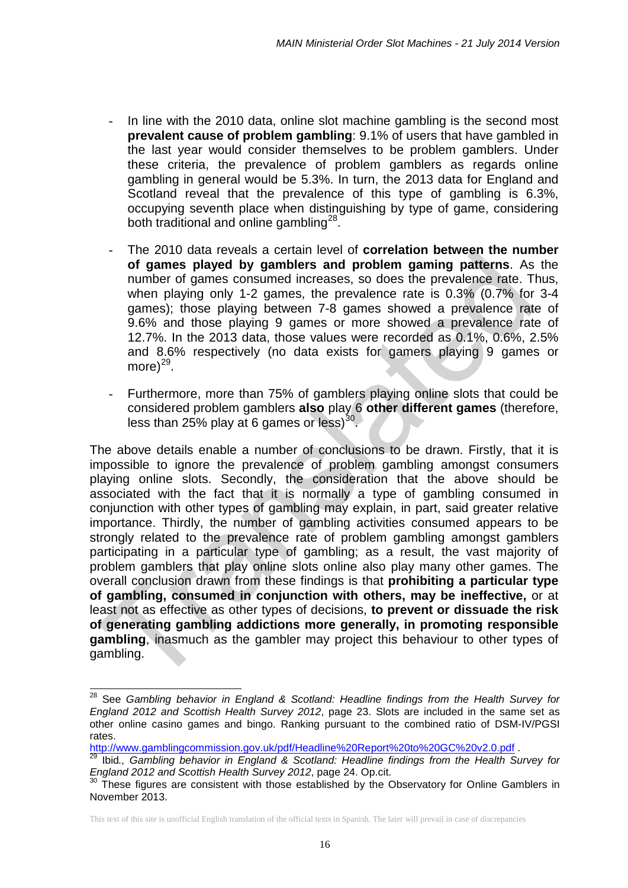- In line with the 2010 data, online slot machine gambling is the second most **prevalent cause of problem gambling**: 9.1% of users that have gambled in the last year would consider themselves to be problem gamblers. Under these criteria, the prevalence of problem gamblers as regards online gambling in general would be 5.3%. In turn, the 2013 data for England and Scotland reveal that the prevalence of this type of gambling is 6.3%, occupying seventh place when distinguishing by type of game, considering both traditional and online gambling[28].

- The 2010 data reveals a certain level of **correlation between the number of games played by gamblers and problem gaming patterns**. As the number of games consumed increases, so does the prevalence rate. Thus, when playing only 1-2 games, the prevalence rate is 0.3% (0.7% for 3-4 games); those playing between 7-8 games showed a prevalence rate of 9.6% and those playing 9 games or more showed a prevalence rate of 12.7%. In the 2013 data, those values were recorded as 0.1%, 0.6%, 2.5% and 8.6% respectively (no data exists for gamers playing 9 games or more)[29].

- Furthermore, more than 75% of gamblers playing online slots that could be considered problem gamblers **also** play 6 **other different games** (therefore, less than 25% play at 6 games or less)[30].

The above details enable a number of conclusions to be drawn. Firstly, that it is impossible to ignore the prevalence of problem gambling amongst consumers playing online slots. Secondly, the consideration that the above should be associated with the fact that it is normally a type of gambling consumed in conjunction with other types of gambling may explain, in part, said greater relative importance. Thirdly, the number of gambling activities consumed appears to be strongly related to the prevalence rate of problem gambling amongst gamblers participating in a particular type of gambling; as a result, the vast majority of problem gamblers that play online slots online also play many other games. The overall conclusion drawn from these findings is that **prohibiting a particular type of gambling, consumed in conjunction with others, may be ineffective,** or at least not as effective as other types of decisions, **to prevent or dissuade the risk of generating gambling addictions more generally, in promoting responsible gambling**, inasmuch as the gambler may project this behaviour to other types of gambling.

---

[28] See *Gambling behavior in England & Scotland: Headline findings from the Health Survey for England 2012 and Scottish Health Survey 2012*, page 23. Slots are included in the same set as other online casino games and bingo. Ranking pursuant to the combined ratio of DSM-IV/PGSI rates. http://www.gamblingcommission.gov.uk/pdf/Headline%20Report%20to%20GC%20v2.0.pdf .

[29] Ibid*., Gambling behavior in England & Scotland: Headline findings from the Health Survey for England 2012 and Scottish Health Survey 2012*, page 24. Op.cit.

[30] These figures are consistent with those established by the Observatory for Online Gamblers in November 2013.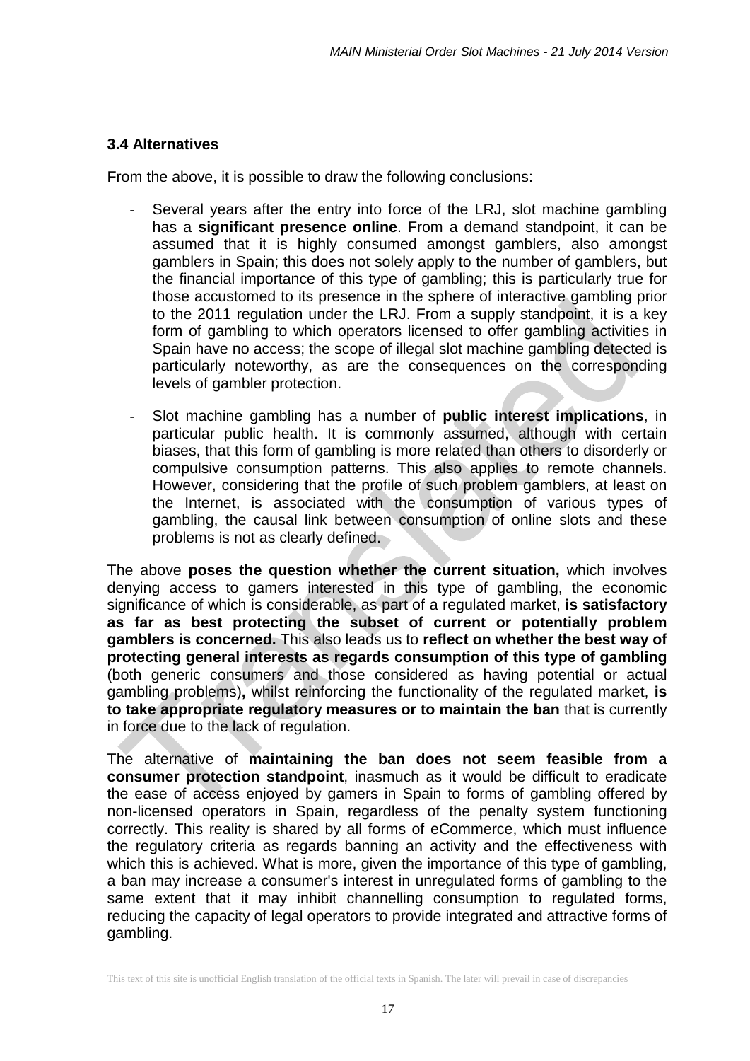### 3.4 Alternatives

From the above, it is possible to draw the following conclusions:

- Several years after the entry into force of the LRJ, slot machine gambling has a **significant presence online**. From a demand standpoint, it can be assumed that it is highly consumed amongst gamblers, also amongst gamblers in Spain; this does not solely apply to the number of gamblers, but the financial importance of this type of gambling; this is particularly true for those accustomed to its presence in the sphere of interactive gambling prior to the 2011 regulation under the LRJ. From a supply standpoint, it is a key form of gambling to which operators licensed to offer gambling activities in Spain have no access; the scope of illegal slot machine gambling detected is particularly noteworthy, as are the consequences on the corresponding levels of gambler protection.

- Slot machine gambling has a number of **public interest implications**, in particular public health. It is commonly assumed, although with certain biases, that this form of gambling is more related than others to disorderly or compulsive consumption patterns. This also applies to remote channels. However, considering that the profile of such problem gamblers, at least on the Internet, is associated with the consumption of various types of gambling, the causal link between consumption of online slots and these problems is not as clearly defined.

The above **poses the question whether the current situation,** which involves denying access to gamers interested in this type of gambling, the economic significance of which is considerable, as part of a regulated market, **is satisfactory as far as best protecting the subset of current or potentially problem gamblers is concerned.** This also leads us to **reflect on whether the best way of protecting general interests as regards consumption of this type of gambling** (both generic consumers and those considered as having potential or actual gambling problems)**,** whilst reinforcing the functionality of the regulated market, **is to take appropriate regulatory measures or to maintain the ban** that is currently in force due to the lack of regulation.

The alternative of **maintaining the ban does not seem feasible from a consumer protection standpoint**, inasmuch as it would be difficult to eradicate the ease of access enjoyed by gamers in Spain to forms of gambling offered by non-licensed operators in Spain, regardless of the penalty system functioning correctly. This reality is shared by all forms of eCommerce, which must influence the regulatory criteria as regards banning an activity and the effectiveness with which this is achieved. What is more, given the importance of this type of gambling, a ban may increase a consumer's interest in unregulated forms of gambling to the same extent that it may inhibit channelling consumption to regulated forms, reducing the capacity of legal operators to provide integrated and attractive forms of gambling.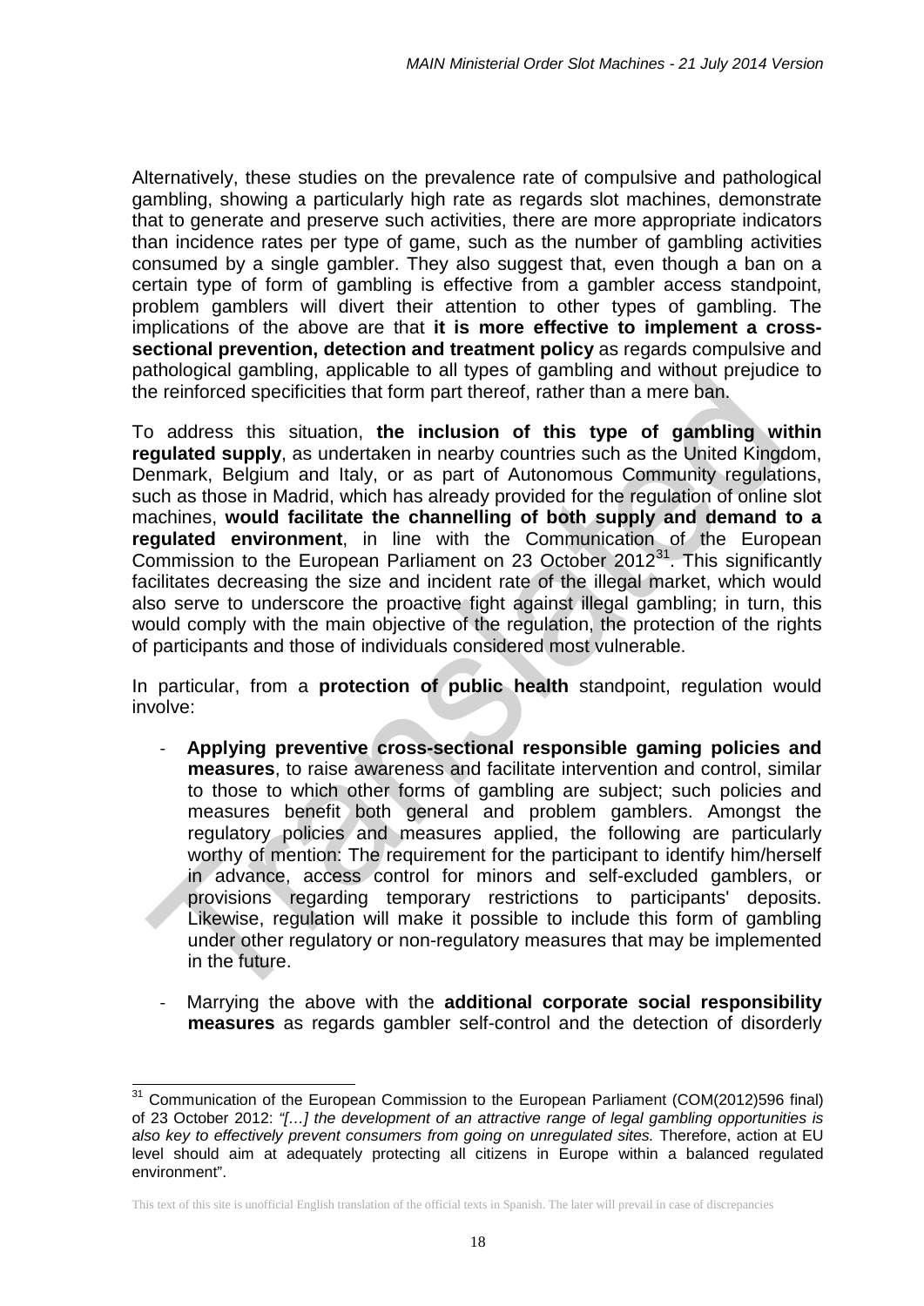Alternatively, these studies on the prevalence rate of compulsive and pathological gambling, showing a particularly high rate as regards slot machines, demonstrate that to generate and preserve such activities, there are more appropriate indicators than incidence rates per type of game, such as the number of gambling activities consumed by a single gambler. They also suggest that, even though a ban on a certain type of form of gambling is effective from a gambler access standpoint, problem gamblers will divert their attention to other types of gambling. The implications of the above are that **it is more effective to implement a cross-sectional prevention, detection and treatment policy** as regards compulsive and pathological gambling, applicable to all types of gambling and without prejudice to the reinforced specificities that form part thereof, rather than a mere ban.

To address this situation, **the inclusion of this type of gambling within regulated supply**, as undertaken in nearby countries such as the United Kingdom, Denmark, Belgium and Italy, or as part of Autonomous Community regulations, such as those in Madrid, which has already provided for the regulation of online slot machines, **would facilitate the channelling of both supply and demand to a regulated environment**, in line with the Communication of the European Commission to the European Parliament on 23 October 2012[31]. This significantly facilitates decreasing the size and incident rate of the illegal market, which would also serve to underscore the proactive fight against illegal gambling; in turn, this would comply with the main objective of the regulation, the protection of the rights of participants and those of individuals considered most vulnerable.

In particular, from a **protection of public health** standpoint, regulation would involve:

- **Applying preventive cross-sectional responsible gaming policies and measures**, to raise awareness and facilitate intervention and control, similar to those to which other forms of gambling are subject; such policies and measures benefit both general and problem gamblers. Amongst the regulatory policies and measures applied, the following are particularly worthy of mention: The requirement for the participant to identify him/herself in advance, access control for minors and self-excluded gamblers, or provisions regarding temporary restrictions to participants' deposits. Likewise, regulation will make it possible to include this form of gambling under other regulatory or non-regulatory measures that may be implemented in the future.

- Marrying the above with the **additional corporate social responsibility measures** as regards gambler self-control and the detection of disorderly

[31] Communication of the European Commission to the European Parliament (COM(2012)596 final) of 23 October 2012: *"[…] the development of an attractive range of legal gambling opportunities is also key to effectively prevent consumers from going on unregulated sites.* Therefore, action at EU level should aim at adequately protecting all citizens in Europe within a balanced regulated environment".

This text of this site is unofficial English translation of the official texts in Spanish. The later will prevail in case of discrepancies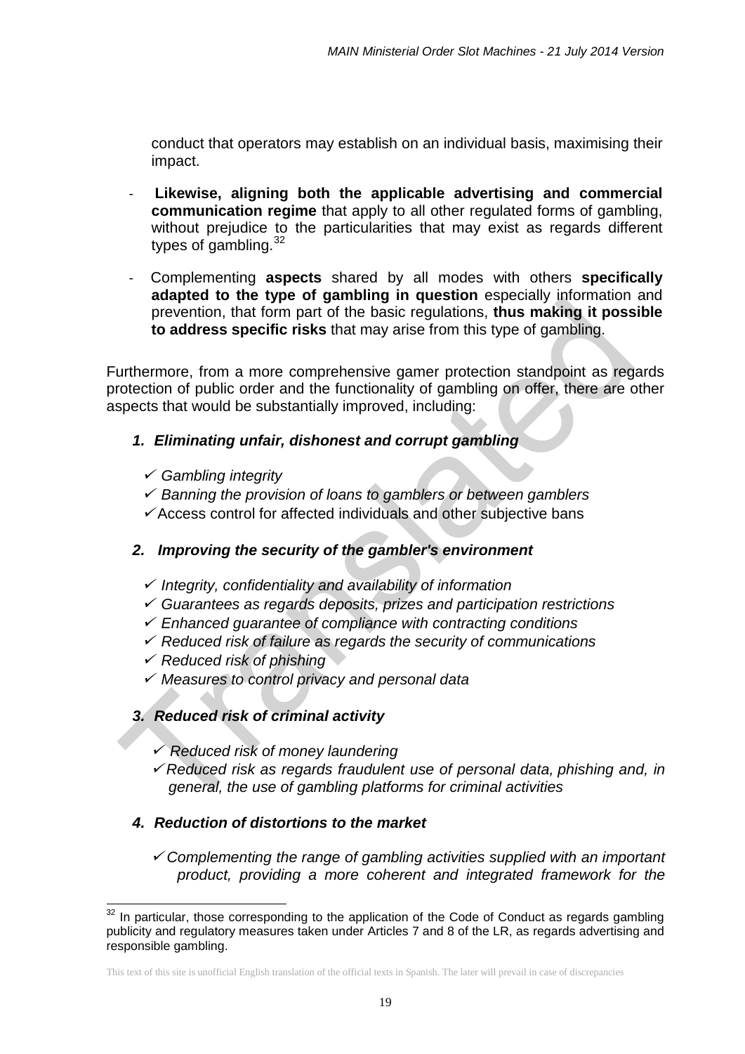conduct that operators may establish on an individual basis, maximising their impact.

- **Likewise, aligning both the applicable advertising and commercial communication regime** that apply to all other regulated forms of gambling, without prejudice to the particularities that may exist as regards different types of gambling.[32]

- Complementing **aspects** shared by all modes with others **specifically adapted to the type of gambling in question** especially information and prevention, that form part of the basic regulations, **thus making it possible to address specific risks** that may arise from this type of gambling.

Furthermore, from a more comprehensive gamer protection standpoint as regards protection of public order and the functionality of gambling on offer, there are other aspects that would be substantially improved, including:

1. ***Eliminating unfair, dishonest and corrupt gambling***

   - ✓ *Gambling integrity*
   - ✓ *Banning the provision of loans to gamblers or between gamblers*
   - ✓ Access control for affected individuals and other subjective bans

2. ***Improving the security of the gambler's environment***

   - ✓ *Integrity, confidentiality and availability of information*
   - ✓ *Guarantees as regards deposits, prizes and participation restrictions*
   - ✓ *Enhanced guarantee of compliance with contracting conditions*
   - ✓ *Reduced risk of failure as regards the security of communications*
   - ✓ *Reduced risk of phishing*
   - ✓ *Measures to control privacy and personal data*

3. ***Reduced risk of criminal activity***

   - ✓ *Reduced risk of money laundering*
   - ✓ *Reduced risk as regards fraudulent use of personal data, phishing and, in general, the use of gambling platforms for criminal activities*

4. ***Reduction of distortions to the market***

   - ✓ *Complementing the range of gambling activities supplied with an important product, providing a more coherent and integrated framework for the*

---

[32] In particular, those corresponding to the application of the Code of Conduct as regards gambling publicity and regulatory measures taken under Articles 7 and 8 of the LR, as regards advertising and responsible gambling.

This text of this site is unofficial English translation of the official texts in Spanish. The later will prevail in case of discrepancies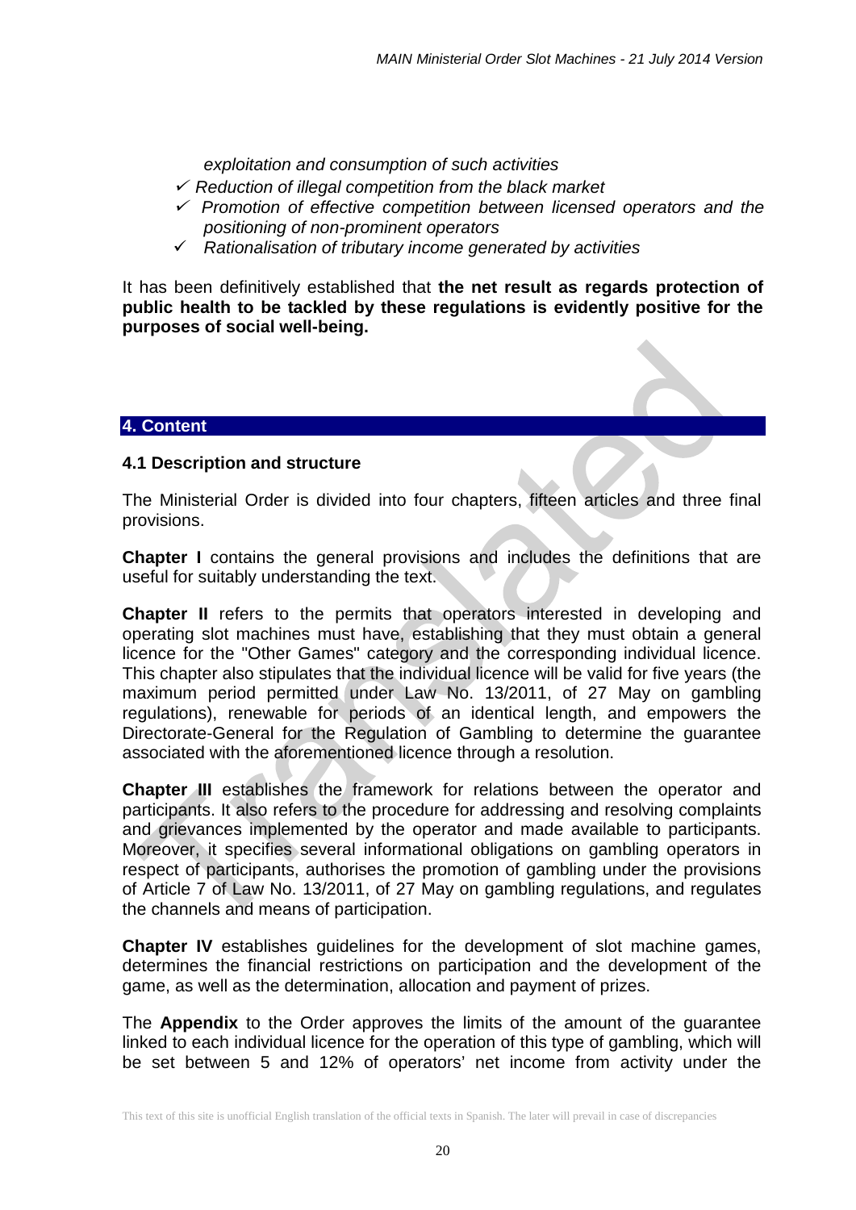*exploitation and consumption of such activities*

- ✓ *Reduction of illegal competition from the black market*
- ✓ *Promotion of effective competition between licensed operators and the positioning of non-prominent operators*
- ✓ *Rationalisation of tributary income generated by activities*

It has been definitively established that **the net result as regards protection of public health to be tackled by these regulations is evidently positive for the purposes of social well-being.**

## 4. Content

### 4.1 Description and structure

The Ministerial Order is divided into four chapters, fifteen articles and three final provisions.

**Chapter I** contains the general provisions and includes the definitions that are useful for suitably understanding the text.

**Chapter II** refers to the permits that operators interested in developing and operating slot machines must have, establishing that they must obtain a general licence for the "Other Games" category and the corresponding individual licence. This chapter also stipulates that the individual licence will be valid for five years (the maximum period permitted under Law No. 13/2011, of 27 May on gambling regulations), renewable for periods of an identical length, and empowers the Directorate-General for the Regulation of Gambling to determine the guarantee associated with the aforementioned licence through a resolution.

**Chapter III** establishes the framework for relations between the operator and participants. It also refers to the procedure for addressing and resolving complaints and grievances implemented by the operator and made available to participants. Moreover, it specifies several informational obligations on gambling operators in respect of participants, authorises the promotion of gambling under the provisions of Article 7 of Law No. 13/2011, of 27 May on gambling regulations, and regulates the channels and means of participation.

**Chapter IV** establishes guidelines for the development of slot machine games, determines the financial restrictions on participation and the development of the game, as well as the determination, allocation and payment of prizes.

The **Appendix** to the Order approves the limits of the amount of the guarantee linked to each individual licence for the operation of this type of gambling, which will be set between 5 and 12% of operators' net income from activity under the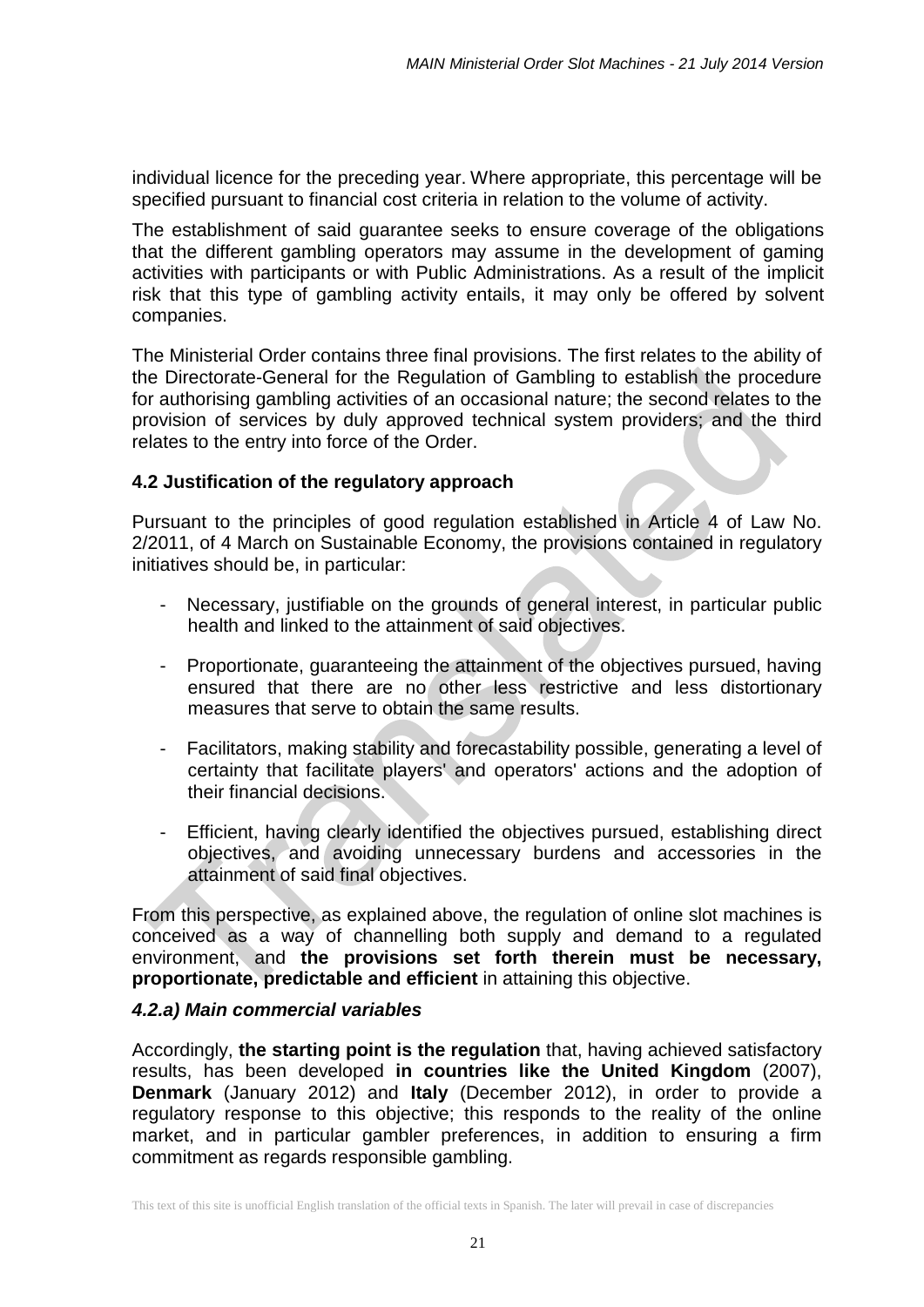individual licence for the preceding year. Where appropriate, this percentage will be specified pursuant to financial cost criteria in relation to the volume of activity.

The establishment of said guarantee seeks to ensure coverage of the obligations that the different gambling operators may assume in the development of gaming activities with participants or with Public Administrations. As a result of the implicit risk that this type of gambling activity entails, it may only be offered by solvent companies.

The Ministerial Order contains three final provisions. The first relates to the ability of the Directorate-General for the Regulation of Gambling to establish the procedure for authorising gambling activities of an occasional nature; the second relates to the provision of services by duly approved technical system providers; and the third relates to the entry into force of the Order.

### 4.2 Justification of the regulatory approach

Pursuant to the principles of good regulation established in Article 4 of Law No. 2/2011, of 4 March on Sustainable Economy, the provisions contained in regulatory initiatives should be, in particular:

- Necessary, justifiable on the grounds of general interest, in particular public health and linked to the attainment of said objectives.
- Proportionate, guaranteeing the attainment of the objectives pursued, having ensured that there are no other less restrictive and less distortionary measures that serve to obtain the same results.
- Facilitators, making stability and forecastability possible, generating a level of certainty that facilitate players' and operators' actions and the adoption of their financial decisions.
- Efficient, having clearly identified the objectives pursued, establishing direct objectives, and avoiding unnecessary burdens and accessories in the attainment of said final objectives.

From this perspective, as explained above, the regulation of online slot machines is conceived as a way of channelling both supply and demand to a regulated environment, and **the provisions set forth therein must be necessary, proportionate, predictable and efficient** in attaining this objective.

#### *4.2.a) Main commercial variables*

Accordingly, **the starting point is the regulation** that, having achieved satisfactory results, has been developed **in countries like the United Kingdom** (2007), **Denmark** (January 2012) and **Italy** (December 2012), in order to provide a regulatory response to this objective; this responds to the reality of the online market, and in particular gambler preferences, in addition to ensuring a firm commitment as regards responsible gambling.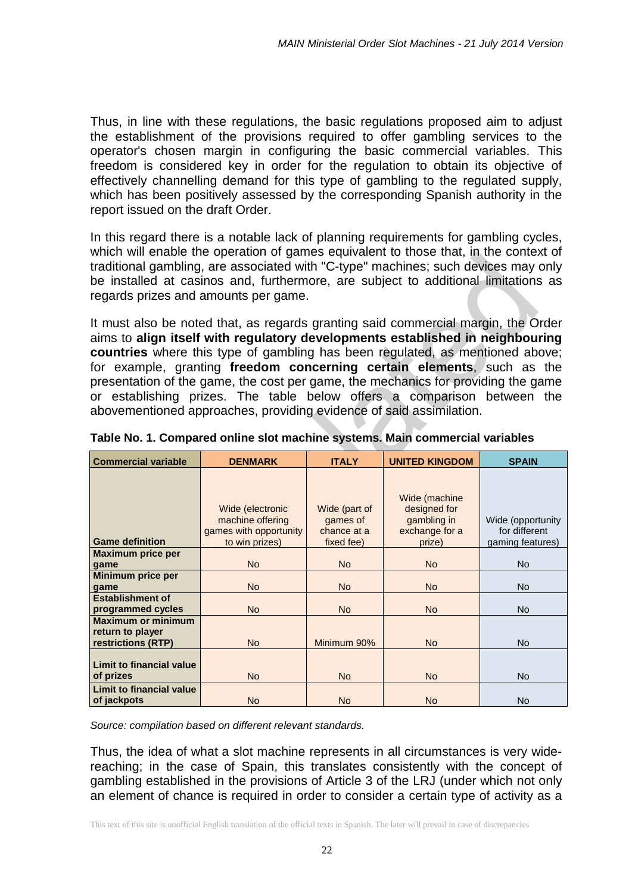Thus, in line with these regulations, the basic regulations proposed aim to adjust the establishment of the provisions required to offer gambling services to the operator's chosen margin in configuring the basic commercial variables. This freedom is considered key in order for the regulation to obtain its objective of effectively channelling demand for this type of gambling to the regulated supply, which has been positively assessed by the corresponding Spanish authority in the report issued on the draft Order.

In this regard there is a notable lack of planning requirements for gambling cycles, which will enable the operation of games equivalent to those that, in the context of traditional gambling, are associated with "C-type" machines; such devices may only be installed at casinos and, furthermore, are subject to additional limitations as regards prizes and amounts per game.

It must also be noted that, as regards granting said commercial margin, the Order aims to **align itself with regulatory developments established in neighbouring countries** where this type of gambling has been regulated, as mentioned above; for example, granting **freedom concerning certain elements**, such as the presentation of the game, the cost per game, the mechanics for providing the game or establishing prizes. The table below offers a comparison between the abovementioned approaches, providing evidence of said assimilation.

**Table No. 1. Compared online slot machine systems. Main commercial variables**

| Commercial variable | DENMARK | ITALY | UNITED KINGDOM | SPAIN |
|---|---|---|---|---|
| Game definition | Wide (electronic machine offering games with opportunity to win prizes) | Wide (part of games of chance at a fixed fee) | Wide (machine designed for gambling in exchange for a prize) | Wide (opportunity for different gaming features) |
| Maximum price per game | No | No | No | No |
| Minimum price per game | No | No | No | No |
| Establishment of programmed cycles | No | No | No | No |
| Maximum or minimum return to player restrictions (RTP) | No | Minimum 90% | No | No |
| Limit to financial value of prizes | No | No | No | No |
| Limit to financial value of jackpots | No | No | No | No |

*Source: compilation based on different relevant standards.*

Thus, the idea of what a slot machine represents in all circumstances is very wide-reaching; in the case of Spain, this translates consistently with the concept of gambling established in the provisions of Article 3 of the LRJ (under which not only an element of chance is required in order to consider a certain type of activity as a

This text of this site is unofficial English translation of the official texts in Spanish. The later will prevail in case of discrepancies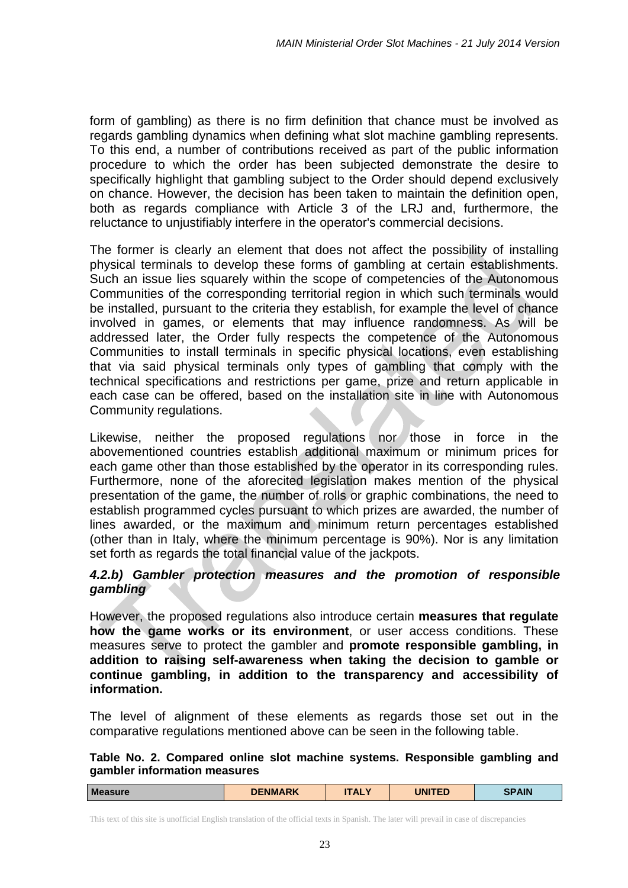form of gambling) as there is no firm definition that chance must be involved as regards gambling dynamics when defining what slot machine gambling represents. To this end, a number of contributions received as part of the public information procedure to which the order has been subjected demonstrate the desire to specifically highlight that gambling subject to the Order should depend exclusively on chance. However, the decision has been taken to maintain the definition open, both as regards compliance with Article 3 of the LRJ and, furthermore, the reluctance to unjustifiably interfere in the operator's commercial decisions.

The former is clearly an element that does not affect the possibility of installing physical terminals to develop these forms of gambling at certain establishments. Such an issue lies squarely within the scope of competencies of the Autonomous Communities of the corresponding territorial region in which such terminals would be installed, pursuant to the criteria they establish, for example the level of chance involved in games, or elements that may influence randomness. As will be addressed later, the Order fully respects the competence of the Autonomous Communities to install terminals in specific physical locations, even establishing that via said physical terminals only types of gambling that comply with the technical specifications and restrictions per game, prize and return applicable in each case can be offered, based on the installation site in line with Autonomous Community regulations.

Likewise, neither the proposed regulations nor those in force in the abovementioned countries establish additional maximum or minimum prices for each game other than those established by the operator in its corresponding rules. Furthermore, none of the aforecited legislation makes mention of the physical presentation of the game, the number of rolls or graphic combinations, the need to establish programmed cycles pursuant to which prizes are awarded, the number of lines awarded, or the maximum and minimum return percentages established (other than in Italy, where the minimum percentage is 90%). Nor is any limitation set forth as regards the total financial value of the jackpots.

#### *4.2.b) Gambler protection measures and the promotion of responsible gambling*

However, the proposed regulations also introduce certain **measures that regulate how the game works or its environment**, or user access conditions. These measures serve to protect the gambler and **promote responsible gambling, in addition to raising self-awareness when taking the decision to gamble or continue gambling, in addition to the transparency and accessibility of information.**

The level of alignment of these elements as regards those set out in the comparative regulations mentioned above can be seen in the following table.

**Table No. 2. Compared online slot machine systems. Responsible gambling and gambler information measures**

| Measure | DENMARK | ITALY | UNITED | SPAIN |
|---|---|---|---|---|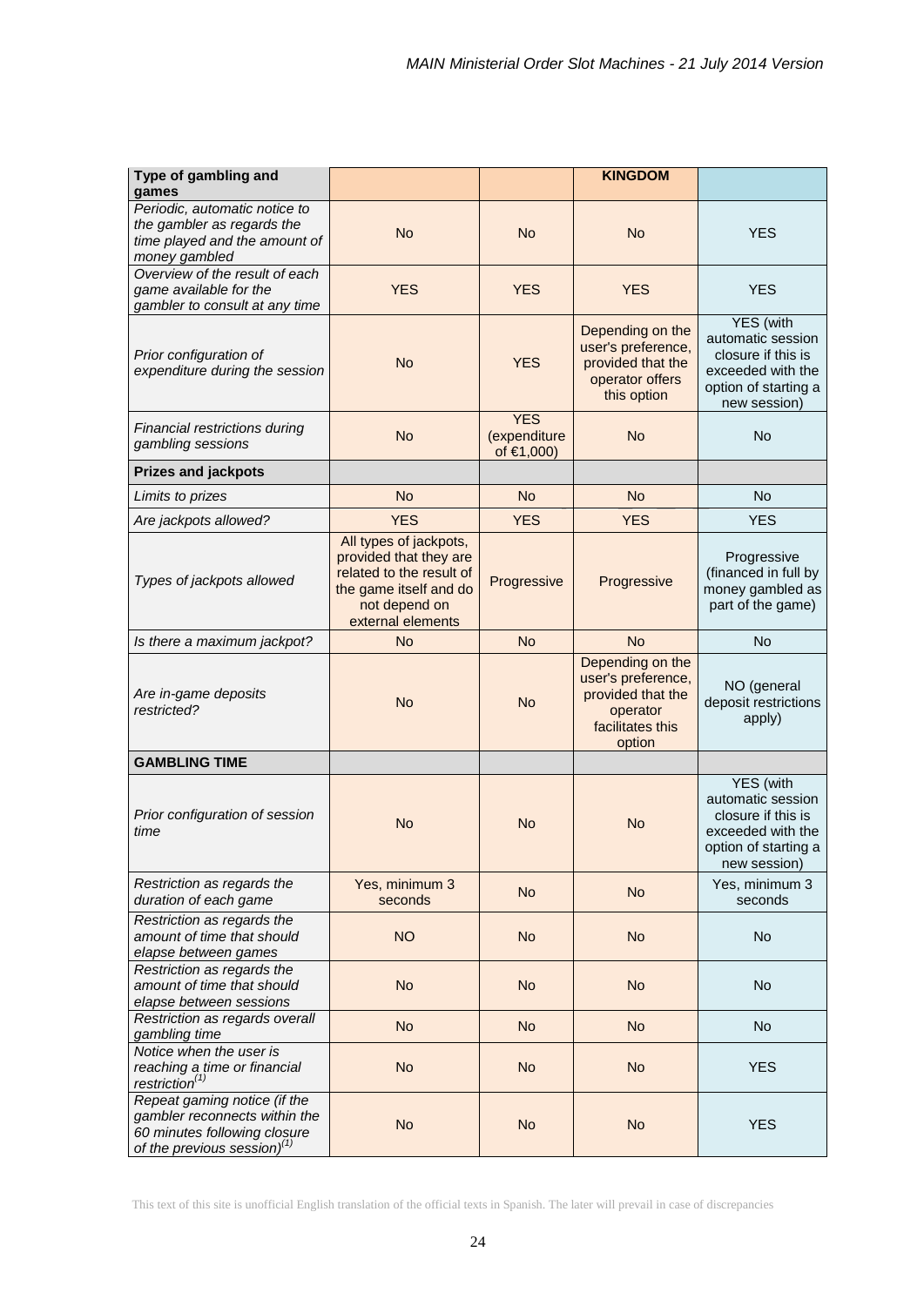| Type of gambling and games | | | KINGDOM | |
|---|---|---|---|---|
| *Periodic, automatic notice to the gambler as regards the time played and the amount of money gambled* | No | No | No | YES |
| *Overview of the result of each game available for the gambler to consult at any time* | YES | YES | YES | YES |
| *Prior configuration of expenditure during the session* | No | YES | Depending on the user's preference, provided that the operator offers this option | YES (with automatic session closure if this is exceeded with the option of starting a new session) |
| *Financial restrictions during gambling sessions* | No | YES (expenditure of €1,000) | No | No |
| **Prizes and jackpots** | | | | |
| *Limits to prizes* | No | No | No | No |
| *Are jackpots allowed?* | YES | YES | YES | YES |
| *Types of jackpots allowed* | All types of jackpots, provided that they are related to the result of the game itself and do not depend on external elements | Progressive | Progressive | Progressive (financed in full by money gambled as part of the game) |
| *Is there a maximum jackpot?* | No | No | No | No |
| *Are in-game deposits restricted?* | No | No | Depending on the user's preference, provided that the operator facilitates this option | NO (general deposit restrictions apply) |
| **GAMBLING TIME** | | | | |
| *Prior configuration of session time* | No | No | No | YES (with automatic session closure if this is exceeded with the option of starting a new session) |
| *Restriction as regards the duration of each game* | Yes, minimum 3 seconds | No | No | Yes, minimum 3 seconds |
| *Restriction as regards the amount of time that should elapse between games* | NO | No | No | No |
| *Restriction as regards the amount of time that should elapse between sessions* | No | No | No | No |
| *Restriction as regards overall gambling time* | No | No | No | No |
| *Notice when the user is reaching a time or financial restriction*[(1)] | No | No | No | YES |
| *Repeat gaming notice (if the gambler reconnects within the 60 minutes following closure of the previous session)*[(1)] | No | No | No | YES |

This text of this site is unofficial English translation of the official texts in Spanish. The later will prevail in case of discrepancies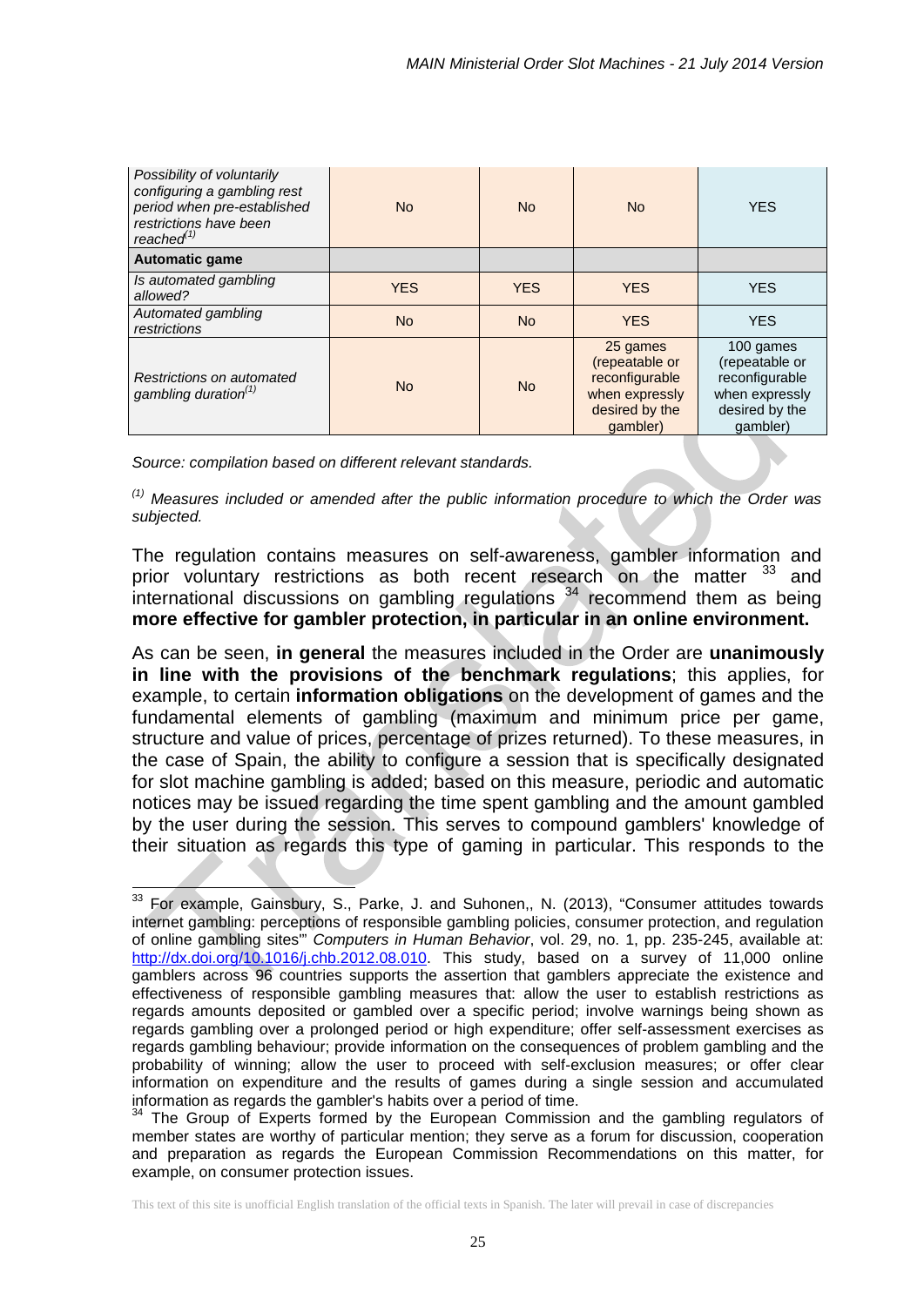| | | | | |
|---|---|---|---|---|
| *Possibility of voluntarily configuring a gambling rest period when pre-established restrictions have been reached[(1)]* | No | No | No | YES |
| **Automatic game** | | | | |
| *Is automated gambling allowed?* | YES | YES | YES | YES |
| *Automated gambling restrictions* | No | No | YES | YES |
| *Restrictions on automated gambling duration[(1)]* | No | No | 25 games (repeatable or reconfigurable when expressly desired by the gambler) | 100 games (repeatable or reconfigurable when expressly desired by the gambler) |

*Source: compilation based on different relevant standards.*

*[(1)] Measures included or amended after the public information procedure to which the Order was subjected.*

The regulation contains measures on self-awareness, gambler information and prior voluntary restrictions as both recent research on the matter [33] and international discussions on gambling regulations [34] recommend them as being **more effective for gambler protection, in particular in an online environment.**

As can be seen, **in general** the measures included in the Order are **unanimously in line with the provisions of the benchmark regulations**; this applies, for example, to certain **information obligations** on the development of games and the fundamental elements of gambling (maximum and minimum price per game, structure and value of prices, percentage of prizes returned). To these measures, in the case of Spain, the ability to configure a session that is specifically designated for slot machine gambling is added; based on this measure, periodic and automatic notices may be issued regarding the time spent gambling and the amount gambled by the user during the session. This serves to compound gamblers' knowledge of their situation as regards this type of gaming in particular. This responds to the

[33] For example, Gainsbury, S., Parke, J. and Suhonen,, N. (2013), "Consumer attitudes towards internet gambling: perceptions of responsible gambling policies, consumer protection, and regulation of online gambling sites'" *Computers in Human Behavior*, vol. 29, no. 1, pp. 235-245, available at: http://dx.doi.org/10.1016/j.chb.2012.08.010. This study, based on a survey of 11,000 online gamblers across 96 countries supports the assertion that gamblers appreciate the existence and effectiveness of responsible gambling measures that: allow the user to establish restrictions as regards amounts deposited or gambled over a specific period; involve warnings being shown as regards gambling over a prolonged period or high expenditure; offer self-assessment exercises as regards gambling behaviour; provide information on the consequences of problem gambling and the probability of winning; allow the user to proceed with self-exclusion measures; or offer clear information on expenditure and the results of games during a single session and accumulated information as regards the gambler's habits over a period of time.

[34] The Group of Experts formed by the European Commission and the gambling regulators of member states are worthy of particular mention; they serve as a forum for discussion, cooperation and preparation as regards the European Commission Recommendations on this matter, for example, on consumer protection issues.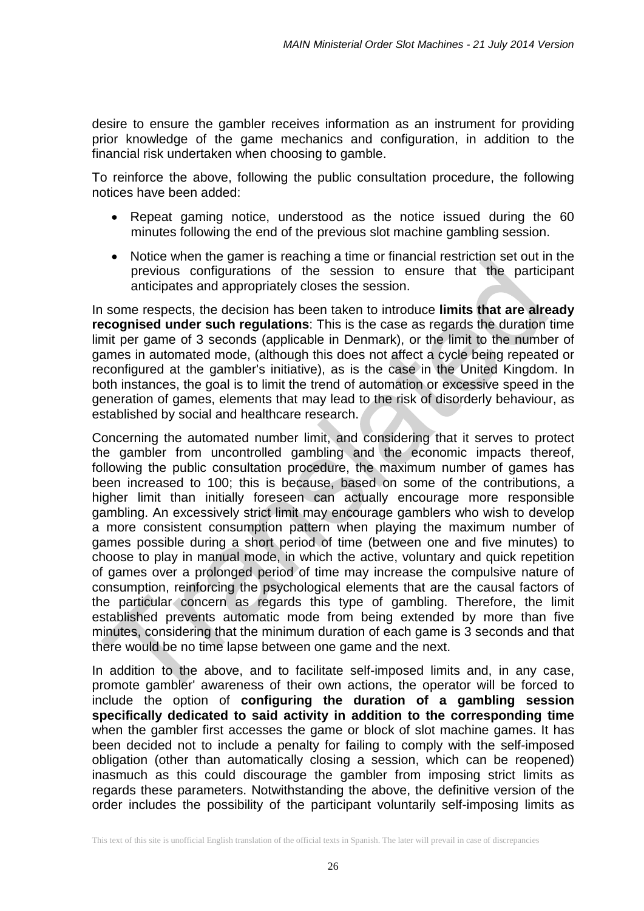desire to ensure the gambler receives information as an instrument for providing prior knowledge of the game mechanics and configuration, in addition to the financial risk undertaken when choosing to gamble.

To reinforce the above, following the public consultation procedure, the following notices have been added:

- Repeat gaming notice, understood as the notice issued during the 60 minutes following the end of the previous slot machine gambling session.
- Notice when the gamer is reaching a time or financial restriction set out in the previous configurations of the session to ensure that the participant anticipates and appropriately closes the session.

In some respects, the decision has been taken to introduce **limits that are already recognised under such regulations**: This is the case as regards the duration time limit per game of 3 seconds (applicable in Denmark), or the limit to the number of games in automated mode, (although this does not affect a cycle being repeated or reconfigured at the gambler's initiative), as is the case in the United Kingdom. In both instances, the goal is to limit the trend of automation or excessive speed in the generation of games, elements that may lead to the risk of disorderly behaviour, as established by social and healthcare research.

Concerning the automated number limit, and considering that it serves to protect the gambler from uncontrolled gambling and the economic impacts thereof, following the public consultation procedure, the maximum number of games has been increased to 100; this is because, based on some of the contributions, a higher limit than initially foreseen can actually encourage more responsible gambling. An excessively strict limit may encourage gamblers who wish to develop a more consistent consumption pattern when playing the maximum number of games possible during a short period of time (between one and five minutes) to choose to play in manual mode, in which the active, voluntary and quick repetition of games over a prolonged period of time may increase the compulsive nature of consumption, reinforcing the psychological elements that are the causal factors of the particular concern as regards this type of gambling. Therefore, the limit established prevents automatic mode from being extended by more than five minutes, considering that the minimum duration of each game is 3 seconds and that there would be no time lapse between one game and the next.

In addition to the above, and to facilitate self-imposed limits and, in any case, promote gambler' awareness of their own actions, the operator will be forced to include the option of **configuring the duration of a gambling session specifically dedicated to said activity in addition to the corresponding time** when the gambler first accesses the game or block of slot machine games. It has been decided not to include a penalty for failing to comply with the self-imposed obligation (other than automatically closing a session, which can be reopened) inasmuch as this could discourage the gambler from imposing strict limits as regards these parameters. Notwithstanding the above, the definitive version of the order includes the possibility of the participant voluntarily self-imposing limits as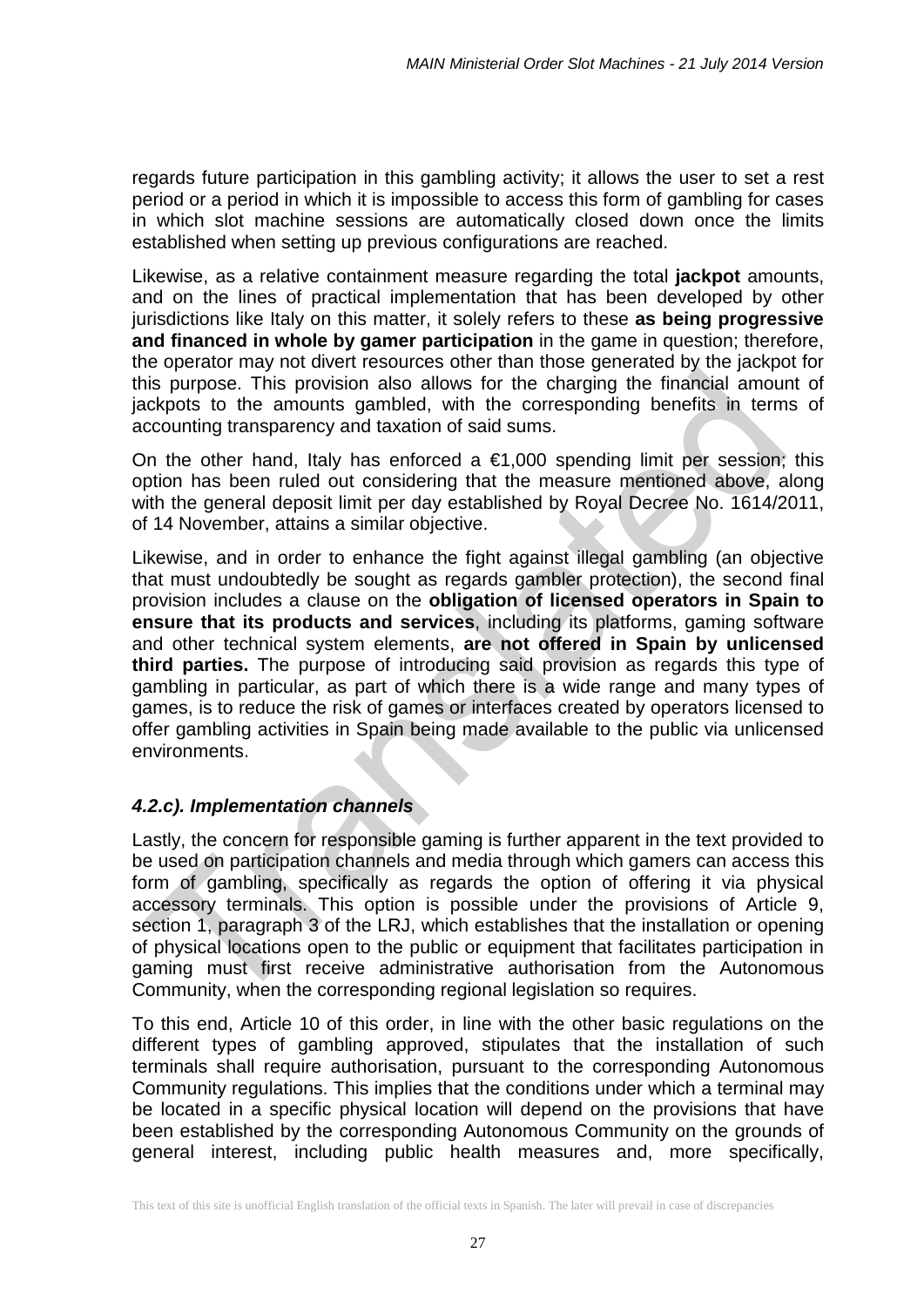regards future participation in this gambling activity; it allows the user to set a rest period or a period in which it is impossible to access this form of gambling for cases in which slot machine sessions are automatically closed down once the limits established when setting up previous configurations are reached.

Likewise, as a relative containment measure regarding the total **jackpot** amounts, and on the lines of practical implementation that has been developed by other jurisdictions like Italy on this matter, it solely refers to these **as being progressive and financed in whole by gamer participation** in the game in question; therefore, the operator may not divert resources other than those generated by the jackpot for this purpose. This provision also allows for the charging the financial amount of jackpots to the amounts gambled, with the corresponding benefits in terms of accounting transparency and taxation of said sums.

On the other hand, Italy has enforced a €1,000 spending limit per session; this option has been ruled out considering that the measure mentioned above, along with the general deposit limit per day established by Royal Decree No. 1614/2011, of 14 November, attains a similar objective.

Likewise, and in order to enhance the fight against illegal gambling (an objective that must undoubtedly be sought as regards gambler protection), the second final provision includes a clause on the **obligation of licensed operators in Spain to ensure that its products and services**, including its platforms, gaming software and other technical system elements, **are not offered in Spain by unlicensed third parties.** The purpose of introducing said provision as regards this type of gambling in particular, as part of which there is a wide range and many types of games, is to reduce the risk of games or interfaces created by operators licensed to offer gambling activities in Spain being made available to the public via unlicensed environments.

#### *4.2.c). Implementation channels*

Lastly, the concern for responsible gaming is further apparent in the text provided to be used on participation channels and media through which gamers can access this form of gambling, specifically as regards the option of offering it via physical accessory terminals. This option is possible under the provisions of Article 9, section 1, paragraph 3 of the LRJ, which establishes that the installation or opening of physical locations open to the public or equipment that facilitates participation in gaming must first receive administrative authorisation from the Autonomous Community, when the corresponding regional legislation so requires.

To this end, Article 10 of this order, in line with the other basic regulations on the different types of gambling approved, stipulates that the installation of such terminals shall require authorisation, pursuant to the corresponding Autonomous Community regulations. This implies that the conditions under which a terminal may be located in a specific physical location will depend on the provisions that have been established by the corresponding Autonomous Community on the grounds of general interest, including public health measures and, more specifically,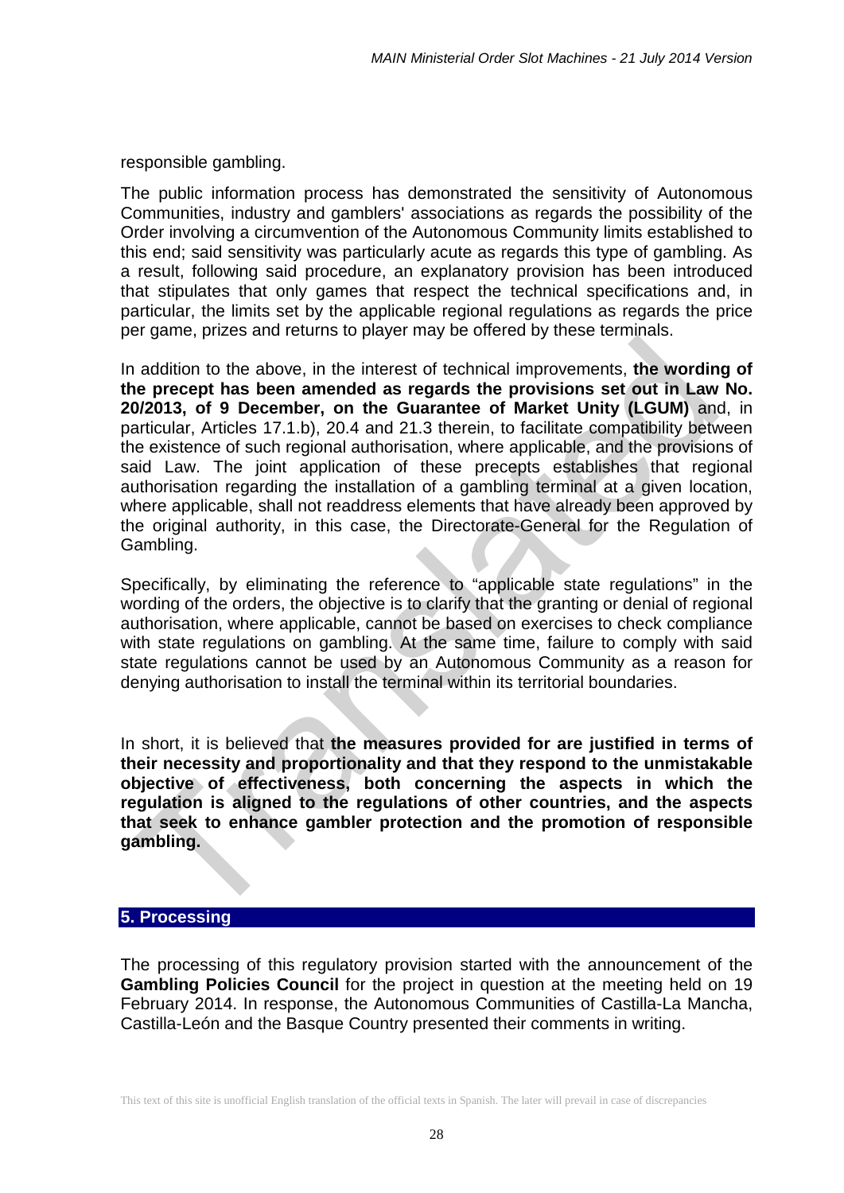responsible gambling.

The public information process has demonstrated the sensitivity of Autonomous Communities, industry and gamblers' associations as regards the possibility of the Order involving a circumvention of the Autonomous Community limits established to this end; said sensitivity was particularly acute as regards this type of gambling. As a result, following said procedure, an explanatory provision has been introduced that stipulates that only games that respect the technical specifications and, in particular, the limits set by the applicable regional regulations as regards the price per game, prizes and returns to player may be offered by these terminals.

In addition to the above, in the interest of technical improvements, **the wording of the precept has been amended as regards the provisions set out in Law No. 20/2013, of 9 December, on the Guarantee of Market Unity (LGUM)** and, in particular, Articles 17.1.b), 20.4 and 21.3 therein, to facilitate compatibility between the existence of such regional authorisation, where applicable, and the provisions of said Law. The joint application of these precepts establishes that regional authorisation regarding the installation of a gambling terminal at a given location, where applicable, shall not readdress elements that have already been approved by the original authority, in this case, the Directorate-General for the Regulation of Gambling.

Specifically, by eliminating the reference to "applicable state regulations" in the wording of the orders, the objective is to clarify that the granting or denial of regional authorisation, where applicable, cannot be based on exercises to check compliance with state regulations on gambling. At the same time, failure to comply with said state regulations cannot be used by an Autonomous Community as a reason for denying authorisation to install the terminal within its territorial boundaries.

In short, it is believed that **the measures provided for are justified in terms of their necessity and proportionality and that they respond to the unmistakable objective of effectiveness, both concerning the aspects in which the regulation is aligned to the regulations of other countries, and the aspects that seek to enhance gambler protection and the promotion of responsible gambling.**

## 5. Processing

The processing of this regulatory provision started with the announcement of the **Gambling Policies Council** for the project in question at the meeting held on 19 February 2014. In response, the Autonomous Communities of Castilla-La Mancha, Castilla-León and the Basque Country presented their comments in writing.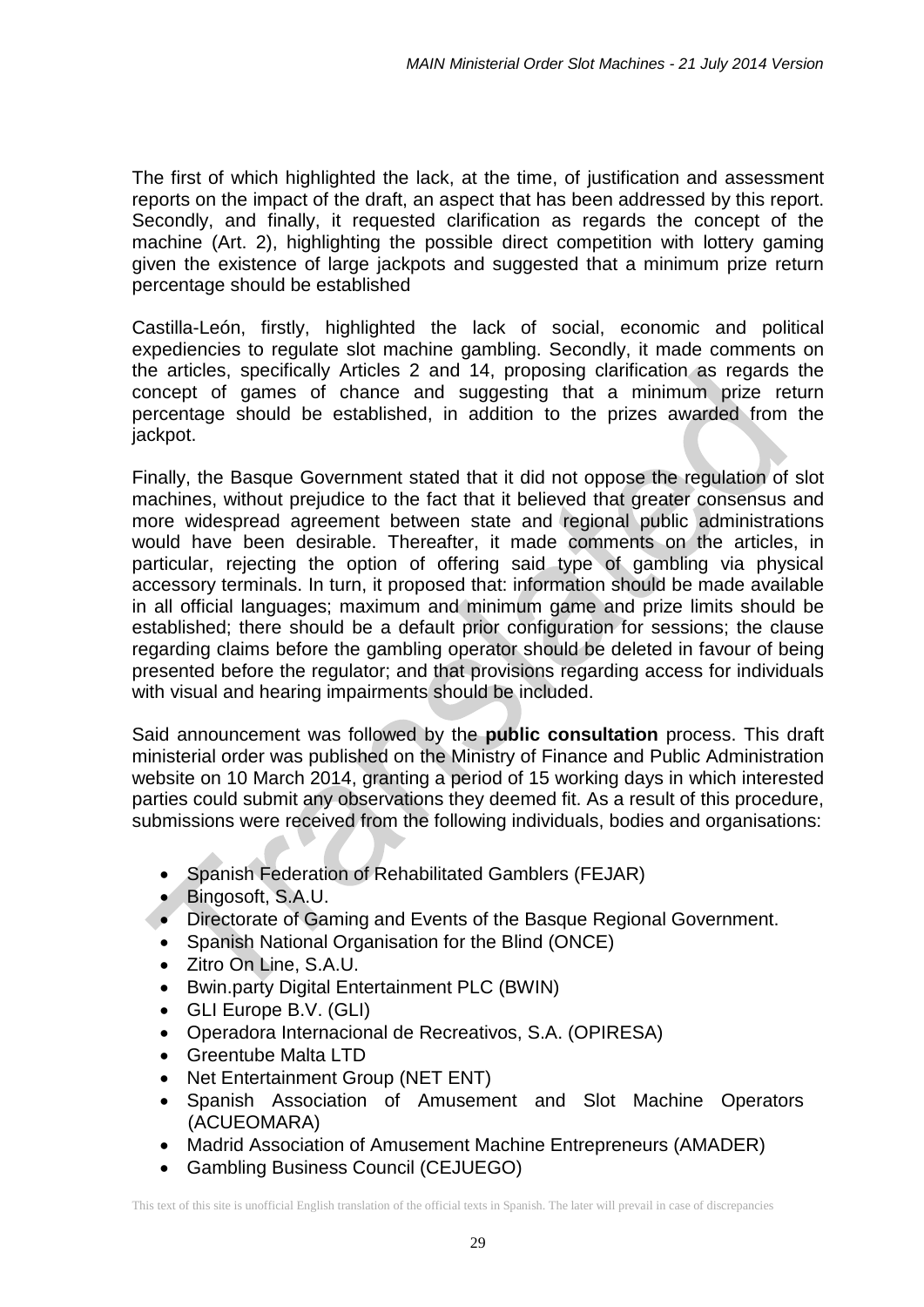The first of which highlighted the lack, at the time, of justification and assessment reports on the impact of the draft, an aspect that has been addressed by this report. Secondly, and finally, it requested clarification as regards the concept of the machine (Art. 2), highlighting the possible direct competition with lottery gaming given the existence of large jackpots and suggested that a minimum prize return percentage should be established

Castilla-León, firstly, highlighted the lack of social, economic and political expediencies to regulate slot machine gambling. Secondly, it made comments on the articles, specifically Articles 2 and 14, proposing clarification as regards the concept of games of chance and suggesting that a minimum prize return percentage should be established, in addition to the prizes awarded from the jackpot.

Finally, the Basque Government stated that it did not oppose the regulation of slot machines, without prejudice to the fact that it believed that greater consensus and more widespread agreement between state and regional public administrations would have been desirable. Thereafter, it made comments on the articles, in particular, rejecting the option of offering said type of gambling via physical accessory terminals. In turn, it proposed that: information should be made available in all official languages; maximum and minimum game and prize limits should be established; there should be a default prior configuration for sessions; the clause regarding claims before the gambling operator should be deleted in favour of being presented before the regulator; and that provisions regarding access for individuals with visual and hearing impairments should be included.

Said announcement was followed by the **public consultation** process. This draft ministerial order was published on the Ministry of Finance and Public Administration website on 10 March 2014, granting a period of 15 working days in which interested parties could submit any observations they deemed fit. As a result of this procedure, submissions were received from the following individuals, bodies and organisations:

- Spanish Federation of Rehabilitated Gamblers (FEJAR)
- Bingosoft, S.A.U.
- Directorate of Gaming and Events of the Basque Regional Government.
- Spanish National Organisation for the Blind (ONCE)
- Zitro On Line, S.A.U.
- Bwin.party Digital Entertainment PLC (BWIN)
- GLI Europe B.V. (GLI)
- Operadora Internacional de Recreativos, S.A. (OPIRESA)
- Greentube Malta LTD
- Net Entertainment Group (NET ENT)
- Spanish Association of Amusement and Slot Machine Operators (ACUEOMARA)
- Madrid Association of Amusement Machine Entrepreneurs (AMADER)
- Gambling Business Council (CEJUEGO)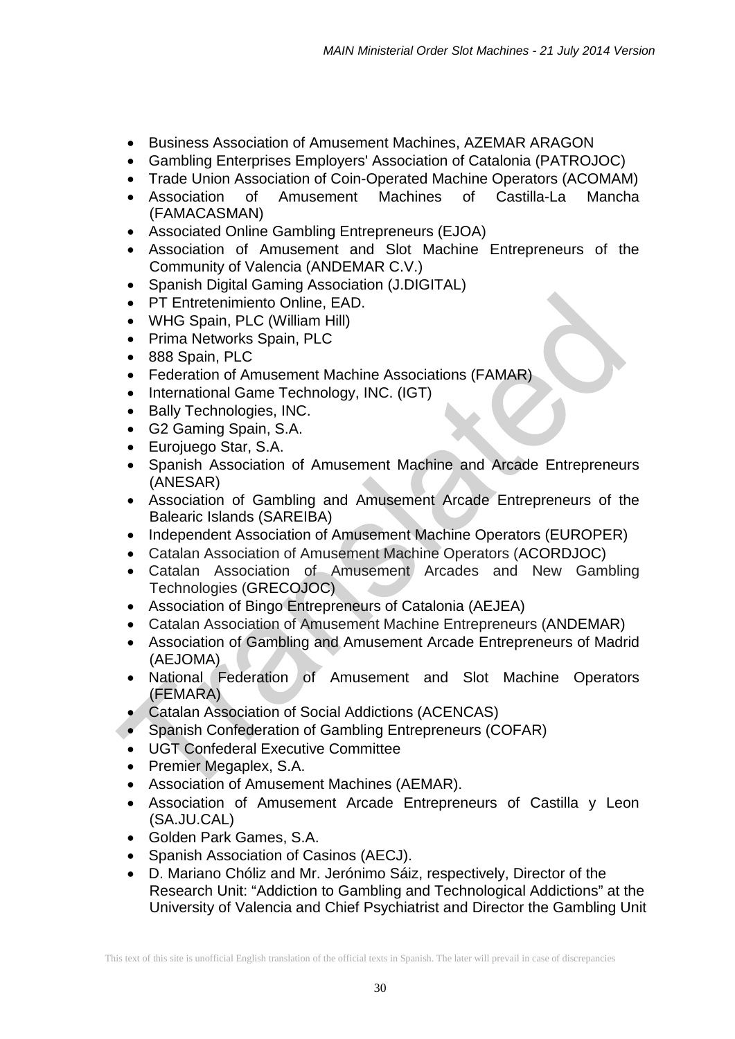- Business Association of Amusement Machines, AZEMAR ARAGON
- Gambling Enterprises Employers' Association of Catalonia (PATROJOC)
- Trade Union Association of Coin-Operated Machine Operators (ACOMAM)
- Association of Amusement Machines of Castilla-La Mancha (FAMACASMAN)
- Associated Online Gambling Entrepreneurs (EJOA)
- Association of Amusement and Slot Machine Entrepreneurs of the Community of Valencia (ANDEMAR C.V.)
- Spanish Digital Gaming Association (J.DIGITAL)
- PT Entretenimiento Online, EAD.
- WHG Spain, PLC (William Hill)
- Prima Networks Spain, PLC
- 888 Spain, PLC
- Federation of Amusement Machine Associations (FAMAR)
- International Game Technology, INC. (IGT)
- Bally Technologies, INC.
- G2 Gaming Spain, S.A.
- Eurojuego Star, S.A.
- Spanish Association of Amusement Machine and Arcade Entrepreneurs (ANESAR)
- Association of Gambling and Amusement Arcade Entrepreneurs of the Balearic Islands (SAREIBA)
- Independent Association of Amusement Machine Operators (EUROPER)
- Catalan Association of Amusement Machine Operators (ACORDJOC)
- Catalan Association of Amusement Arcades and New Gambling Technologies (GRECOJOC)
- Association of Bingo Entrepreneurs of Catalonia (AEJEA)
- Catalan Association of Amusement Machine Entrepreneurs (ANDEMAR)
- Association of Gambling and Amusement Arcade Entrepreneurs of Madrid (AEJOMA)
- National Federation of Amusement and Slot Machine Operators (FEMARA)
- Catalan Association of Social Addictions (ACENCAS)
- Spanish Confederation of Gambling Entrepreneurs (COFAR)
- UGT Confederal Executive Committee
- Premier Megaplex, S.A.
- Association of Amusement Machines (AEMAR).
- Association of Amusement Arcade Entrepreneurs of Castilla y Leon (SA.JU.CAL)
- Golden Park Games, S.A.
- Spanish Association of Casinos (AECJ).
- D. Mariano Chóliz and Mr. Jerónimo Sáiz, respectively, Director of the Research Unit: "Addiction to Gambling and Technological Addictions" at the University of Valencia and Chief Psychiatrist and Director the Gambling Unit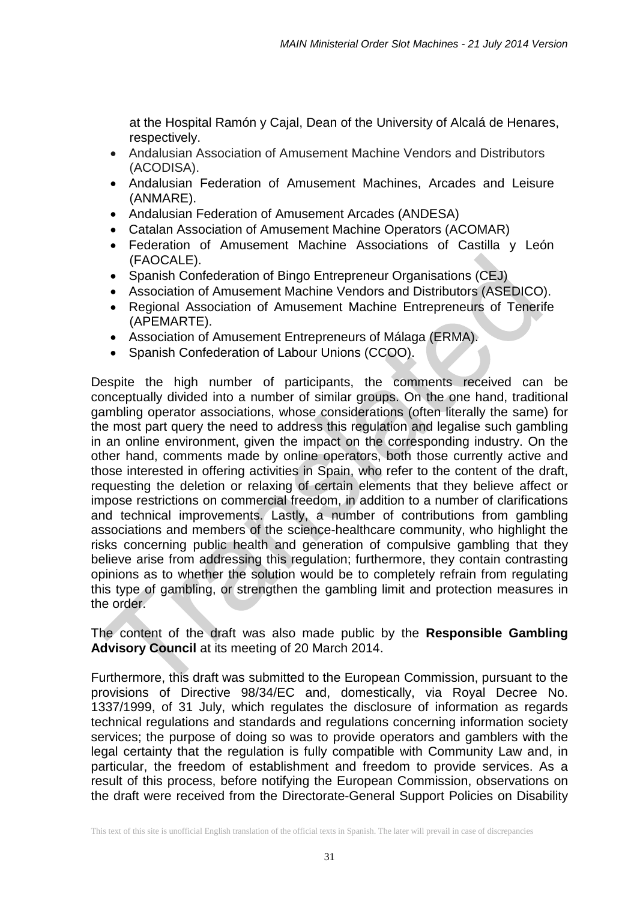at the Hospital Ramón y Cajal, Dean of the University of Alcalá de Henares, respectively.

- Andalusian Association of Amusement Machine Vendors and Distributors (ACODISA).
- Andalusian Federation of Amusement Machines, Arcades and Leisure (ANMARE).
- Andalusian Federation of Amusement Arcades (ANDESA)
- Catalan Association of Amusement Machine Operators (ACOMAR)
- Federation of Amusement Machine Associations of Castilla y León (FAOCALE).
- Spanish Confederation of Bingo Entrepreneur Organisations (CEJ)
- Association of Amusement Machine Vendors and Distributors (ASEDICO).
- Regional Association of Amusement Machine Entrepreneurs of Tenerife (APEMARTE).
- Association of Amusement Entrepreneurs of Málaga (ERMA).
- Spanish Confederation of Labour Unions (CCOO).

Despite the high number of participants, the comments received can be conceptually divided into a number of similar groups. On the one hand, traditional gambling operator associations, whose considerations (often literally the same) for the most part query the need to address this regulation and legalise such gambling in an online environment, given the impact on the corresponding industry. On the other hand, comments made by online operators, both those currently active and those interested in offering activities in Spain, who refer to the content of the draft, requesting the deletion or relaxing of certain elements that they believe affect or impose restrictions on commercial freedom, in addition to a number of clarifications and technical improvements. Lastly, a number of contributions from gambling associations and members of the science-healthcare community, who highlight the risks concerning public health and generation of compulsive gambling that they believe arise from addressing this regulation; furthermore, they contain contrasting opinions as to whether the solution would be to completely refrain from regulating this type of gambling, or strengthen the gambling limit and protection measures in the order.

The content of the draft was also made public by the **Responsible Gambling Advisory Council** at its meeting of 20 March 2014.

Furthermore, this draft was submitted to the European Commission, pursuant to the provisions of Directive 98/34/EC and, domestically, via Royal Decree No. 1337/1999, of 31 July, which regulates the disclosure of information as regards technical regulations and standards and regulations concerning information society services; the purpose of doing so was to provide operators and gamblers with the legal certainty that the regulation is fully compatible with Community Law and, in particular, the freedom of establishment and freedom to provide services. As a result of this process, before notifying the European Commission, observations on the draft were received from the Directorate-General Support Policies on Disability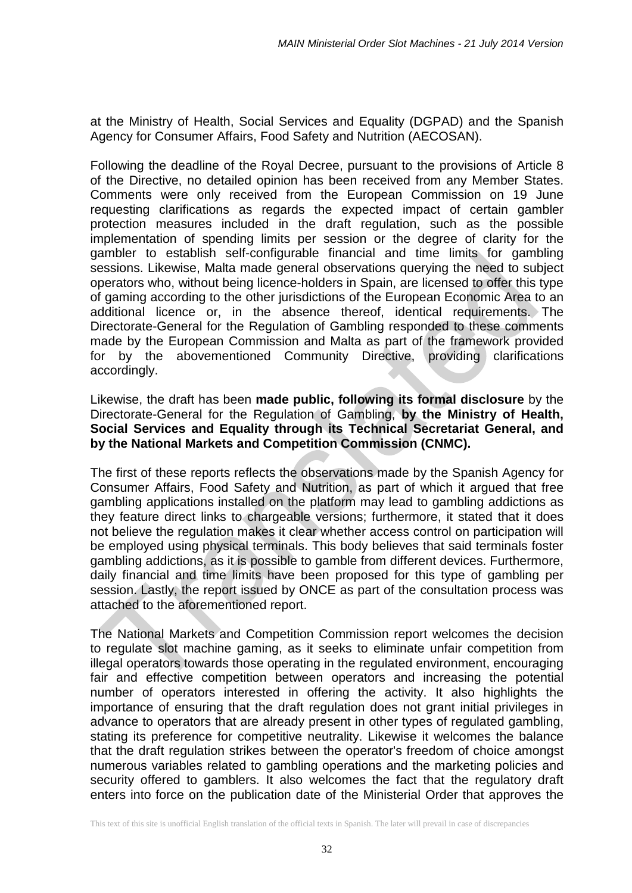at the Ministry of Health, Social Services and Equality (DGPAD) and the Spanish Agency for Consumer Affairs, Food Safety and Nutrition (AECOSAN).

Following the deadline of the Royal Decree, pursuant to the provisions of Article 8 of the Directive, no detailed opinion has been received from any Member States. Comments were only received from the European Commission on 19 June requesting clarifications as regards the expected impact of certain gambler protection measures included in the draft regulation, such as the possible implementation of spending limits per session or the degree of clarity for the gambler to establish self-configurable financial and time limits for gambling sessions. Likewise, Malta made general observations querying the need to subject operators who, without being licence-holders in Spain, are licensed to offer this type of gaming according to the other jurisdictions of the European Economic Area to an additional licence or, in the absence thereof, identical requirements. The Directorate-General for the Regulation of Gambling responded to these comments made by the European Commission and Malta as part of the framework provided for by the abovementioned Community Directive, providing clarifications accordingly.

Likewise, the draft has been **made public, following its formal disclosure** by the Directorate-General for the Regulation of Gambling, **by the Ministry of Health, Social Services and Equality through its Technical Secretariat General, and by the National Markets and Competition Commission (CNMC).**

The first of these reports reflects the observations made by the Spanish Agency for Consumer Affairs, Food Safety and Nutrition, as part of which it argued that free gambling applications installed on the platform may lead to gambling addictions as they feature direct links to chargeable versions; furthermore, it stated that it does not believe the regulation makes it clear whether access control on participation will be employed using physical terminals. This body believes that said terminals foster gambling addictions, as it is possible to gamble from different devices. Furthermore, daily financial and time limits have been proposed for this type of gambling per session. Lastly, the report issued by ONCE as part of the consultation process was attached to the aforementioned report.

The National Markets and Competition Commission report welcomes the decision to regulate slot machine gaming, as it seeks to eliminate unfair competition from illegal operators towards those operating in the regulated environment, encouraging fair and effective competition between operators and increasing the potential number of operators interested in offering the activity. It also highlights the importance of ensuring that the draft regulation does not grant initial privileges in advance to operators that are already present in other types of regulated gambling, stating its preference for competitive neutrality. Likewise it welcomes the balance that the draft regulation strikes between the operator's freedom of choice amongst numerous variables related to gambling operations and the marketing policies and security offered to gamblers. It also welcomes the fact that the regulatory draft enters into force on the publication date of the Ministerial Order that approves the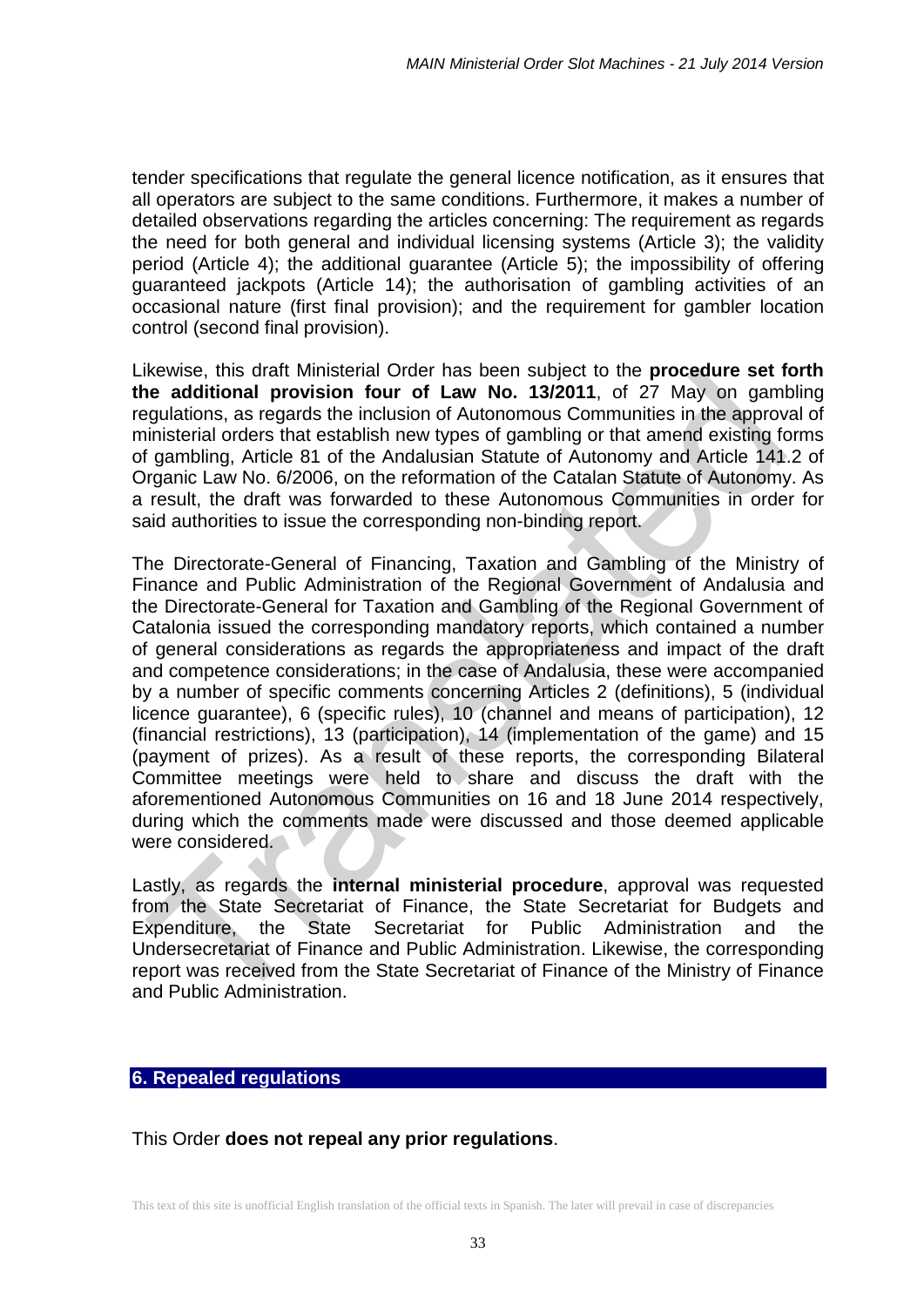tender specifications that regulate the general licence notification, as it ensures that all operators are subject to the same conditions. Furthermore, it makes a number of detailed observations regarding the articles concerning: The requirement as regards the need for both general and individual licensing systems (Article 3); the validity period (Article 4); the additional guarantee (Article 5); the impossibility of offering guaranteed jackpots (Article 14); the authorisation of gambling activities of an occasional nature (first final provision); and the requirement for gambler location control (second final provision).

Likewise, this draft Ministerial Order has been subject to the **procedure set forth the additional provision four of Law No. 13/2011**, of 27 May on gambling regulations, as regards the inclusion of Autonomous Communities in the approval of ministerial orders that establish new types of gambling or that amend existing forms of gambling, Article 81 of the Andalusian Statute of Autonomy and Article 141.2 of Organic Law No. 6/2006, on the reformation of the Catalan Statute of Autonomy. As a result, the draft was forwarded to these Autonomous Communities in order for said authorities to issue the corresponding non-binding report.

The Directorate-General of Financing, Taxation and Gambling of the Ministry of Finance and Public Administration of the Regional Government of Andalusia and the Directorate-General for Taxation and Gambling of the Regional Government of Catalonia issued the corresponding mandatory reports, which contained a number of general considerations as regards the appropriateness and impact of the draft and competence considerations; in the case of Andalusia, these were accompanied by a number of specific comments concerning Articles 2 (definitions), 5 (individual licence guarantee), 6 (specific rules), 10 (channel and means of participation), 12 (financial restrictions), 13 (participation), 14 (implementation of the game) and 15 (payment of prizes). As a result of these reports, the corresponding Bilateral Committee meetings were held to share and discuss the draft with the aforementioned Autonomous Communities on 16 and 18 June 2014 respectively, during which the comments made were discussed and those deemed applicable were considered.

Lastly, as regards the **internal ministerial procedure**, approval was requested from the State Secretariat of Finance, the State Secretariat for Budgets and Expenditure, the State Secretariat for Public Administration and the Undersecretariat of Finance and Public Administration. Likewise, the corresponding report was received from the State Secretariat of Finance of the Ministry of Finance and Public Administration.

## 6. Repealed regulations

This Order **does not repeal any prior regulations**.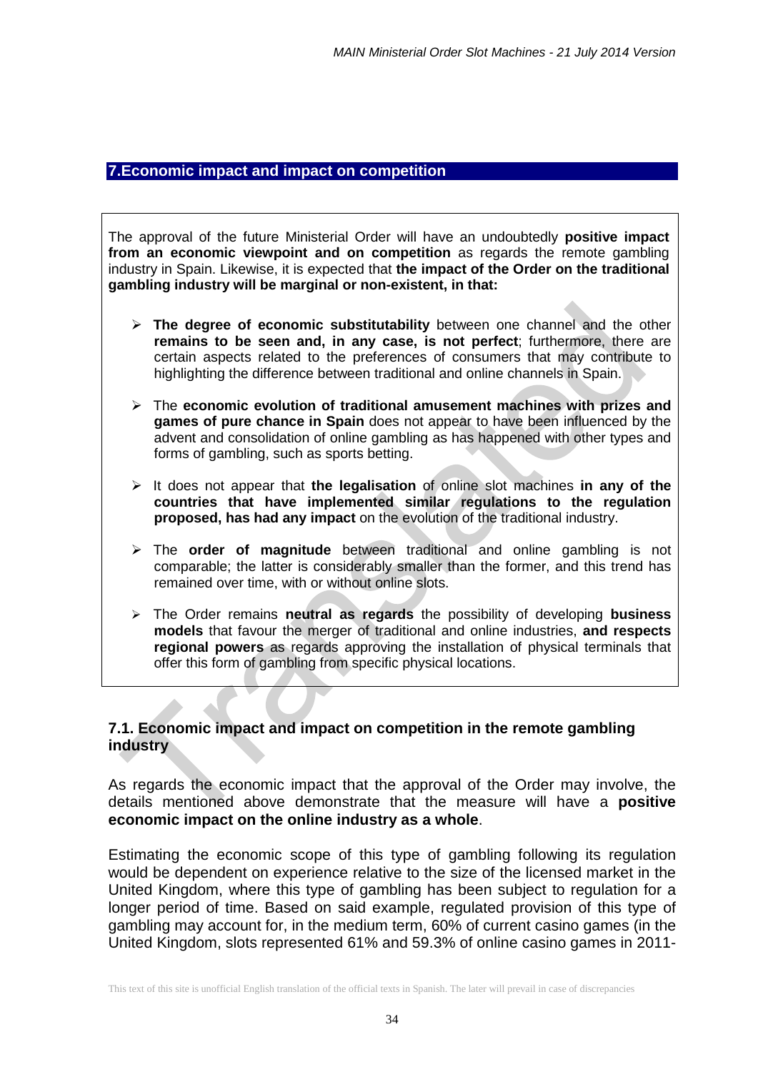## 7. Economic impact and impact on competition

The approval of the future Ministerial Order will have an undoubtedly **positive impact from an economic viewpoint and on competition** as regards the remote gambling industry in Spain. Likewise, it is expected that **the impact of the Order on the traditional gambling industry will be marginal or non-existent, in that:**

- **The degree of economic substitutability** between one channel and the other **remains to be seen and, in any case, is not perfect**; furthermore, there are certain aspects related to the preferences of consumers that may contribute to highlighting the difference between traditional and online channels in Spain.
- The **economic evolution of traditional amusement machines with prizes and games of pure chance in Spain** does not appear to have been influenced by the advent and consolidation of online gambling as has happened with other types and forms of gambling, such as sports betting.
- It does not appear that **the legalisation** of online slot machines **in any of the countries that have implemented similar regulations to the regulation proposed, has had any impact** on the evolution of the traditional industry.
- The **order of magnitude** between traditional and online gambling is not comparable; the latter is considerably smaller than the former, and this trend has remained over time, with or without online slots.
- The Order remains **neutral as regards** the possibility of developing **business models** that favour the merger of traditional and online industries, **and respects regional powers** as regards approving the installation of physical terminals that offer this form of gambling from specific physical locations.

### 7.1. Economic impact and impact on competition in the remote gambling industry

As regards the economic impact that the approval of the Order may involve, the details mentioned above demonstrate that the measure will have a **positive economic impact on the online industry as a whole**.

Estimating the economic scope of this type of gambling following its regulation would be dependent on experience relative to the size of the licensed market in the United Kingdom, where this type of gambling has been subject to regulation for a longer period of time. Based on said example, regulated provision of this type of gambling may account for, in the medium term, 60% of current casino games (in the United Kingdom, slots represented 61% and 59.3% of online casino games in 2011-

This text of this site is unofficial English translation of the official texts in Spanish. The later will prevail in case of discrepancies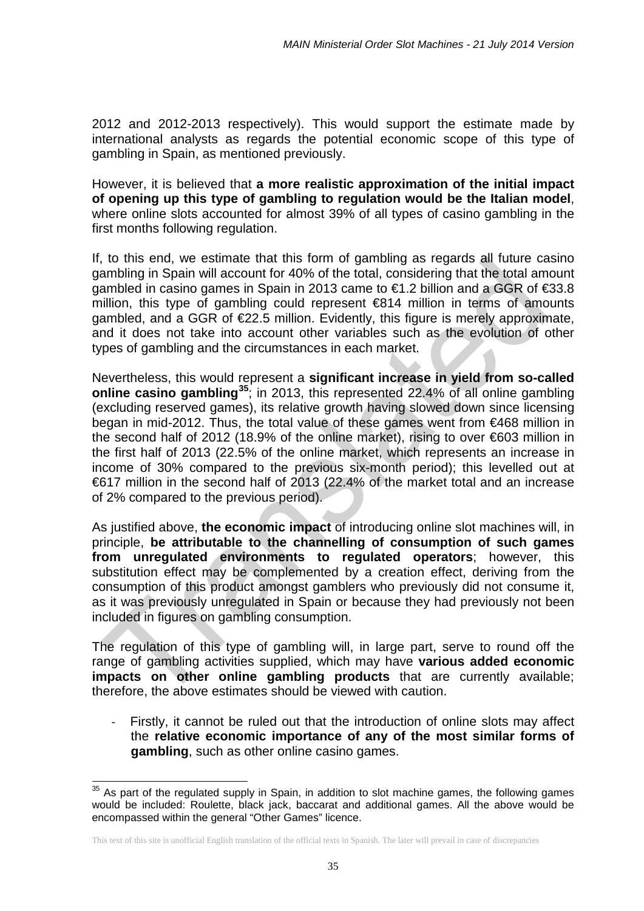2012 and 2012-2013 respectively). This would support the estimate made by international analysts as regards the potential economic scope of this type of gambling in Spain, as mentioned previously.

However, it is believed that **a more realistic approximation of the initial impact of opening up this type of gambling to regulation would be the Italian model**, where online slots accounted for almost 39% of all types of casino gambling in the first months following regulation.

If, to this end, we estimate that this form of gambling as regards all future casino gambling in Spain will account for 40% of the total, considering that the total amount gambled in casino games in Spain in 2013 came to €1.2 billion and a GGR of €33.8 million, this type of gambling could represent €814 million in terms of amounts gambled, and a GGR of €22.5 million. Evidently, this figure is merely approximate, and it does not take into account other variables such as the evolution of other types of gambling and the circumstances in each market.

Nevertheless, this would represent a **significant increase in yield from so-called online casino gambling**[35]; in 2013, this represented 22.4% of all online gambling (excluding reserved games), its relative growth having slowed down since licensing began in mid-2012. Thus, the total value of these games went from €468 million in the second half of 2012 (18.9% of the online market), rising to over €603 million in the first half of 2013 (22.5% of the online market, which represents an increase in income of 30% compared to the previous six-month period); this levelled out at €617 million in the second half of 2013 (22.4% of the market total and an increase of 2% compared to the previous period).

As justified above, **the economic impact** of introducing online slot machines will, in principle, **be attributable to the channelling of consumption of such games from unregulated environments to regulated operators**; however, this substitution effect may be complemented by a creation effect, deriving from the consumption of this product amongst gamblers who previously did not consume it, as it was previously unregulated in Spain or because they had previously not been included in figures on gambling consumption.

The regulation of this type of gambling will, in large part, serve to round off the range of gambling activities supplied, which may have **various added economic impacts on other online gambling products** that are currently available; therefore, the above estimates should be viewed with caution.

- Firstly, it cannot be ruled out that the introduction of online slots may affect the **relative economic importance of any of the most similar forms of gambling**, such as other online casino games.

---

[35] As part of the regulated supply in Spain, in addition to slot machine games, the following games would be included: Roulette, black jack, baccarat and additional games. All the above would be encompassed within the general "Other Games" licence.

This text of this site is unofficial English translation of the official texts in Spanish. The later will prevail in case of discrepancies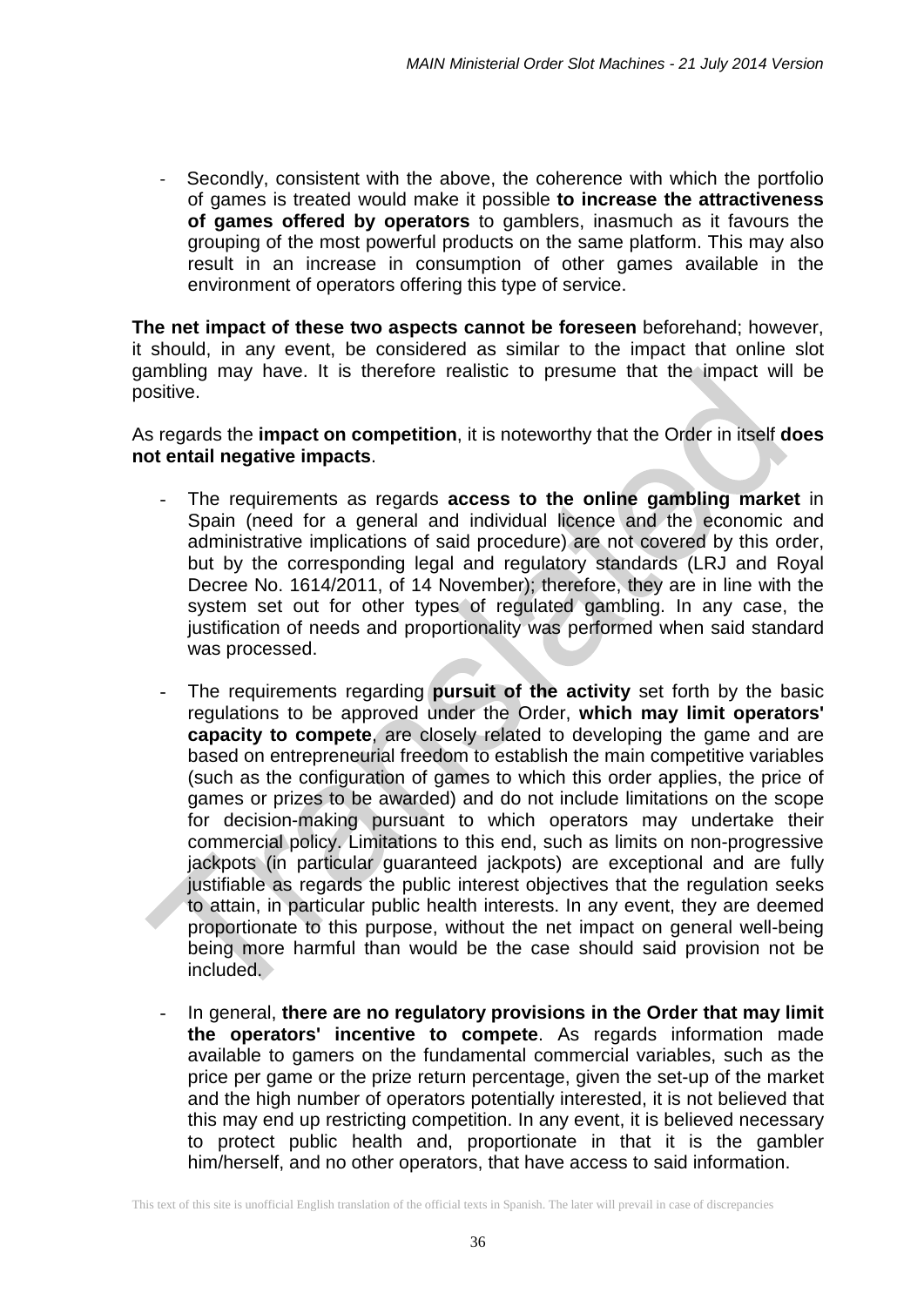- Secondly, consistent with the above, the coherence with which the portfolio of games is treated would make it possible **to increase the attractiveness of games offered by operators** to gamblers, inasmuch as it favours the grouping of the most powerful products on the same platform. This may also result in an increase in consumption of other games available in the environment of operators offering this type of service.

**The net impact of these two aspects cannot be foreseen** beforehand; however, it should, in any event, be considered as similar to the impact that online slot gambling may have. It is therefore realistic to presume that the impact will be positive.

As regards the **impact on competition**, it is noteworthy that the Order in itself **does not entail negative impacts**.

- The requirements as regards **access to the online gambling market** in Spain (need for a general and individual licence and the economic and administrative implications of said procedure) are not covered by this order, but by the corresponding legal and regulatory standards (LRJ and Royal Decree No. 1614/2011, of 14 November); therefore, they are in line with the system set out for other types of regulated gambling. In any case, the justification of needs and proportionality was performed when said standard was processed.

- The requirements regarding **pursuit of the activity** set forth by the basic regulations to be approved under the Order, **which may limit operators' capacity to compete**, are closely related to developing the game and are based on entrepreneurial freedom to establish the main competitive variables (such as the configuration of games to which this order applies, the price of games or prizes to be awarded) and do not include limitations on the scope for decision-making pursuant to which operators may undertake their commercial policy. Limitations to this end, such as limits on non-progressive jackpots (in particular guaranteed jackpots) are exceptional and are fully justifiable as regards the public interest objectives that the regulation seeks to attain, in particular public health interests. In any event, they are deemed proportionate to this purpose, without the net impact on general well-being being more harmful than would be the case should said provision not be included.

- In general, **there are no regulatory provisions in the Order that may limit the operators' incentive to compete**. As regards information made available to gamers on the fundamental commercial variables, such as the price per game or the prize return percentage, given the set-up of the market and the high number of operators potentially interested, it is not believed that this may end up restricting competition. In any event, it is believed necessary to protect public health and, proportionate in that it is the gambler him/herself, and no other operators, that have access to said information.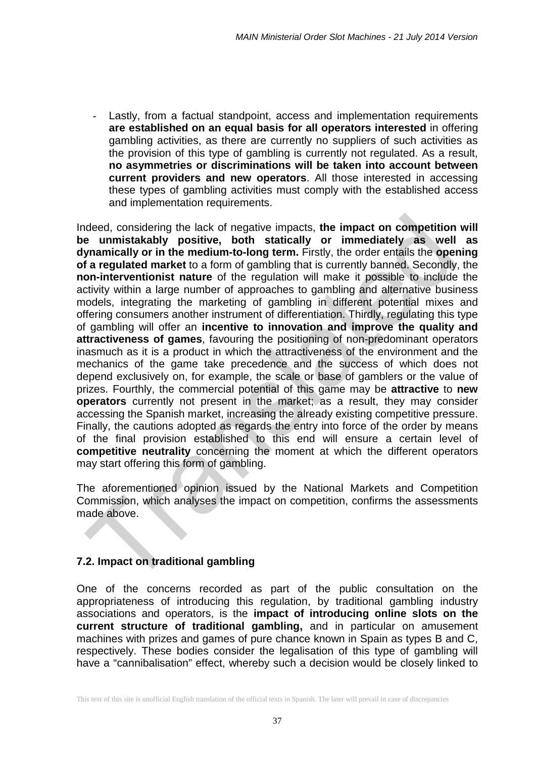- Lastly, from a factual standpoint, access and implementation requirements **are established on an equal basis for all operators interested** in offering gambling activities, as there are currently no suppliers of such activities as the provision of this type of gambling is currently not regulated. As a result, **no asymmetries or discriminations will be taken into account between current providers and new operators**. All those interested in accessing these types of gambling activities must comply with the established access and implementation requirements.

Indeed, considering the lack of negative impacts, **the impact on competition will be unmistakably positive, both statically or immediately as well as dynamically or in the medium-to-long term.** Firstly, the order entails the **opening of a regulated market** to a form of gambling that is currently banned. Secondly, the **non-interventionist nature** of the regulation will make it possible to include the activity within a large number of approaches to gambling and alternative business models, integrating the marketing of gambling in different potential mixes and offering consumers another instrument of differentiation. Thirdly, regulating this type of gambling will offer an **incentive to innovation and improve the quality and attractiveness of games**, favouring the positioning of non-predominant operators inasmuch as it is a product in which the attractiveness of the environment and the mechanics of the game take precedence and the success of which does not depend exclusively on, for example, the scale or base of gamblers or the value of prizes. Fourthly, the commercial potential of this game may be **attractive** to **new operators** currently not present in the market; as a result, they may consider accessing the Spanish market, increasing the already existing competitive pressure. Finally, the cautions adopted as regards the entry into force of the order by means of the final provision established to this end will ensure a certain level of **competitive neutrality** concerning the moment at which the different operators may start offering this form of gambling.

The aforementioned opinion issued by the National Markets and Competition Commission, which analyses the impact on competition, confirms the assessments made above.

### 7.2. Impact on traditional gambling

One of the concerns recorded as part of the public consultation on the appropriateness of introducing this regulation, by traditional gambling industry associations and operators, is the **impact of introducing online slots on the current structure of traditional gambling,** and in particular on amusement machines with prizes and games of pure chance known in Spain as types B and C, respectively. These bodies consider the legalisation of this type of gambling will have a "cannibalisation" effect, whereby such a decision would be closely linked to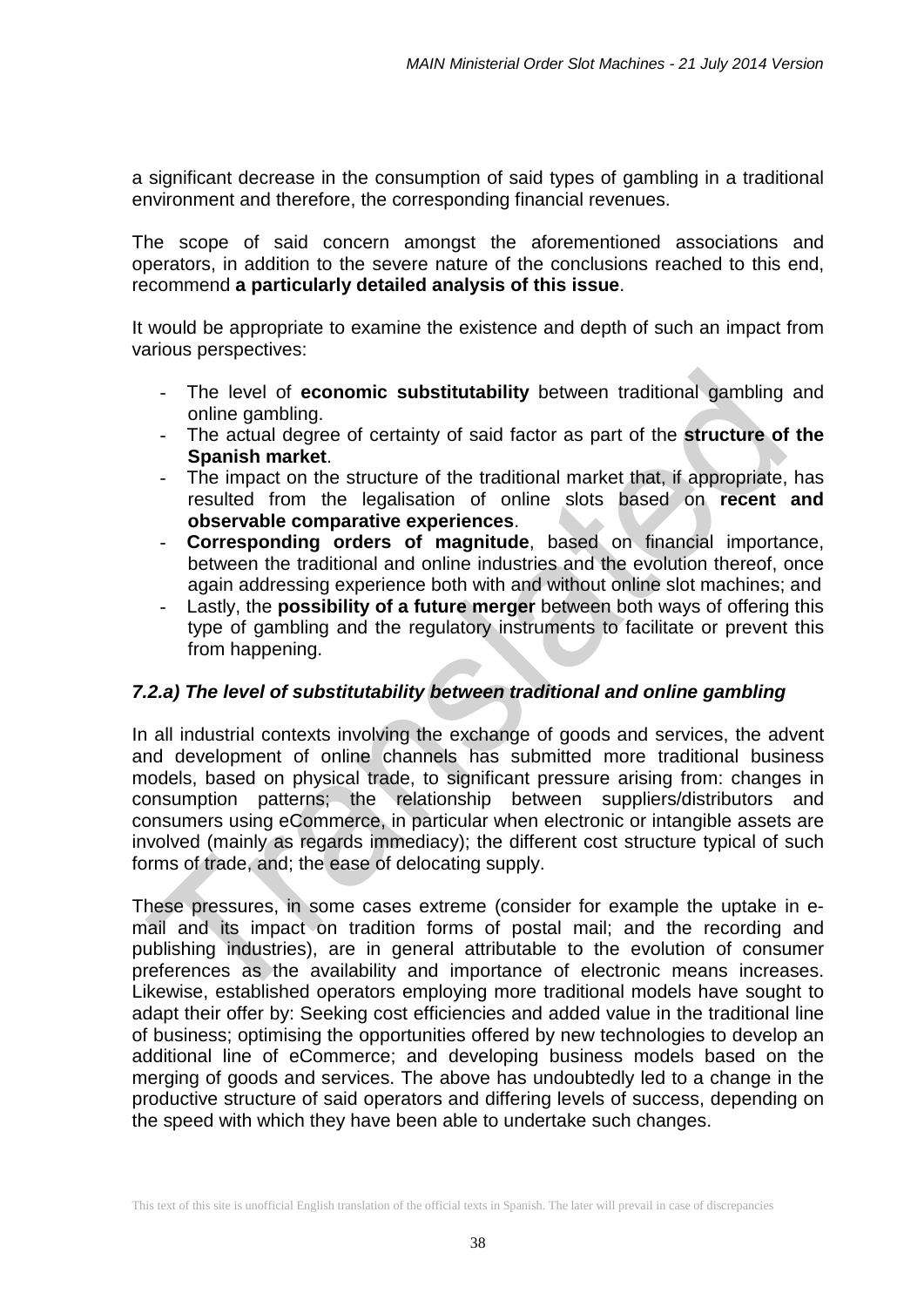a significant decrease in the consumption of said types of gambling in a traditional environment and therefore, the corresponding financial revenues.

The scope of said concern amongst the aforementioned associations and operators, in addition to the severe nature of the conclusions reached to this end, recommend **a particularly detailed analysis of this issue**.

It would be appropriate to examine the existence and depth of such an impact from various perspectives:

- The level of **economic substitutability** between traditional gambling and online gambling.
- The actual degree of certainty of said factor as part of the **structure of the Spanish market**.
- The impact on the structure of the traditional market that, if appropriate, has resulted from the legalisation of online slots based on **recent and observable comparative experiences**.
- **Corresponding orders of magnitude**, based on financial importance, between the traditional and online industries and the evolution thereof, once again addressing experience both with and without online slot machines; and
- Lastly, the **possibility of a future merger** between both ways of offering this type of gambling and the regulatory instruments to facilitate or prevent this from happening.

### *7.2.a) The level of substitutability between traditional and online gambling*

In all industrial contexts involving the exchange of goods and services, the advent and development of online channels has submitted more traditional business models, based on physical trade, to significant pressure arising from: changes in consumption patterns; the relationship between suppliers/distributors and consumers using eCommerce, in particular when electronic or intangible assets are involved (mainly as regards immediacy); the different cost structure typical of such forms of trade, and; the ease of delocating supply.

These pressures, in some cases extreme (consider for example the uptake in e-mail and its impact on tradition forms of postal mail; and the recording and publishing industries), are in general attributable to the evolution of consumer preferences as the availability and importance of electronic means increases. Likewise, established operators employing more traditional models have sought to adapt their offer by: Seeking cost efficiencies and added value in the traditional line of business; optimising the opportunities offered by new technologies to develop an additional line of eCommerce; and developing business models based on the merging of goods and services. The above has undoubtedly led to a change in the productive structure of said operators and differing levels of success, depending on the speed with which they have been able to undertake such changes.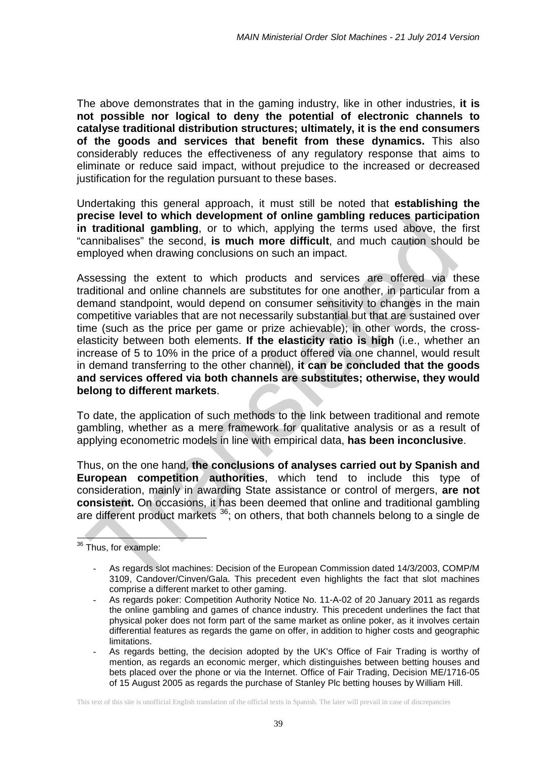The above demonstrates that in the gaming industry, like in other industries, **it is not possible nor logical to deny the potential of electronic channels to catalyse traditional distribution structures; ultimately, it is the end consumers of the goods and services that benefit from these dynamics.** This also considerably reduces the effectiveness of any regulatory response that aims to eliminate or reduce said impact, without prejudice to the increased or decreased justification for the regulation pursuant to these bases.

Undertaking this general approach, it must still be noted that **establishing the precise level to which development of online gambling reduces participation in traditional gambling**, or to which, applying the terms used above, the first "cannibalises" the second, **is much more difficult**, and much caution should be employed when drawing conclusions on such an impact.

Assessing the extent to which products and services are offered via these traditional and online channels are substitutes for one another, in particular from a demand standpoint, would depend on consumer sensitivity to changes in the main competitive variables that are not necessarily substantial but that are sustained over time (such as the price per game or prize achievable); in other words, the cross-elasticity between both elements. **If the elasticity ratio is high** (i.e., whether an increase of 5 to 10% in the price of a product offered via one channel, would result in demand transferring to the other channel), **it can be concluded that the goods and services offered via both channels are substitutes; otherwise, they would belong to different markets**.

To date, the application of such methods to the link between traditional and remote gambling, whether as a mere framework for qualitative analysis or as a result of applying econometric models in line with empirical data, **has been inconclusive**.

Thus, on the one hand, **the conclusions of analyses carried out by Spanish and European competition authorities**, which tend to include this type of consideration, mainly in awarding State assistance or control of mergers, **are not consistent.** On occasions, it has been deemed that online and traditional gambling are different product markets [36]; on others, that both channels belong to a single de

[36] Thus, for example:

- As regards slot machines: Decision of the European Commission dated 14/3/2003, COMP/M 3109, Candover/Cinven/Gala. This precedent even highlights the fact that slot machines comprise a different market to other gaming.
- As regards poker: Competition Authority Notice No. 11-A-02 of 20 January 2011 as regards the online gambling and games of chance industry. This precedent underlines the fact that physical poker does not form part of the same market as online poker, as it involves certain differential features as regards the game on offer, in addition to higher costs and geographic limitations.
- As regards betting, the decision adopted by the UK's Office of Fair Trading is worthy of mention, as regards an economic merger, which distinguishes between betting houses and bets placed over the phone or via the Internet. Office of Fair Trading, Decision ME/1716-05 of 15 August 2005 as regards the purchase of Stanley Plc betting houses by William Hill.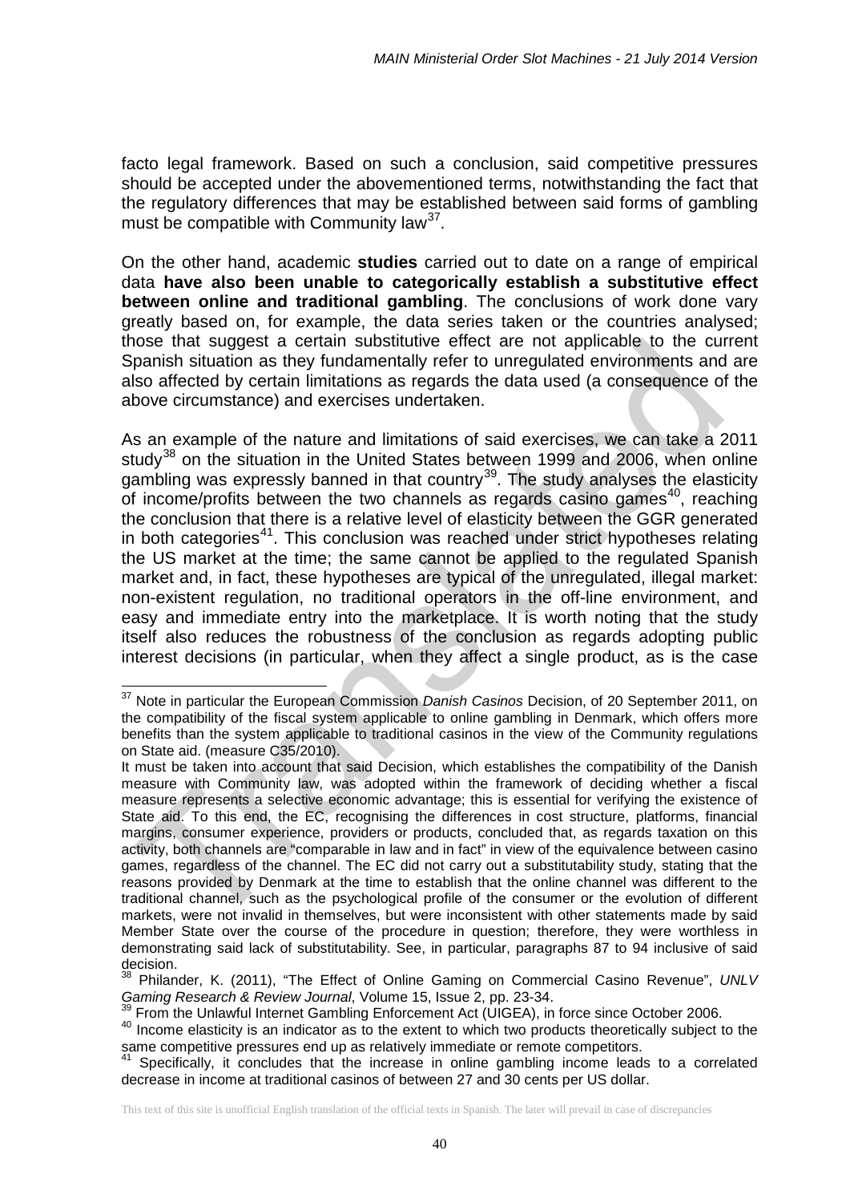facto legal framework. Based on such a conclusion, said competitive pressures should be accepted under the abovementioned terms, notwithstanding the fact that the regulatory differences that may be established between said forms of gambling must be compatible with Community law[37].

On the other hand, academic **studies** carried out to date on a range of empirical data **have also been unable to categorically establish a substitutive effect between online and traditional gambling**. The conclusions of work done vary greatly based on, for example, the data series taken or the countries analysed; those that suggest a certain substitutive effect are not applicable to the current Spanish situation as they fundamentally refer to unregulated environments and are also affected by certain limitations as regards the data used (a consequence of the above circumstance) and exercises undertaken.

As an example of the nature and limitations of said exercises, we can take a 2011 study[38] on the situation in the United States between 1999 and 2006, when online gambling was expressly banned in that country[39]. The study analyses the elasticity of income/profits between the two channels as regards casino games[40], reaching the conclusion that there is a relative level of elasticity between the GGR generated in both categories[41]. This conclusion was reached under strict hypotheses relating the US market at the time; the same cannot be applied to the regulated Spanish market and, in fact, these hypotheses are typical of the unregulated, illegal market: non-existent regulation, no traditional operators in the off-line environment, and easy and immediate entry into the marketplace. It is worth noting that the study itself also reduces the robustness of the conclusion as regards adopting public interest decisions (in particular, when they affect a single product, as is the case

---

[37] Note in particular the European Commission *Danish Casinos* Decision, of 20 September 2011, on the compatibility of the fiscal system applicable to online gambling in Denmark, which offers more benefits than the system applicable to traditional casinos in the view of the Community regulations on State aid. (measure C35/2010).

It must be taken into account that said Decision, which establishes the compatibility of the Danish measure with Community law, was adopted within the framework of deciding whether a fiscal measure represents a selective economic advantage; this is essential for verifying the existence of State aid. To this end, the EC, recognising the differences in cost structure, platforms, financial margins, consumer experience, providers or products, concluded that, as regards taxation on this activity, both channels are "comparable in law and in fact" in view of the equivalence between casino games, regardless of the channel. The EC did not carry out a substitutability study, stating that the reasons provided by Denmark at the time to establish that the online channel was different to the traditional channel, such as the psychological profile of the consumer or the evolution of different markets, were not invalid in themselves, but were inconsistent with other statements made by said Member State over the course of the procedure in question; therefore, they were worthless in demonstrating said lack of substitutability. See, in particular, paragraphs 87 to 94 inclusive of said decision.

[38] Philander, K. (2011), "The Effect of Online Gaming on Commercial Casino Revenue", *UNLV Gaming Research & Review Journal*, Volume 15, Issue 2, pp. 23-34.

[39] From the Unlawful Internet Gambling Enforcement Act (UIGEA), in force since October 2006.

[40] Income elasticity is an indicator as to the extent to which two products theoretically subject to the same competitive pressures end up as relatively immediate or remote competitors.

[41] Specifically, it concludes that the increase in online gambling income leads to a correlated decrease in income at traditional casinos of between 27 and 30 cents per US dollar.

This text of this site is unofficial English translation of the official texts in Spanish. The later will prevail in case of discrepancies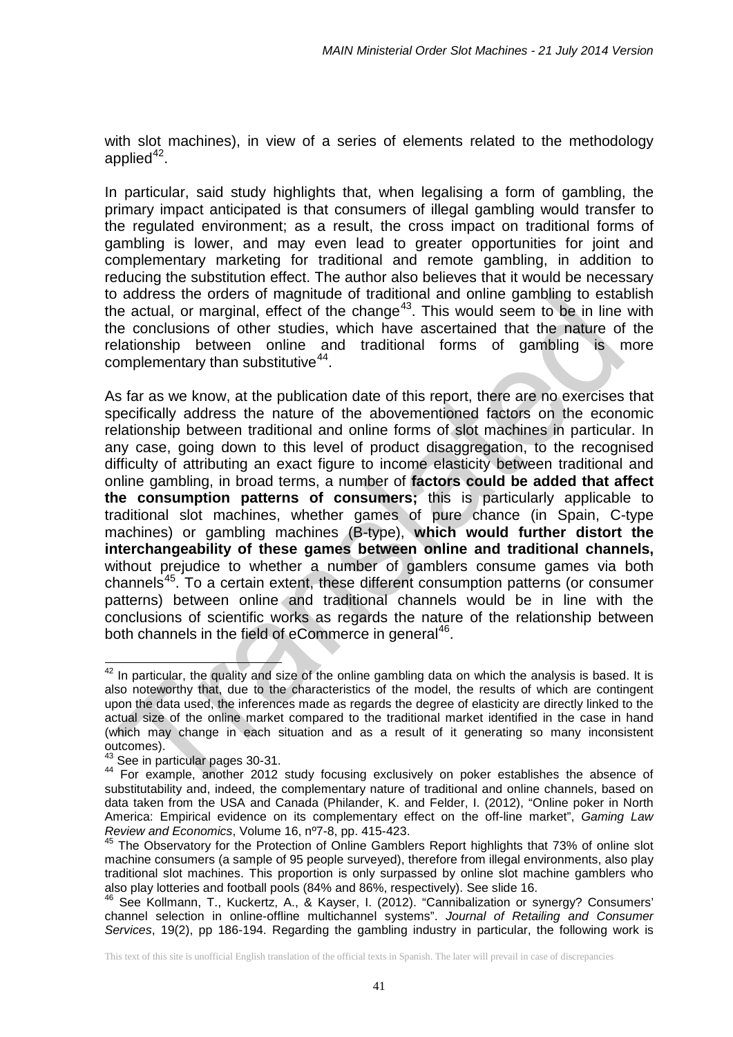with slot machines), in view of a series of elements related to the methodology applied[42].

In particular, said study highlights that, when legalising a form of gambling, the primary impact anticipated is that consumers of illegal gambling would transfer to the regulated environment; as a result, the cross impact on traditional forms of gambling is lower, and may even lead to greater opportunities for joint and complementary marketing for traditional and remote gambling, in addition to reducing the substitution effect. The author also believes that it would be necessary to address the orders of magnitude of traditional and online gambling to establish the actual, or marginal, effect of the change[43]. This would seem to be in line with the conclusions of other studies, which have ascertained that the nature of the relationship between online and traditional forms of gambling is more complementary than substitutive[44].

As far as we know, at the publication date of this report, there are no exercises that specifically address the nature of the abovementioned factors on the economic relationship between traditional and online forms of slot machines in particular. In any case, going down to this level of product disaggregation, to the recognised difficulty of attributing an exact figure to income elasticity between traditional and online gambling, in broad terms, a number of **factors could be added that affect the consumption patterns of consumers;** this is particularly applicable to traditional slot machines, whether games of pure chance (in Spain, C-type machines) or gambling machines (B-type), **which would further distort the interchangeability of these games between online and traditional channels,** without prejudice to whether a number of gamblers consume games via both channels[45]. To a certain extent, these different consumption patterns (or consumer patterns) between online and traditional channels would be in line with the conclusions of scientific works as regards the nature of the relationship between both channels in the field of eCommerce in general[46].

---

[42] In particular, the quality and size of the online gambling data on which the analysis is based. It is also noteworthy that, due to the characteristics of the model, the results of which are contingent upon the data used, the inferences made as regards the degree of elasticity are directly linked to the actual size of the online market compared to the traditional market identified in the case in hand (which may change in each situation and as a result of it generating so many inconsistent outcomes).

[43] See in particular pages 30-31.

[44] For example, another 2012 study focusing exclusively on poker establishes the absence of substitutability and, indeed, the complementary nature of traditional and online channels, based on data taken from the USA and Canada (Philander, K. and Felder, I. (2012), "Online poker in North America: Empirical evidence on its complementary effect on the off-line market", *Gaming Law Review and Economics*, Volume 16, nº7-8, pp. 415-423.

[45] The Observatory for the Protection of Online Gamblers Report highlights that 73% of online slot machine consumers (a sample of 95 people surveyed), therefore from illegal environments, also play traditional slot machines. This proportion is only surpassed by online slot machine gamblers who also play lotteries and football pools (84% and 86%, respectively). See slide 16.

[46] See Kollmann, T., Kuckertz, A., & Kayser, I. (2012). "Cannibalization or synergy? Consumers' channel selection in online-offline multichannel systems". *Journal of Retailing and Consumer Services*, 19(2), pp 186-194. Regarding the gambling industry in particular, the following work is

This text of this site is unofficial English translation of the official texts in Spanish. The later will prevail in case of discrepancies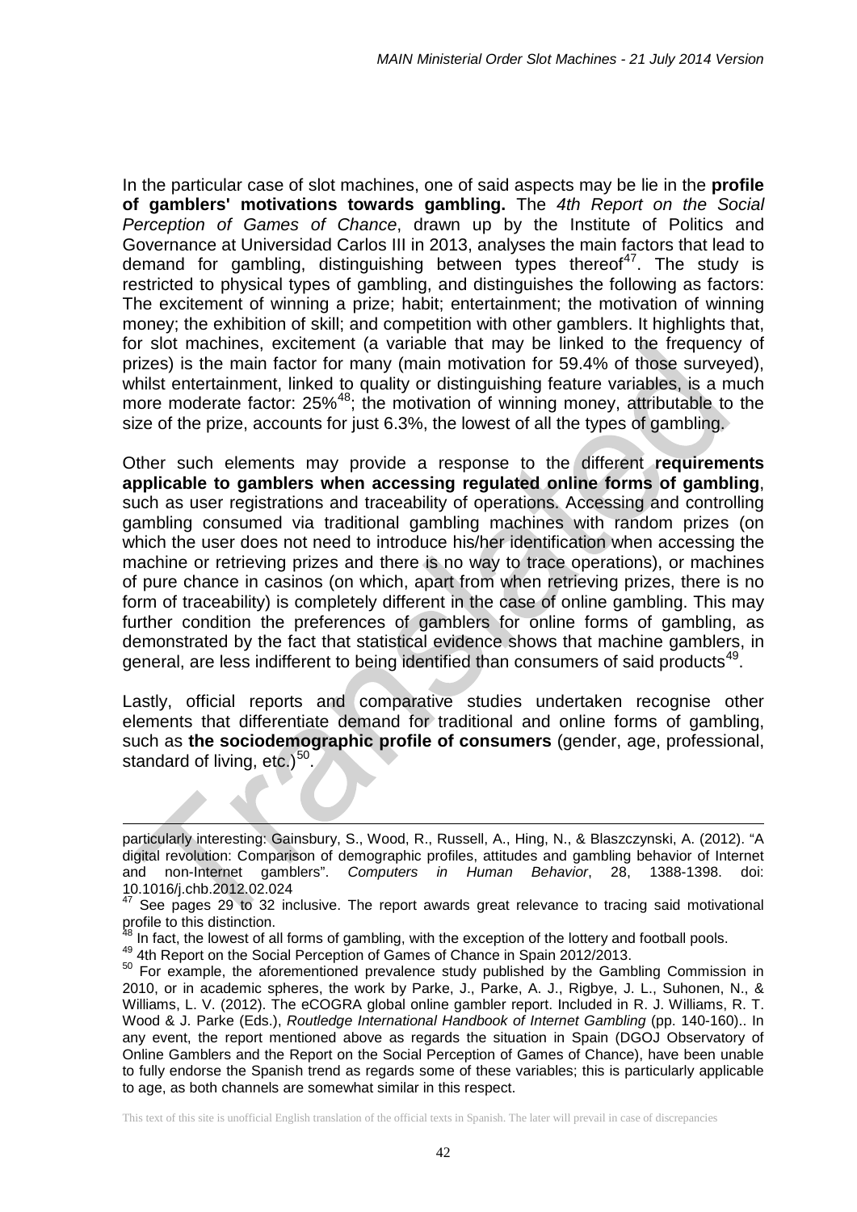In the particular case of slot machines, one of said aspects may be lie in the **profile of gamblers' motivations towards gambling.** The *4th Report on the Social Perception of Games of Chance*, drawn up by the Institute of Politics and Governance at Universidad Carlos III in 2013, analyses the main factors that lead to demand for gambling, distinguishing between types thereof[47]. The study is restricted to physical types of gambling, and distinguishes the following as factors: The excitement of winning a prize; habit; entertainment; the motivation of winning money; the exhibition of skill; and competition with other gamblers. It highlights that, for slot machines, excitement (a variable that may be linked to the frequency of prizes) is the main factor for many (main motivation for 59.4% of those surveyed), whilst entertainment, linked to quality or distinguishing feature variables, is a much more moderate factor: 25%[48]; the motivation of winning money, attributable to the size of the prize, accounts for just 6.3%, the lowest of all the types of gambling.

Other such elements may provide a response to the different **requirements applicable to gamblers when accessing regulated online forms of gambling**, such as user registrations and traceability of operations. Accessing and controlling gambling consumed via traditional gambling machines with random prizes (on which the user does not need to introduce his/her identification when accessing the machine or retrieving prizes and there is no way to trace operations), or machines of pure chance in casinos (on which, apart from when retrieving prizes, there is no form of traceability) is completely different in the case of online gambling. This may further condition the preferences of gamblers for online forms of gambling, as demonstrated by the fact that statistical evidence shows that machine gamblers, in general, are less indifferent to being identified than consumers of said products[49].

Lastly, official reports and comparative studies undertaken recognise other elements that differentiate demand for traditional and online forms of gambling, such as **the sociodemographic profile of consumers** (gender, age, professional, standard of living, etc.)[50].

---

particularly interesting: Gainsbury, S., Wood, R., Russell, A., Hing, N., & Blaszczynski, A. (2012). "A digital revolution: Comparison of demographic profiles, attitudes and gambling behavior of Internet and non-Internet gamblers". *Computers in Human Behavior*, 28, 1388-1398. doi: 10.1016/j.chb.2012.02.024

[47] See pages 29 to 32 inclusive. The report awards great relevance to tracing said motivational profile to this distinction.

[48] In fact, the lowest of all forms of gambling, with the exception of the lottery and football pools.

[49] 4th Report on the Social Perception of Games of Chance in Spain 2012/2013.

[50] For example, the aforementioned prevalence study published by the Gambling Commission in 2010, or in academic spheres, the work by Parke, J., Parke, A. J., Rigbye, J. L., Suhonen, N., & Williams, L. V. (2012). The eCOGRA global online gambler report. Included in R. J. Williams, R. T. Wood & J. Parke (Eds.), *Routledge International Handbook of Internet Gambling* (pp. 140-160).. In any event, the report mentioned above as regards the situation in Spain (DGOJ Observatory of Online Gamblers and the Report on the Social Perception of Games of Chance), have been unable to fully endorse the Spanish trend as regards some of these variables; this is particularly applicable to age, as both channels are somewhat similar in this respect.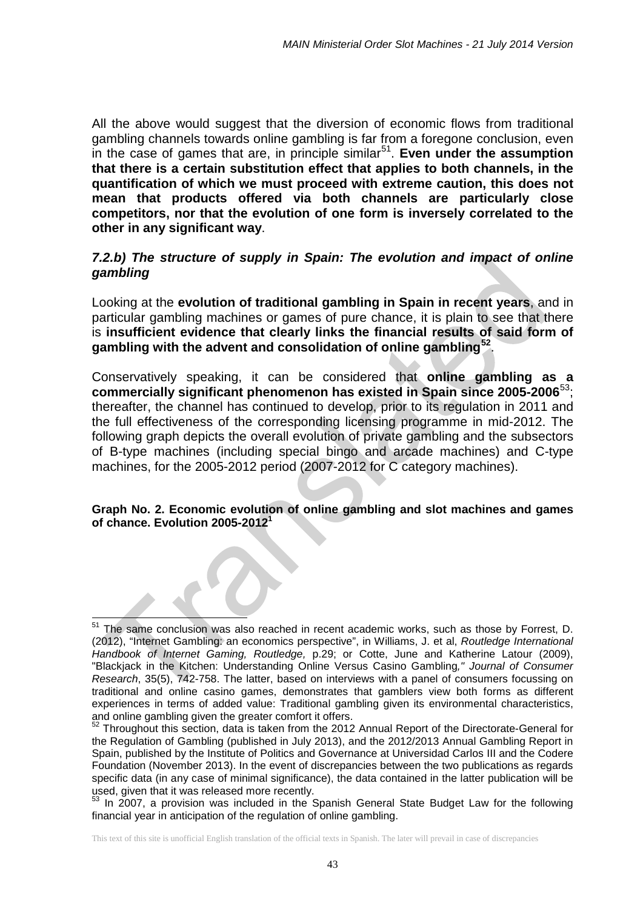All the above would suggest that the diversion of economic flows from traditional gambling channels towards online gambling is far from a foregone conclusion, even in the case of games that are, in principle similar[51]. **Even under the assumption that there is a certain substitution effect that applies to both channels, in the quantification of which we must proceed with extreme caution, this does not mean that products offered via both channels are particularly close competitors, nor that the evolution of one form is inversely correlated to the other in any significant way**.

### *7.2.b) The structure of supply in Spain: The evolution and impact of online gambling*

Looking at the **evolution of traditional gambling in Spain in recent years**, and in particular gambling machines or games of pure chance, it is plain to see that there is **insufficient evidence that clearly links the financial results of said form of gambling with the advent and consolidation of online gambling[52]**.

Conservatively speaking, it can be considered that **online gambling as a commercially significant phenomenon has existed in Spain since 2005-2006**[53]; thereafter, the channel has continued to develop, prior to its regulation in 2011 and the full effectiveness of the corresponding licensing programme in mid-2012. The following graph depicts the overall evolution of private gambling and the subsectors of B-type machines (including special bingo and arcade machines) and C-type machines, for the 2005-2012 period (2007-2012 for C category machines).

**Graph No. 2. Economic evolution of online gambling and slot machines and games of chance. Evolution 2005-2012[1]**

---

[51] The same conclusion was also reached in recent academic works, such as those by Forrest, D. (2012), "Internet Gambling: an economics perspective", in Williams, J. et al, *Routledge International Handbook of Internet Gaming, Routledge,* p.29; or Cotte, June and Katherine Latour (2009), "Blackjack in the Kitchen: Understanding Online Versus Casino Gambling*," Journal of Consumer Research*, 35(5), 742-758. The latter, based on interviews with a panel of consumers focussing on traditional and online casino games, demonstrates that gamblers view both forms as different experiences in terms of added value: Traditional gambling given its environmental characteristics, and online gambling given the greater comfort it offers.

[52] Throughout this section, data is taken from the 2012 Annual Report of the Directorate-General for the Regulation of Gambling (published in July 2013), and the 2012/2013 Annual Gambling Report in Spain, published by the Institute of Politics and Governance at Universidad Carlos III and the Codere Foundation (November 2013). In the event of discrepancies between the two publications as regards specific data (in any case of minimal significance), the data contained in the latter publication will be used, given that it was released more recently.

[53] In 2007, a provision was included in the Spanish General State Budget Law for the following financial year in anticipation of the regulation of online gambling.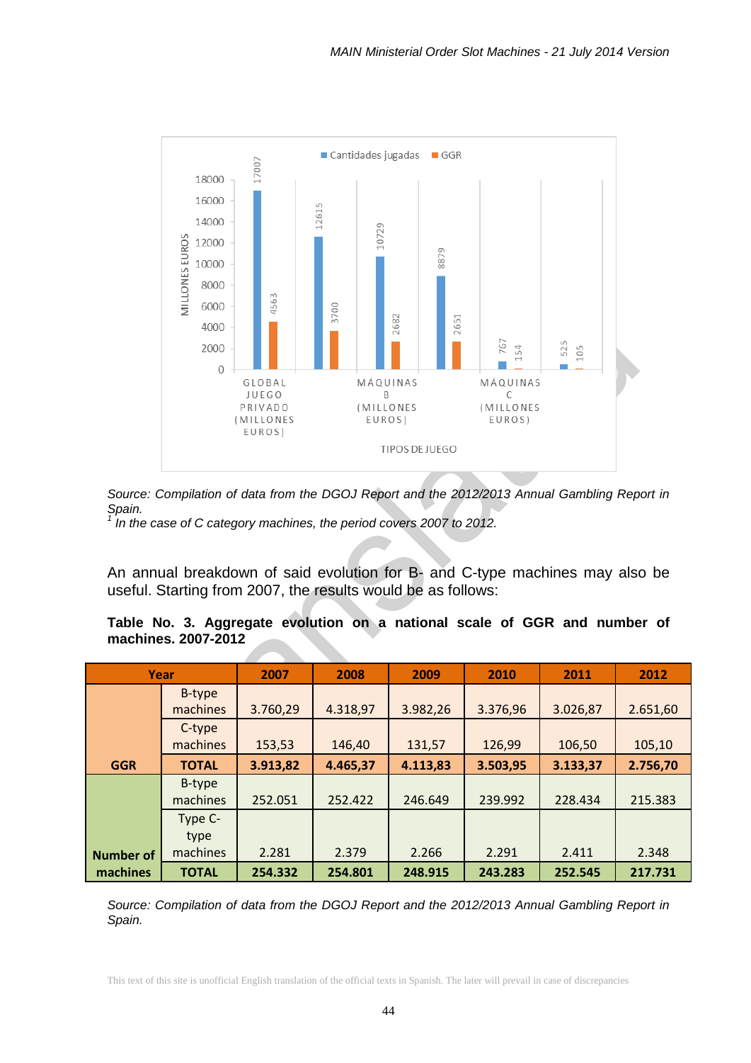*Source: Compilation of data from the DGOJ Report and the 2012/2013 Annual Gambling Report in Spain.*

[1] *In the case of C category machines, the period covers 2007 to 2012.*

An annual breakdown of said evolution for B- and C-type machines may also be useful. Starting from 2007, the results would be as follows:

**Table No. 3. Aggregate evolution on a national scale of GGR and number of machines. 2007-2012**

| Year | | 2007 | 2008 | 2009 | 2010 | 2011 | 2012 |
|---|---|---|---|---|---|---|---|
| GGR | B-type machines | 3.760,29 | 4.318,97 | 3.982,26 | 3.376,96 | 3.026,87 | 2.651,60 |
| | C-type machines | 153,53 | 146,40 | 131,57 | 126,99 | 106,50 | 105,10 |
| | **TOTAL** | **3.913,82** | **4.465,37** | **4.113,83** | **3.503,95** | **3.133,37** | **2.756,70** |
| Number of machines | B-type machines | 252.051 | 252.422 | 246.649 | 239.992 | 228.434 | 215.383 |
| | Type C-type machines | 2.281 | 2.379 | 2.266 | 2.291 | 2.411 | 2.348 |
| | **TOTAL** | **254.332** | **254.801** | **248.915** | **243.283** | **252.545** | **217.731** |

*Source: Compilation of data from the DGOJ Report and the 2012/2013 Annual Gambling Report in Spain.*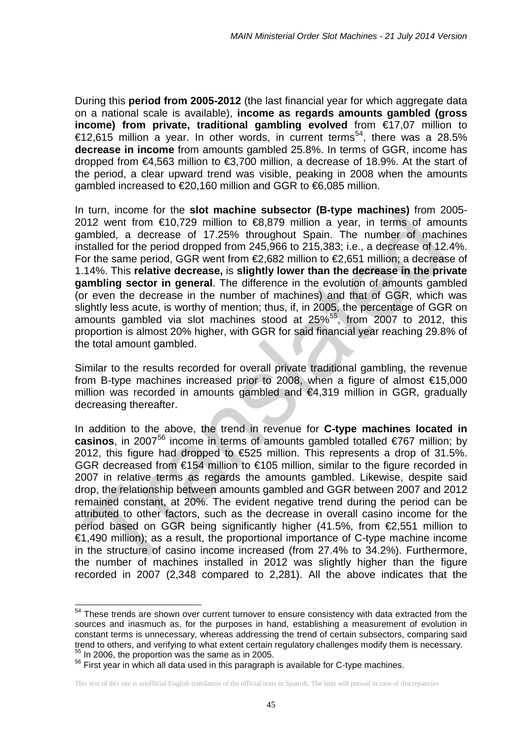During this **period from 2005-2012** (the last financial year for which aggregate data on a national scale is available), **income as regards amounts gambled (gross income) from private, traditional gambling evolved** from €17,07 million to €12,615 million a year. In other words, in current terms[54], there was a 28.5% **decrease in income** from amounts gambled 25.8%. In terms of GGR, income has dropped from €4,563 million to €3,700 million, a decrease of 18.9%. At the start of the period, a clear upward trend was visible, peaking in 2008 when the amounts gambled increased to €20,160 million and GGR to €6,085 million.

In turn, income for the **slot machine subsector (B-type machines)** from 2005-2012 went from €10,729 million to €8,879 million a year, in terms of amounts gambled, a decrease of 17.25% throughout Spain. The number of machines installed for the period dropped from 245,966 to 215,383; i.e., a decrease of 12.4%. For the same period, GGR went from €2,682 million to €2,651 million; a decrease of 1.14%. This **relative decrease,** is **slightly lower than the decrease in the private gambling sector in general**. The difference in the evolution of amounts gambled (or even the decrease in the number of machines) and that of GGR, which was slightly less acute, is worthy of mention; thus, if, in 2005, the percentage of GGR on amounts gambled via slot machines stood at 25%[55], from 2007 to 2012, this proportion is almost 20% higher, with GGR for said financial year reaching 29.8% of the total amount gambled.

Similar to the results recorded for overall private traditional gambling, the revenue from B-type machines increased prior to 2008, when a figure of almost €15,000 million was recorded in amounts gambled and €4,319 million in GGR, gradually decreasing thereafter.

In addition to the above, the trend in revenue for **C-type machines located in casinos**, in 2007[56] income in terms of amounts gambled totalled €767 million; by 2012, this figure had dropped to €525 million. This represents a drop of 31.5%. GGR decreased from €154 million to €105 million, similar to the figure recorded in 2007 in relative terms as regards the amounts gambled. Likewise, despite said drop, the relationship between amounts gambled and GGR between 2007 and 2012 remained constant, at 20%. The evident negative trend during the period can be attributed to other factors, such as the decrease in overall casino income for the period based on GGR being significantly higher (41.5%, from €2,551 million to €1,490 million); as a result, the proportional importance of C-type machine income in the structure of casino income increased (from 27.4% to 34.2%). Furthermore, the number of machines installed in 2012 was slightly higher than the figure recorded in 2007 (2,348 compared to 2,281). All the above indicates that the

---

[54] These trends are shown over current turnover to ensure consistency with data extracted from the sources and inasmuch as, for the purposes in hand, establishing a measurement of evolution in constant terms is unnecessary, whereas addressing the trend of certain subsectors, comparing said trend to others, and verifying to what extent certain regulatory challenges modify them is necessary.

[55] In 2006, the proportion was the same as in 2005.

[56] First year in which all data used in this paragraph is available for C-type machines.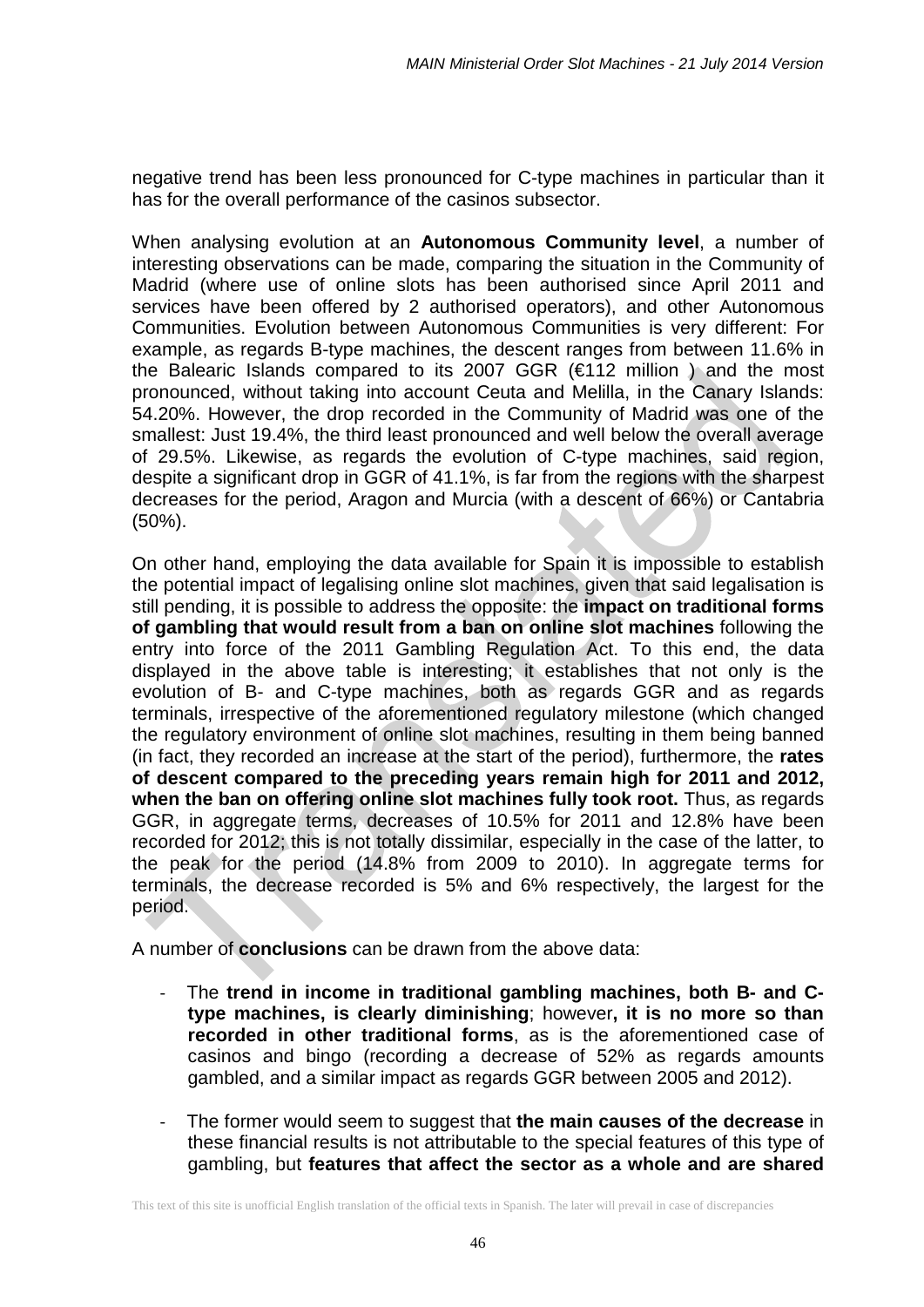negative trend has been less pronounced for C-type machines in particular than it has for the overall performance of the casinos subsector.

When analysing evolution at an **Autonomous Community level**, a number of interesting observations can be made, comparing the situation in the Community of Madrid (where use of online slots has been authorised since April 2011 and services have been offered by 2 authorised operators), and other Autonomous Communities. Evolution between Autonomous Communities is very different: For example, as regards B-type machines, the descent ranges from between 11.6% in the Balearic Islands compared to its 2007 GGR (€112 million ) and the most pronounced, without taking into account Ceuta and Melilla, in the Canary Islands: 54.20%. However, the drop recorded in the Community of Madrid was one of the smallest: Just 19.4%, the third least pronounced and well below the overall average of 29.5%. Likewise, as regards the evolution of C-type machines, said region, despite a significant drop in GGR of 41.1%, is far from the regions with the sharpest decreases for the period, Aragon and Murcia (with a descent of 66%) or Cantabria (50%).

On other hand, employing the data available for Spain it is impossible to establish the potential impact of legalising online slot machines, given that said legalisation is still pending, it is possible to address the opposite: the **impact on traditional forms of gambling that would result from a ban on online slot machines** following the entry into force of the 2011 Gambling Regulation Act. To this end, the data displayed in the above table is interesting; it establishes that not only is the evolution of B- and C-type machines, both as regards GGR and as regards terminals, irrespective of the aforementioned regulatory milestone (which changed the regulatory environment of online slot machines, resulting in them being banned (in fact, they recorded an increase at the start of the period), furthermore, the **rates of descent compared to the preceding years remain high for 2011 and 2012, when the ban on offering online slot machines fully took root.** Thus, as regards GGR, in aggregate terms, decreases of 10.5% for 2011 and 12.8% have been recorded for 2012; this is not totally dissimilar, especially in the case of the latter, to the peak for the period (14.8% from 2009 to 2010). In aggregate terms for terminals, the decrease recorded is 5% and 6% respectively, the largest for the period.

A number of **conclusions** can be drawn from the above data:

- The **trend in income in traditional gambling machines, both B- and C-type machines, is clearly diminishing**; however**, it is no more so than recorded in other traditional forms**, as is the aforementioned case of casinos and bingo (recording a decrease of 52% as regards amounts gambled, and a similar impact as regards GGR between 2005 and 2012).

- The former would seem to suggest that **the main causes of the decrease** in these financial results is not attributable to the special features of this type of gambling, but **features that affect the sector as a whole and are shared**

This text of this site is unofficial English translation of the official texts in Spanish. The later will prevail in case of discrepancies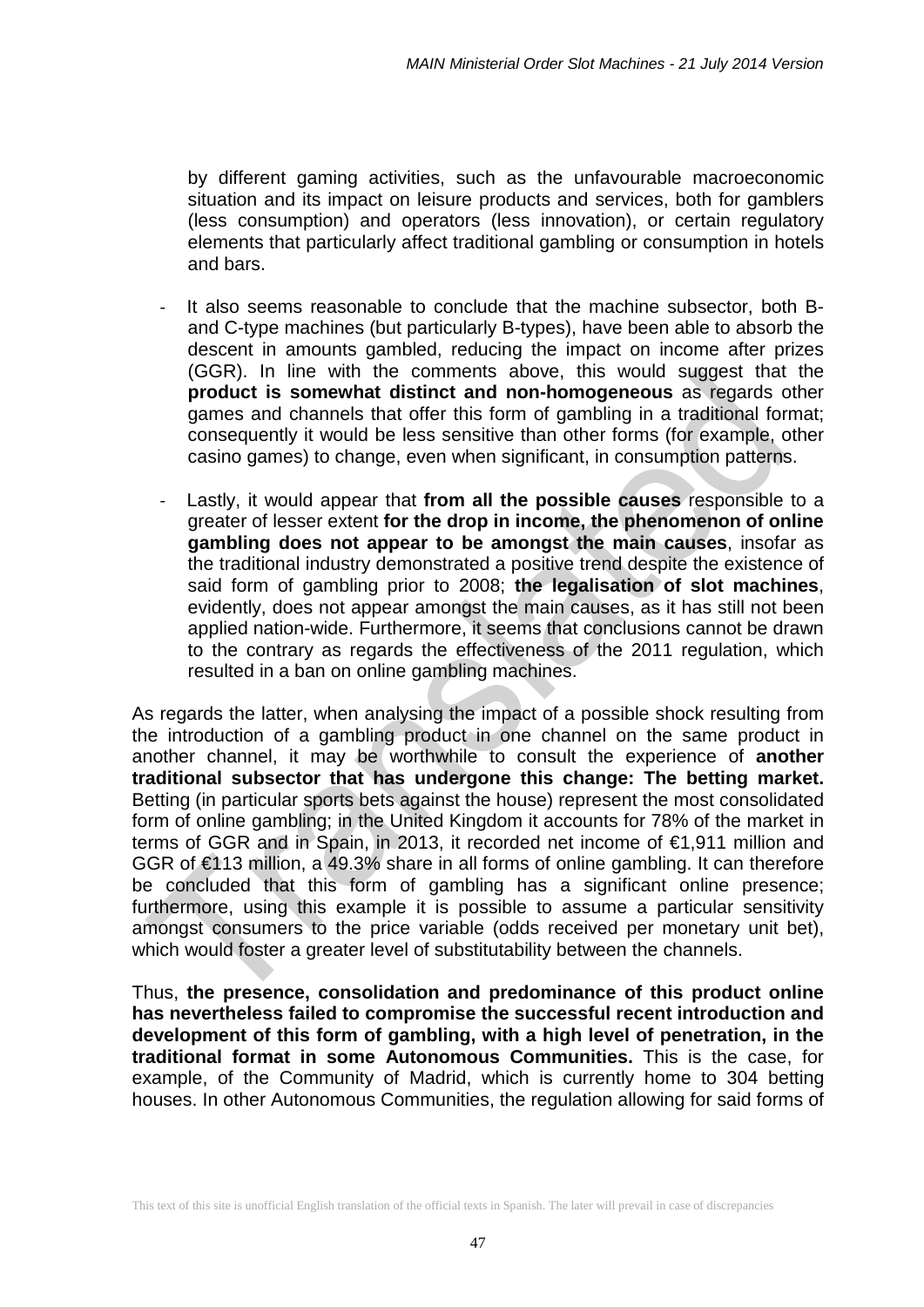by different gaming activities, such as the unfavourable macroeconomic situation and its impact on leisure products and services, both for gamblers (less consumption) and operators (less innovation), or certain regulatory elements that particularly affect traditional gambling or consumption in hotels and bars.

- It also seems reasonable to conclude that the machine subsector, both B- and C-type machines (but particularly B-types), have been able to absorb the descent in amounts gambled, reducing the impact on income after prizes (GGR). In line with the comments above, this would suggest that the **product is somewhat distinct and non-homogeneous** as regards other games and channels that offer this form of gambling in a traditional format; consequently it would be less sensitive than other forms (for example, other casino games) to change, even when significant, in consumption patterns.

- Lastly, it would appear that **from all the possible causes** responsible to a greater of lesser extent **for the drop in income, the phenomenon of online gambling does not appear to be amongst the main causes**, insofar as the traditional industry demonstrated a positive trend despite the existence of said form of gambling prior to 2008; **the legalisation of slot machines**, evidently, does not appear amongst the main causes, as it has still not been applied nation-wide. Furthermore, it seems that conclusions cannot be drawn to the contrary as regards the effectiveness of the 2011 regulation, which resulted in a ban on online gambling machines.

As regards the latter, when analysing the impact of a possible shock resulting from the introduction of a gambling product in one channel on the same product in another channel, it may be worthwhile to consult the experience of **another traditional subsector that has undergone this change: The betting market.** Betting (in particular sports bets against the house) represent the most consolidated form of online gambling; in the United Kingdom it accounts for 78% of the market in terms of GGR and in Spain, in 2013, it recorded net income of €1,911 million and GGR of €113 million, a 49.3% share in all forms of online gambling. It can therefore be concluded that this form of gambling has a significant online presence; furthermore, using this example it is possible to assume a particular sensitivity amongst consumers to the price variable (odds received per monetary unit bet), which would foster a greater level of substitutability between the channels.

Thus, **the presence, consolidation and predominance of this product online has nevertheless failed to compromise the successful recent introduction and development of this form of gambling, with a high level of penetration, in the traditional format in some Autonomous Communities.** This is the case, for example, of the Community of Madrid, which is currently home to 304 betting houses. In other Autonomous Communities, the regulation allowing for said forms of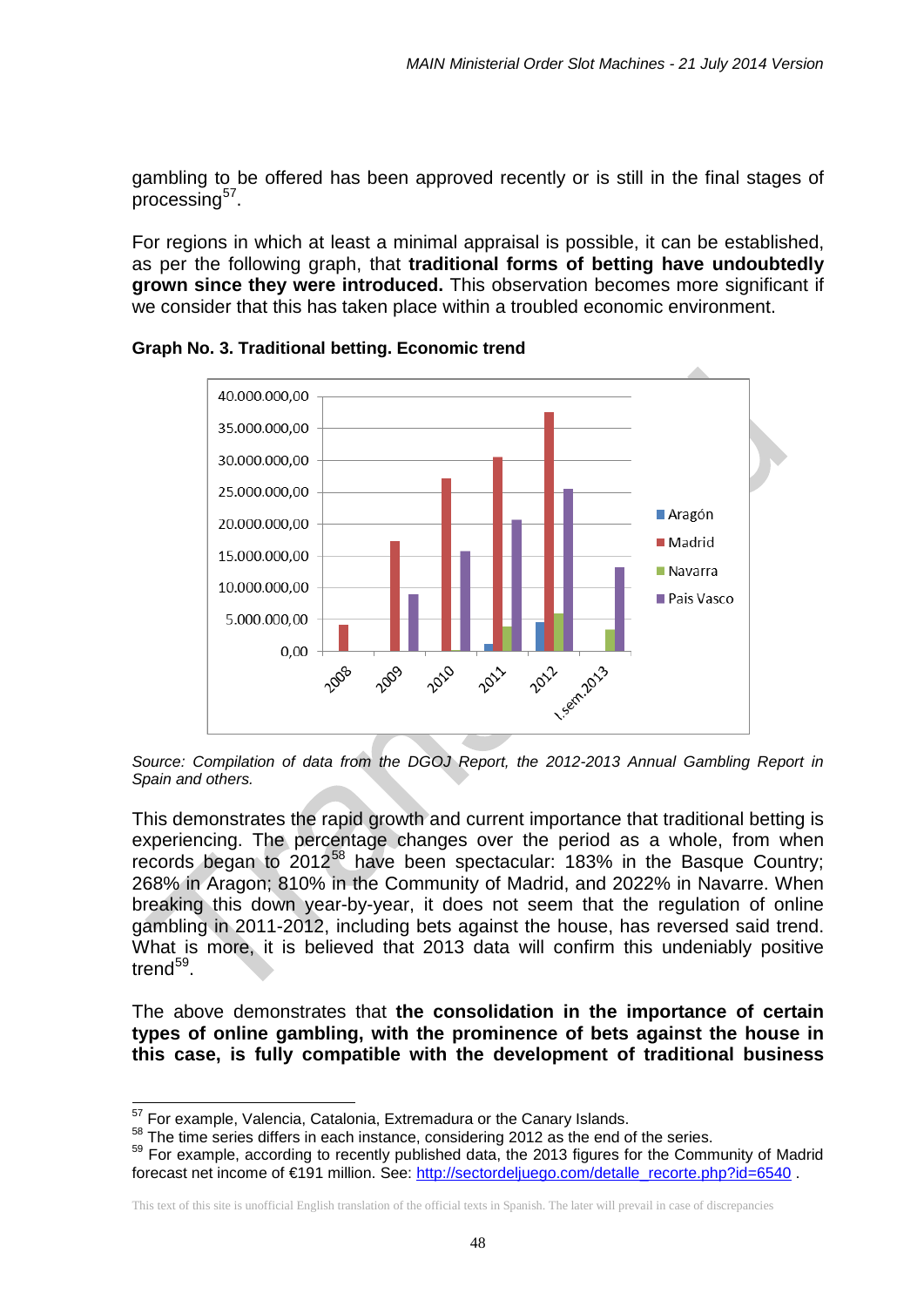gambling to be offered has been approved recently or is still in the final stages of processing[57].

For regions in which at least a minimal appraisal is possible, it can be established, as per the following graph, that **traditional forms of betting have undoubtedly grown since they were introduced.** This observation becomes more significant if we consider that this has taken place within a troubled economic environment.

**Graph No. 3. Traditional betting. Economic trend**

*Source: Compilation of data from the DGOJ Report, the 2012-2013 Annual Gambling Report in Spain and others.*

This demonstrates the rapid growth and current importance that traditional betting is experiencing. The percentage changes over the period as a whole, from when records began to 2012[58] have been spectacular: 183% in the Basque Country; 268% in Aragon; 810% in the Community of Madrid, and 2022% in Navarre. When breaking this down year-by-year, it does not seem that the regulation of online gambling in 2011-2012, including bets against the house, has reversed said trend. What is more, it is believed that 2013 data will confirm this undeniably positive trend[59].

The above demonstrates that **the consolidation in the importance of certain types of online gambling, with the prominence of bets against the house in this case, is fully compatible with the development of traditional business**

---

[57] For example, Valencia, Catalonia, Extremadura or the Canary Islands.

[58] The time series differs in each instance, considering 2012 as the end of the series.

[59] For example, according to recently published data, the 2013 figures for the Community of Madrid forecast net income of €191 million. See: http://sectordeljuego.com/detalle_recorte.php?id=6540 .

This text of this site is unofficial English translation of the official texts in Spanish. The later will prevail in case of discrepancies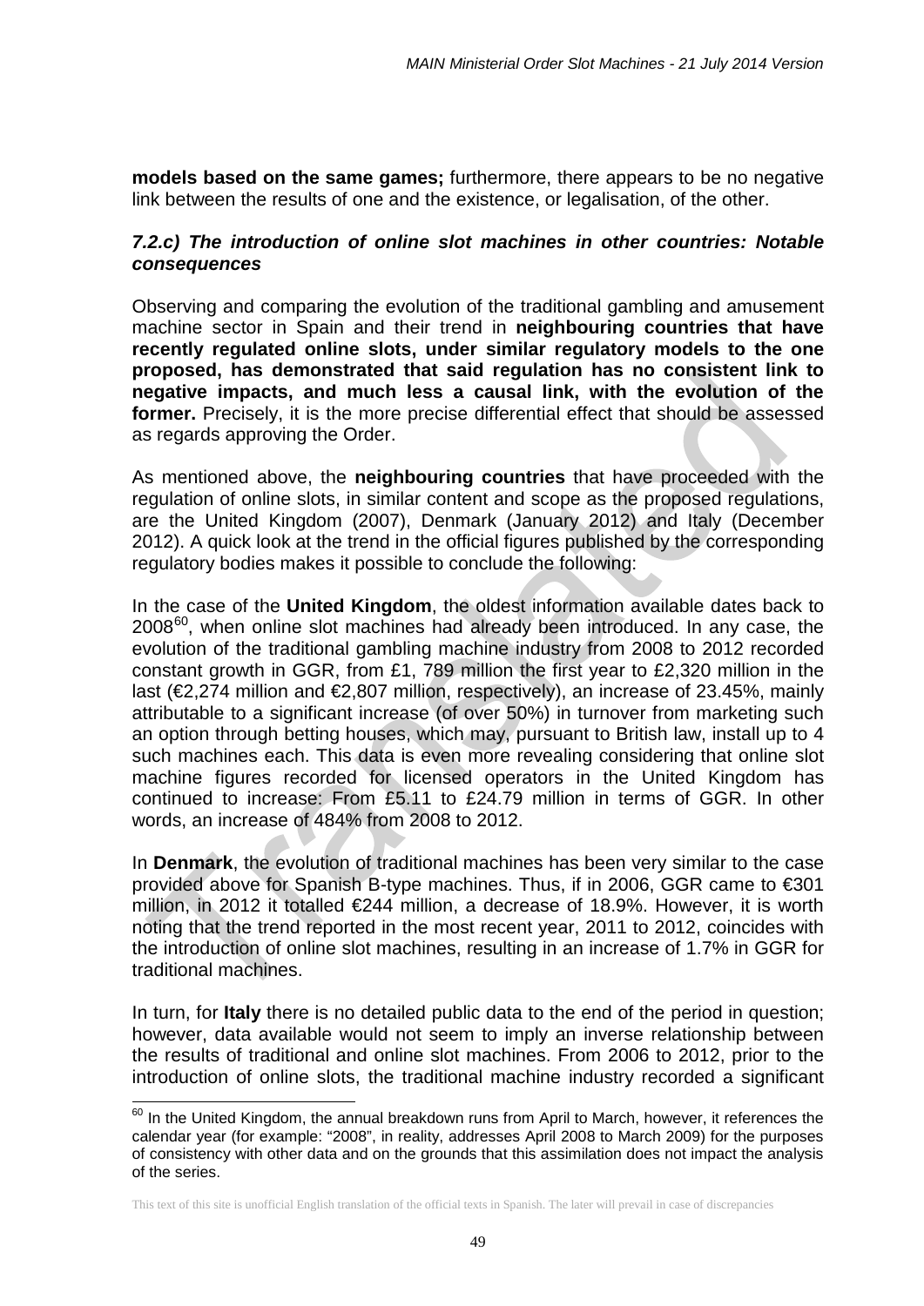**models based on the same games;** furthermore, there appears to be no negative link between the results of one and the existence, or legalisation, of the other.

### *7.2.c) The introduction of online slot machines in other countries: Notable consequences*

Observing and comparing the evolution of the traditional gambling and amusement machine sector in Spain and their trend in **neighbouring countries that have recently regulated online slots, under similar regulatory models to the one proposed, has demonstrated that said regulation has no consistent link to negative impacts, and much less a causal link, with the evolution of the former.** Precisely, it is the more precise differential effect that should be assessed as regards approving the Order.

As mentioned above, the **neighbouring countries** that have proceeded with the regulation of online slots, in similar content and scope as the proposed regulations, are the United Kingdom (2007), Denmark (January 2012) and Italy (December 2012). A quick look at the trend in the official figures published by the corresponding regulatory bodies makes it possible to conclude the following:

In the case of the **United Kingdom**, the oldest information available dates back to 2008[60], when online slot machines had already been introduced. In any case, the evolution of the traditional gambling machine industry from 2008 to 2012 recorded constant growth in GGR, from £1, 789 million the first year to £2,320 million in the last (€2,274 million and €2,807 million, respectively), an increase of 23.45%, mainly attributable to a significant increase (of over 50%) in turnover from marketing such an option through betting houses, which may, pursuant to British law, install up to 4 such machines each. This data is even more revealing considering that online slot machine figures recorded for licensed operators in the United Kingdom has continued to increase: From £5.11 to £24.79 million in terms of GGR. In other words, an increase of 484% from 2008 to 2012.

In **Denmark**, the evolution of traditional machines has been very similar to the case provided above for Spanish B-type machines. Thus, if in 2006, GGR came to €301 million, in 2012 it totalled €244 million, a decrease of 18.9%. However, it is worth noting that the trend reported in the most recent year, 2011 to 2012, coincides with the introduction of online slot machines, resulting in an increase of 1.7% in GGR for traditional machines.

In turn, for **Italy** there is no detailed public data to the end of the period in question; however, data available would not seem to imply an inverse relationship between the results of traditional and online slot machines. From 2006 to 2012, prior to the introduction of online slots, the traditional machine industry recorded a significant

[60] In the United Kingdom, the annual breakdown runs from April to March, however, it references the calendar year (for example: "2008", in reality, addresses April 2008 to March 2009) for the purposes of consistency with other data and on the grounds that this assimilation does not impact the analysis of the series.

This text of this site is unofficial English translation of the official texts in Spanish. The later will prevail in case of discrepancies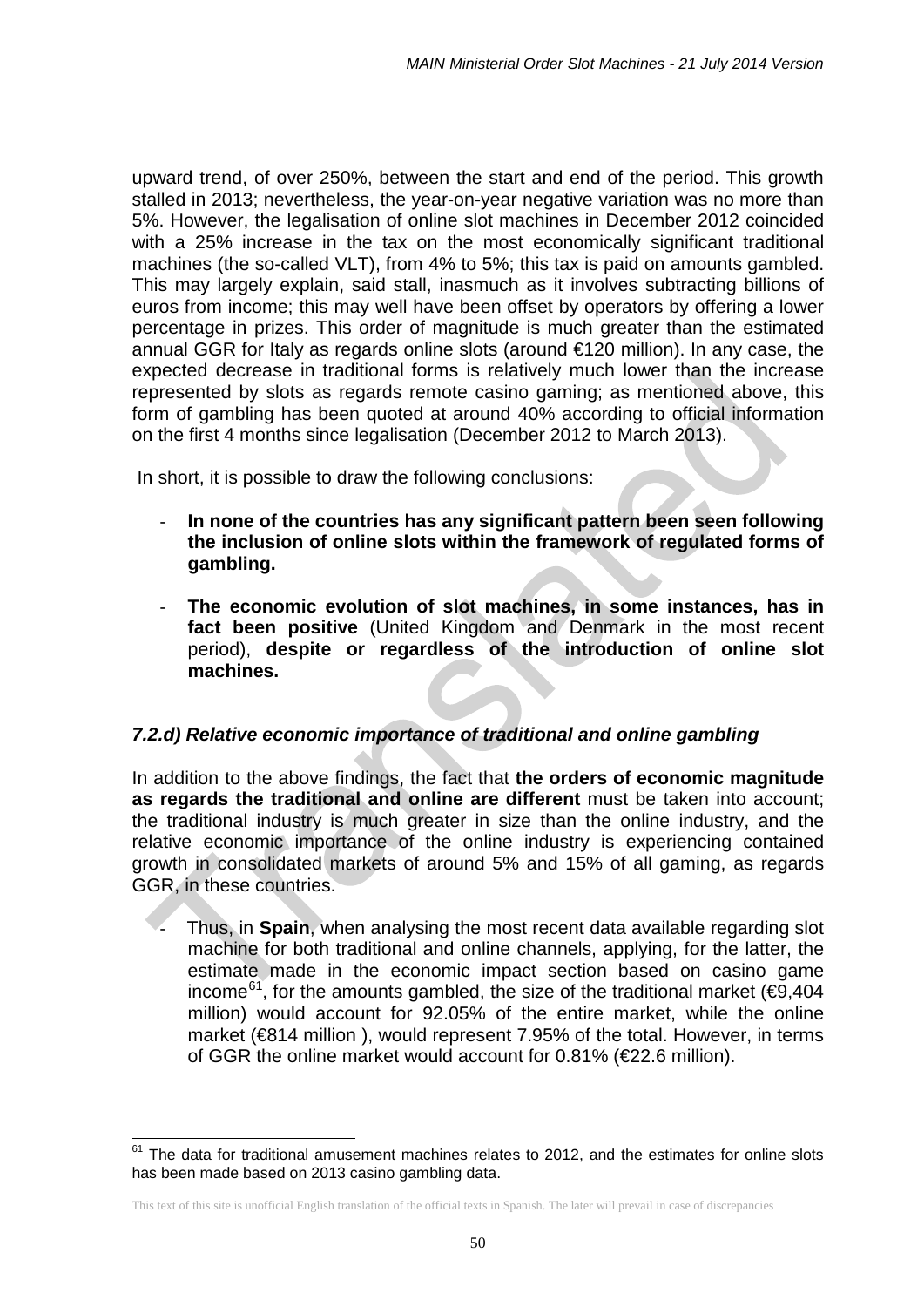upward trend, of over 250%, between the start and end of the period. This growth stalled in 2013; nevertheless, the year-on-year negative variation was no more than 5%. However, the legalisation of online slot machines in December 2012 coincided with a 25% increase in the tax on the most economically significant traditional machines (the so-called VLT), from 4% to 5%; this tax is paid on amounts gambled. This may largely explain, said stall, inasmuch as it involves subtracting billions of euros from income; this may well have been offset by operators by offering a lower percentage in prizes. This order of magnitude is much greater than the estimated annual GGR for Italy as regards online slots (around €120 million). In any case, the expected decrease in traditional forms is relatively much lower than the increase represented by slots as regards remote casino gaming; as mentioned above, this form of gambling has been quoted at around 40% according to official information on the first 4 months since legalisation (December 2012 to March 2013).

In short, it is possible to draw the following conclusions:

- **In none of the countries has any significant pattern been seen following the inclusion of online slots within the framework of regulated forms of gambling.**
- **The economic evolution of slot machines, in some instances, has in fact been positive** (United Kingdom and Denmark in the most recent period), **despite or regardless of the introduction of online slot machines.**

### *7.2.d) Relative economic importance of traditional and online gambling*

In addition to the above findings, the fact that **the orders of economic magnitude as regards the traditional and online are different** must be taken into account; the traditional industry is much greater in size than the online industry, and the relative economic importance of the online industry is experiencing contained growth in consolidated markets of around 5% and 15% of all gaming, as regards GGR, in these countries.

- Thus, in **Spain**, when analysing the most recent data available regarding slot machine for both traditional and online channels, applying, for the latter, the estimate made in the economic impact section based on casino game income[61], for the amounts gambled, the size of the traditional market (€9,404 million) would account for 92.05% of the entire market, while the online market (€814 million ), would represent 7.95% of the total. However, in terms of GGR the online market would account for 0.81% (€22.6 million).

[61] The data for traditional amusement machines relates to 2012, and the estimates for online slots has been made based on 2013 casino gambling data.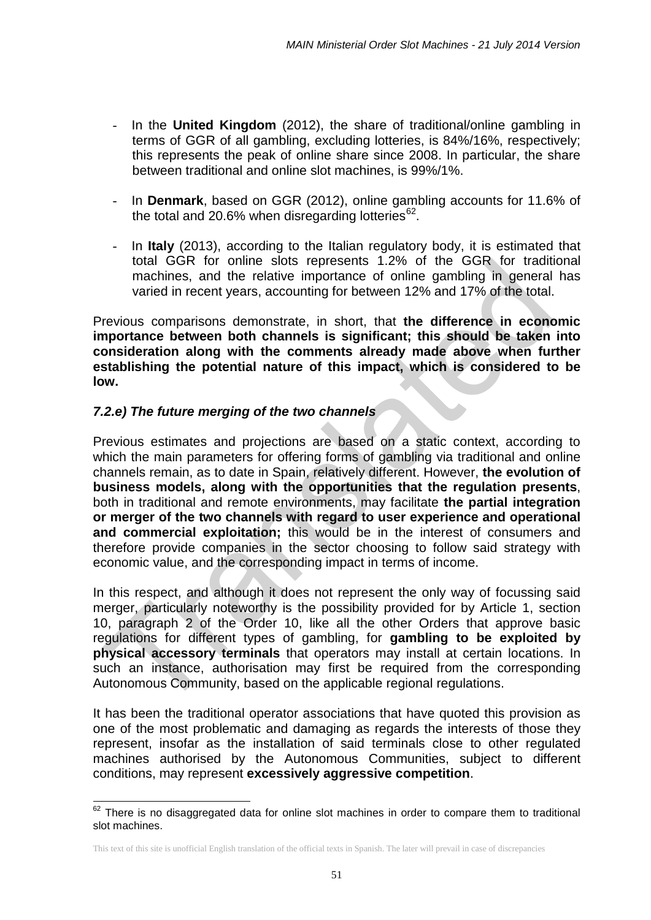- In the **United Kingdom** (2012), the share of traditional/online gambling in terms of GGR of all gambling, excluding lotteries, is 84%/16%, respectively; this represents the peak of online share since 2008. In particular, the share between traditional and online slot machines, is 99%/1%.

- In **Denmark**, based on GGR (2012), online gambling accounts for 11.6% of the total and 20.6% when disregarding lotteries[62].

- In **Italy** (2013), according to the Italian regulatory body, it is estimated that total GGR for online slots represents 1.2% of the GGR for traditional machines, and the relative importance of online gambling in general has varied in recent years, accounting for between 12% and 17% of the total.

Previous comparisons demonstrate, in short, that **the difference in economic importance between both channels is significant; this should be taken into consideration along with the comments already made above when further establishing the potential nature of this impact, which is considered to be low.**

### *7.2.e) The future merging of the two channels*

Previous estimates and projections are based on a static context, according to which the main parameters for offering forms of gambling via traditional and online channels remain, as to date in Spain, relatively different. However, **the evolution of business models, along with the opportunities that the regulation presents**, both in traditional and remote environments, may facilitate **the partial integration or merger of the two channels with regard to user experience and operational and commercial exploitation;** this would be in the interest of consumers and therefore provide companies in the sector choosing to follow said strategy with economic value, and the corresponding impact in terms of income.

In this respect, and although it does not represent the only way of focussing said merger, particularly noteworthy is the possibility provided for by Article 1, section 10, paragraph 2 of the Order 10, like all the other Orders that approve basic regulations for different types of gambling, for **gambling to be exploited by physical accessory terminals** that operators may install at certain locations. In such an instance, authorisation may first be required from the corresponding Autonomous Community, based on the applicable regional regulations.

It has been the traditional operator associations that have quoted this provision as one of the most problematic and damaging as regards the interests of those they represent, insofar as the installation of said terminals close to other regulated machines authorised by the Autonomous Communities, subject to different conditions, may represent **excessively aggressive competition**.

---

[62] There is no disaggregated data for online slot machines in order to compare them to traditional slot machines.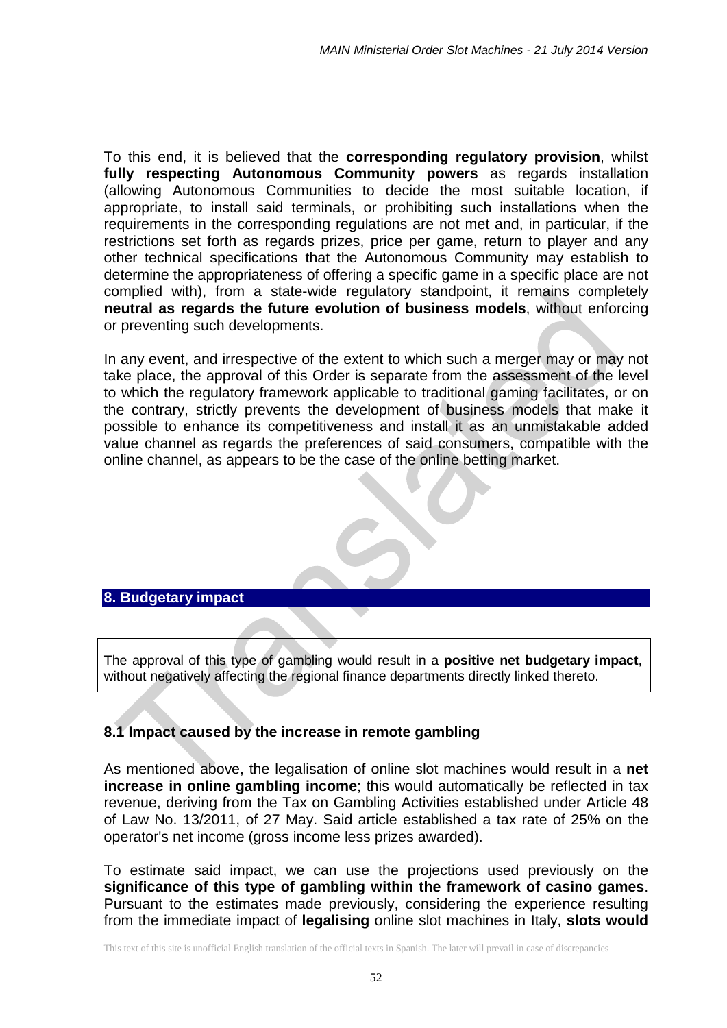To this end, it is believed that the **corresponding regulatory provision**, whilst **fully respecting Autonomous Community powers** as regards installation (allowing Autonomous Communities to decide the most suitable location, if appropriate, to install said terminals, or prohibiting such installations when the requirements in the corresponding regulations are not met and, in particular, if the restrictions set forth as regards prizes, price per game, return to player and any other technical specifications that the Autonomous Community may establish to determine the appropriateness of offering a specific game in a specific place are not complied with), from a state-wide regulatory standpoint, it remains completely **neutral as regards the future evolution of business models**, without enforcing or preventing such developments.

In any event, and irrespective of the extent to which such a merger may or may not take place, the approval of this Order is separate from the assessment of the level to which the regulatory framework applicable to traditional gaming facilitates, or on the contrary, strictly prevents the development of business models that make it possible to enhance its competitiveness and install it as an unmistakable added value channel as regards the preferences of said consumers, compatible with the online channel, as appears to be the case of the online betting market.

## 8. Budgetary impact

The approval of this type of gambling would result in a **positive net budgetary impact**, without negatively affecting the regional finance departments directly linked thereto.

### 8.1 Impact caused by the increase in remote gambling

As mentioned above, the legalisation of online slot machines would result in a **net increase in online gambling income**; this would automatically be reflected in tax revenue, deriving from the Tax on Gambling Activities established under Article 48 of Law No. 13/2011, of 27 May. Said article established a tax rate of 25% on the operator's net income (gross income less prizes awarded).

To estimate said impact, we can use the projections used previously on the **significance of this type of gambling within the framework of casino games**. Pursuant to the estimates made previously, considering the experience resulting from the immediate impact of **legalising** online slot machines in Italy, **slots would**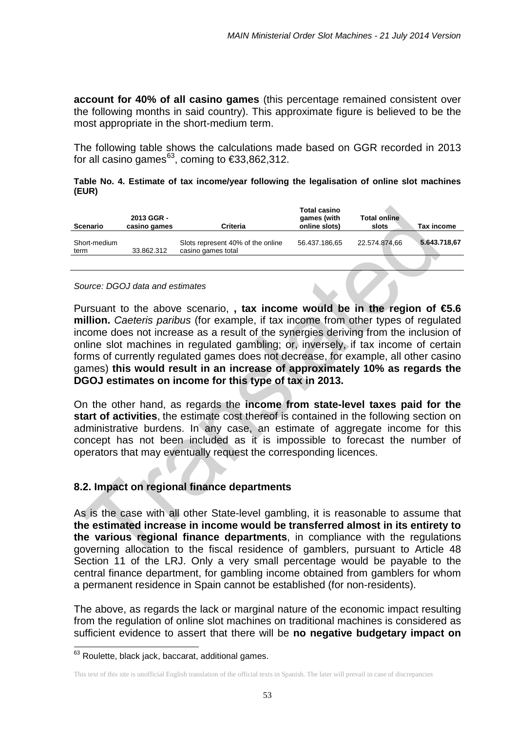**account for 40% of all casino games** (this percentage remained consistent over the following months in said country). This approximate figure is believed to be the most appropriate in the short-medium term.

The following table shows the calculations made based on GGR recorded in 2013 for all casino games[63], coming to €33,862,312.

**Table No. 4. Estimate of tax income/year following the legalisation of online slot machines (EUR)**

| Scenario | 2013 GGR - casino games | Criteria | Total casino games (with online slots) | Total online slots | Tax income |
|---|---|---|---|---|---|
| Short-medium term | 33.862.312 | Slots represent 40% of the online casino games total | 56.437.186,65 | 22.574.874,66 | **5.643.718,67** |

*Source: DGOJ data and estimates*

Pursuant to the above scenario, **, tax income would be in the region of €5.6 million.** *Caeteris paribus* (for example, if tax income from other types of regulated income does not increase as a result of the synergies deriving from the inclusion of online slot machines in regulated gambling; or, inversely, if tax income of certain forms of currently regulated games does not decrease, for example, all other casino games) **this would result in an increase of approximately 10% as regards the DGOJ estimates on income for this type of tax in 2013.**

On the other hand, as regards the **income from state-level taxes paid for the start of activities**, the estimate cost thereof is contained in the following section on administrative burdens. In any case, an estimate of aggregate income for this concept has not been included as it is impossible to forecast the number of operators that may eventually request the corresponding licences.

## 8.2. Impact on regional finance departments

As is the case with all other State-level gambling, it is reasonable to assume that **the estimated increase in income would be transferred almost in its entirety to the various regional finance departments**, in compliance with the regulations governing allocation to the fiscal residence of gamblers, pursuant to Article 48 Section 11 of the LRJ. Only a very small percentage would be payable to the central finance department, for gambling income obtained from gamblers for whom a permanent residence in Spain cannot be established (for non-residents).

The above, as regards the lack or marginal nature of the economic impact resulting from the regulation of online slot machines on traditional machines is considered as sufficient evidence to assert that there will be **no negative budgetary impact on**

[63] Roulette, black jack, baccarat, additional games.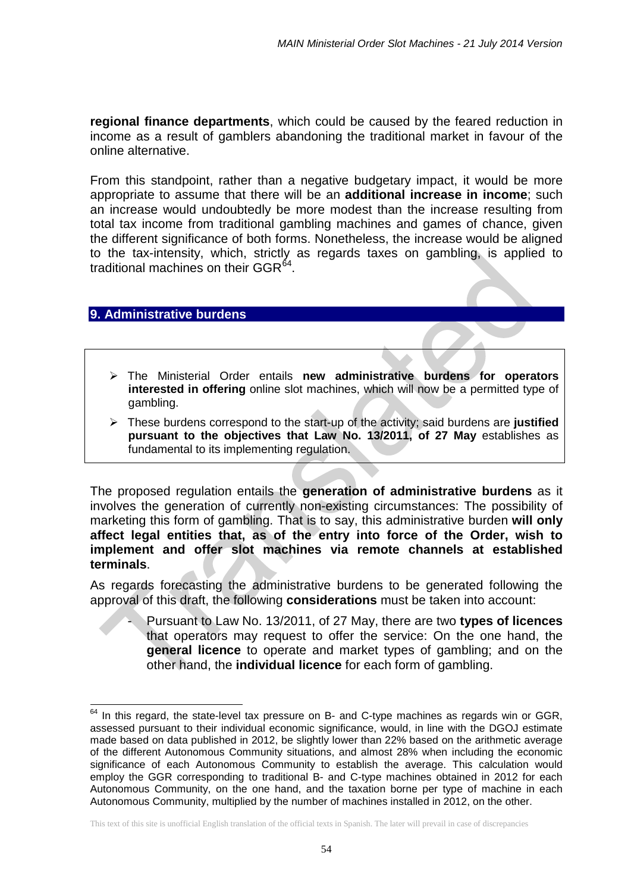**regional finance departments**, which could be caused by the feared reduction in income as a result of gamblers abandoning the traditional market in favour of the online alternative.

From this standpoint, rather than a negative budgetary impact, it would be more appropriate to assume that there will be an **additional increase in income**; such an increase would undoubtedly be more modest than the increase resulting from total tax income from traditional gambling machines and games of chance, given the different significance of both forms. Nonetheless, the increase would be aligned to the tax-intensity, which, strictly as regards taxes on gambling, is applied to traditional machines on their GGR[64].

## 9. Administrative burdens

- The Ministerial Order entails **new administrative burdens for operators interested in offering** online slot machines, which will now be a permitted type of gambling.
- These burdens correspond to the start-up of the activity; said burdens are **justified pursuant to the objectives that Law No. 13/2011, of 27 May** establishes as fundamental to its implementing regulation.

The proposed regulation entails the **generation of administrative burdens** as it involves the generation of currently non-existing circumstances: The possibility of marketing this form of gambling. That is to say, this administrative burden **will only affect legal entities that, as of the entry into force of the Order, wish to implement and offer slot machines via remote channels at established terminals**.

As regards forecasting the administrative burdens to be generated following the approval of this draft, the following **considerations** must be taken into account:

- Pursuant to Law No. 13/2011, of 27 May, there are two **types of licences** that operators may request to offer the service: On the one hand, the **general licence** to operate and market types of gambling; and on the other hand, the **individual licence** for each form of gambling.

---

[64] In this regard, the state-level tax pressure on B- and C-type machines as regards win or GGR, assessed pursuant to their individual economic significance, would, in line with the DGOJ estimate made based on data published in 2012, be slightly lower than 22% based on the arithmetic average of the different Autonomous Community situations, and almost 28% when including the economic significance of each Autonomous Community to establish the average. This calculation would employ the GGR corresponding to traditional B- and C-type machines obtained in 2012 for each Autonomous Community, on the one hand, and the taxation borne per type of machine in each Autonomous Community, multiplied by the number of machines installed in 2012, on the other.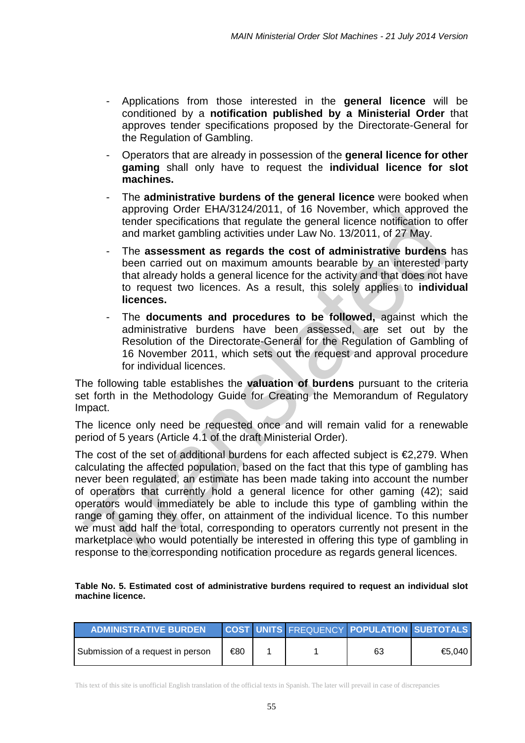- Applications from those interested in the **general licence** will be conditioned by a **notification published by a Ministerial Order** that approves tender specifications proposed by the Directorate-General for the Regulation of Gambling.
- Operators that are already in possession of the **general licence for other gaming** shall only have to request the **individual licence for slot machines.**
- The **administrative burdens of the general licence** were booked when approving Order EHA/3124/2011, of 16 November, which approved the tender specifications that regulate the general licence notification to offer and market gambling activities under Law No. 13/2011, of 27 May.
- The **assessment as regards the cost of administrative burdens** has been carried out on maximum amounts bearable by an interested party that already holds a general licence for the activity and that does not have to request two licences. As a result, this solely applies to **individual licences.**
- The **documents and procedures to be followed,** against which the administrative burdens have been assessed, are set out by the Resolution of the Directorate-General for the Regulation of Gambling of 16 November 2011, which sets out the request and approval procedure for individual licences.

The following table establishes the **valuation of burdens** pursuant to the criteria set forth in the Methodology Guide for Creating the Memorandum of Regulatory Impact.

The licence only need be requested once and will remain valid for a renewable period of 5 years (Article 4.1 of the draft Ministerial Order).

The cost of the set of additional burdens for each affected subject is €2,279. When calculating the affected population, based on the fact that this type of gambling has never been regulated, an estimate has been made taking into account the number of operators that currently hold a general licence for other gaming (42); said operators would immediately be able to include this type of gambling within the range of gaming they offer, on attainment of the individual licence. To this number we must add half the total, corresponding to operators currently not present in the marketplace who would potentially be interested in offering this type of gambling in response to the corresponding notification procedure as regards general licences.

**Table No. 5. Estimated cost of administrative burdens required to request an individual slot machine licence.**

| ADMINISTRATIVE BURDEN | COST | UNITS | FREQUENCY | POPULATION | SUBTOTALS |
|---|---|---|---|---|---|
| Submission of a request in person | €80 | 1 | 1 | 63 | €5,040 |

This text of this site is unofficial English translation of the official texts in Spanish. The later will prevail in case of discrepancies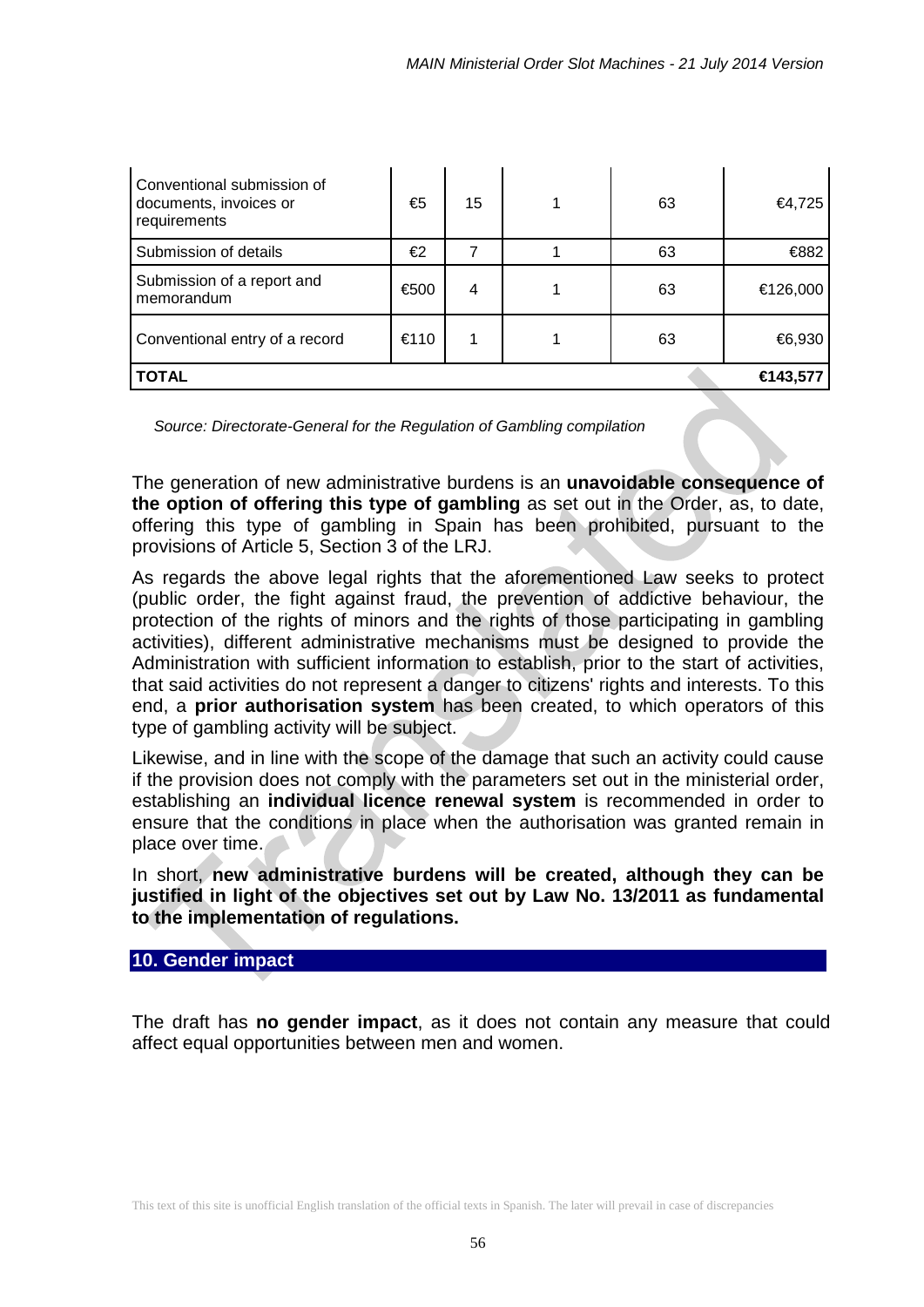| | | | | | |
|---|---|---|---|---|---|
| Conventional submission of documents, invoices or requirements | €5 | 15 | 1 | 63 | €4,725 |
| Submission of details | €2 | 7 | 1 | 63 | €882 |
| Submission of a report and memorandum | €500 | 4 | 1 | 63 | €126,000 |
| Conventional entry of a record | €110 | 1 | 1 | 63 | €6,930 |
| **TOTAL** | | | | | **€143,577** |

*Source: Directorate-General for the Regulation of Gambling compilation*

The generation of new administrative burdens is an **unavoidable consequence of the option of offering this type of gambling** as set out in the Order, as, to date, offering this type of gambling in Spain has been prohibited, pursuant to the provisions of Article 5, Section 3 of the LRJ.

As regards the above legal rights that the aforementioned Law seeks to protect (public order, the fight against fraud, the prevention of addictive behaviour, the protection of the rights of minors and the rights of those participating in gambling activities), different administrative mechanisms must be designed to provide the Administration with sufficient information to establish, prior to the start of activities, that said activities do not represent a danger to citizens' rights and interests. To this end, a **prior authorisation system** has been created, to which operators of this type of gambling activity will be subject.

Likewise, and in line with the scope of the damage that such an activity could cause if the provision does not comply with the parameters set out in the ministerial order, establishing an **individual licence renewal system** is recommended in order to ensure that the conditions in place when the authorisation was granted remain in place over time.

In short, **new administrative burdens will be created, although they can be justified in light of the objectives set out by Law No. 13/2011 as fundamental to the implementation of regulations.**

## 10. Gender impact

The draft has **no gender impact**, as it does not contain any measure that could affect equal opportunities between men and women.